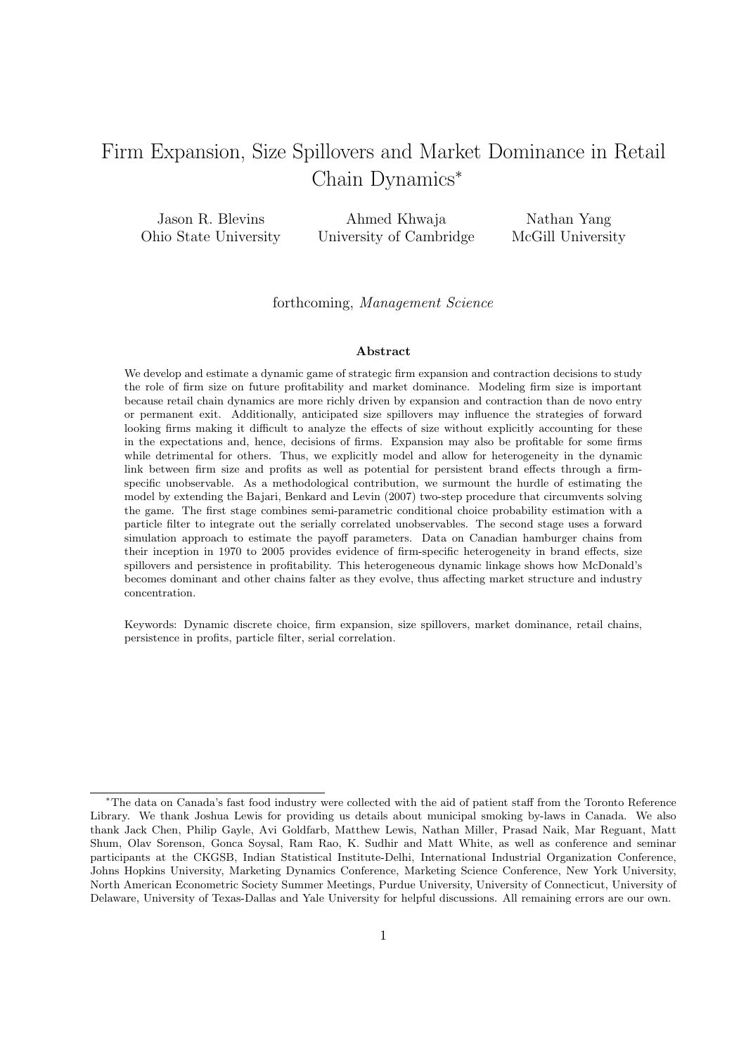# Firm Expansion, Size Spillovers and Market Dominance in Retail Chain Dynamics*

Jason R. Blevins
Ohio State University

Ahmed Khwaja
University of Cambridge

Nathan Yang
McGill University

forthcoming, *Management Science*

### Abstract

We develop and estimate a dynamic game of strategic firm expansion and contraction decisions to study the role of firm size on future profitability and market dominance. Modeling firm size is important because retail chain dynamics are more richly driven by expansion and contraction than de novo entry or permanent exit. Additionally, anticipated size spillovers may influence the strategies of forward looking firms making it difficult to analyze the effects of size without explicitly accounting for these in the expectations and, hence, decisions of firms. Expansion may also be profitable for some firms while detrimental for others. Thus, we explicitly model and allow for heterogeneity in the dynamic link between firm size and profits as well as potential for persistent brand effects through a firm-specific unobservable. As a methodological contribution, we surmount the hurdle of estimating the model by extending the Bajari, Benkard and Levin (2007) two-step procedure that circumvents solving the game. The first stage combines semi-parametric conditional choice probability estimation with a particle filter to integrate out the serially correlated unobservables. The second stage uses a forward simulation approach to estimate the payoff parameters. Data on Canadian hamburger chains from their inception in 1970 to 2005 provides evidence of firm-specific heterogeneity in brand effects, size spillovers and persistence in profitability. This heterogeneous dynamic linkage shows how McDonald's becomes dominant and other chains falter as they evolve, thus affecting market structure and industry concentration.

Keywords: Dynamic discrete choice, firm expansion, size spillovers, market dominance, retail chains, persistence in profits, particle filter, serial correlation.

*The data on Canada's fast food industry were collected with the aid of patient staff from the Toronto Reference Library. We thank Joshua Lewis for providing us details about municipal smoking by-laws in Canada. We also thank Jack Chen, Philip Gayle, Avi Goldfarb, Matthew Lewis, Nathan Miller, Prasad Naik, Mar Reguant, Matt Shum, Olav Sorenson, Gonca Soysal, Ram Rao, K. Sudhir and Matt White, as well as conference and seminar participants at the CKGSB, Indian Statistical Institute-Delhi, International Industrial Organization Conference, Johns Hopkins University, Marketing Dynamics Conference, Marketing Science Conference, New York University, North American Econometric Society Summer Meetings, Purdue University, University of Connecticut, University of Delaware, University of Texas-Dallas and Yale University for helpful discussions. All remaining errors are our own.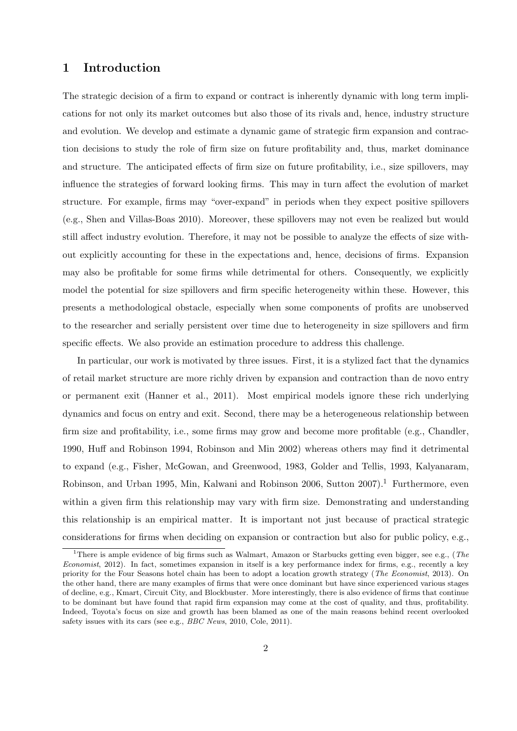## 1 Introduction

The strategic decision of a firm to expand or contract is inherently dynamic with long term implications for not only its market outcomes but also those of its rivals and, hence, industry structure and evolution. We develop and estimate a dynamic game of strategic firm expansion and contraction decisions to study the role of firm size on future profitability and, thus, market dominance and structure. The anticipated effects of firm size on future profitability, i.e., size spillovers, may influence the strategies of forward looking firms. This may in turn affect the evolution of market structure. For example, firms may "over-expand" in periods when they expect positive spillovers (e.g., Shen and Villas-Boas 2010). Moreover, these spillovers may not even be realized but would still affect industry evolution. Therefore, it may not be possible to analyze the effects of size without explicitly accounting for these in the expectations and, hence, decisions of firms. Expansion may also be profitable for some firms while detrimental for others. Consequently, we explicitly model the potential for size spillovers and firm specific heterogeneity within these. However, this presents a methodological obstacle, especially when some components of profits are unobserved to the researcher and serially persistent over time due to heterogeneity in size spillovers and firm specific effects. We also provide an estimation procedure to address this challenge.

In particular, our work is motivated by three issues. First, it is a stylized fact that the dynamics of retail market structure are more richly driven by expansion and contraction than de novo entry or permanent exit (Hanner et al., 2011). Most empirical models ignore these rich underlying dynamics and focus on entry and exit. Second, there may be a heterogeneous relationship between firm size and profitability, i.e., some firms may grow and become more profitable (e.g., Chandler, 1990, Huff and Robinson 1994, Robinson and Min 2002) whereas others may find it detrimental to expand (e.g., Fisher, McGowan, and Greenwood, 1983, Golder and Tellis, 1993, Kalyanaram, Robinson, and Urban 1995, Min, Kalwani and Robinson 2006, Sutton 2007).[1] Furthermore, even within a given firm this relationship may vary with firm size. Demonstrating and understanding this relationship is an empirical matter. It is important not just because of practical strategic considerations for firms when deciding on expansion or contraction but also for public policy, e.g.,

[1] There is ample evidence of big firms such as Walmart, Amazon or Starbucks getting even bigger, see e.g., (*The Economist*, 2012). In fact, sometimes expansion in itself is a key performance index for firms, e.g., recently a key priority for the Four Seasons hotel chain has been to adopt a location growth strategy (*The Economist*, 2013). On the other hand, there are many examples of firms that were once dominant but have since experienced various stages of decline, e.g., Kmart, Circuit City, and Blockbuster. More interestingly, there is also evidence of firms that continue to be dominant but have found that rapid firm expansion may come at the cost of quality, and thus, profitability. Indeed, Toyota's focus on size and growth has been blamed as one of the main reasons behind recent overlooked safety issues with its cars (see e.g., *BBC News*, 2010, Cole, 2011).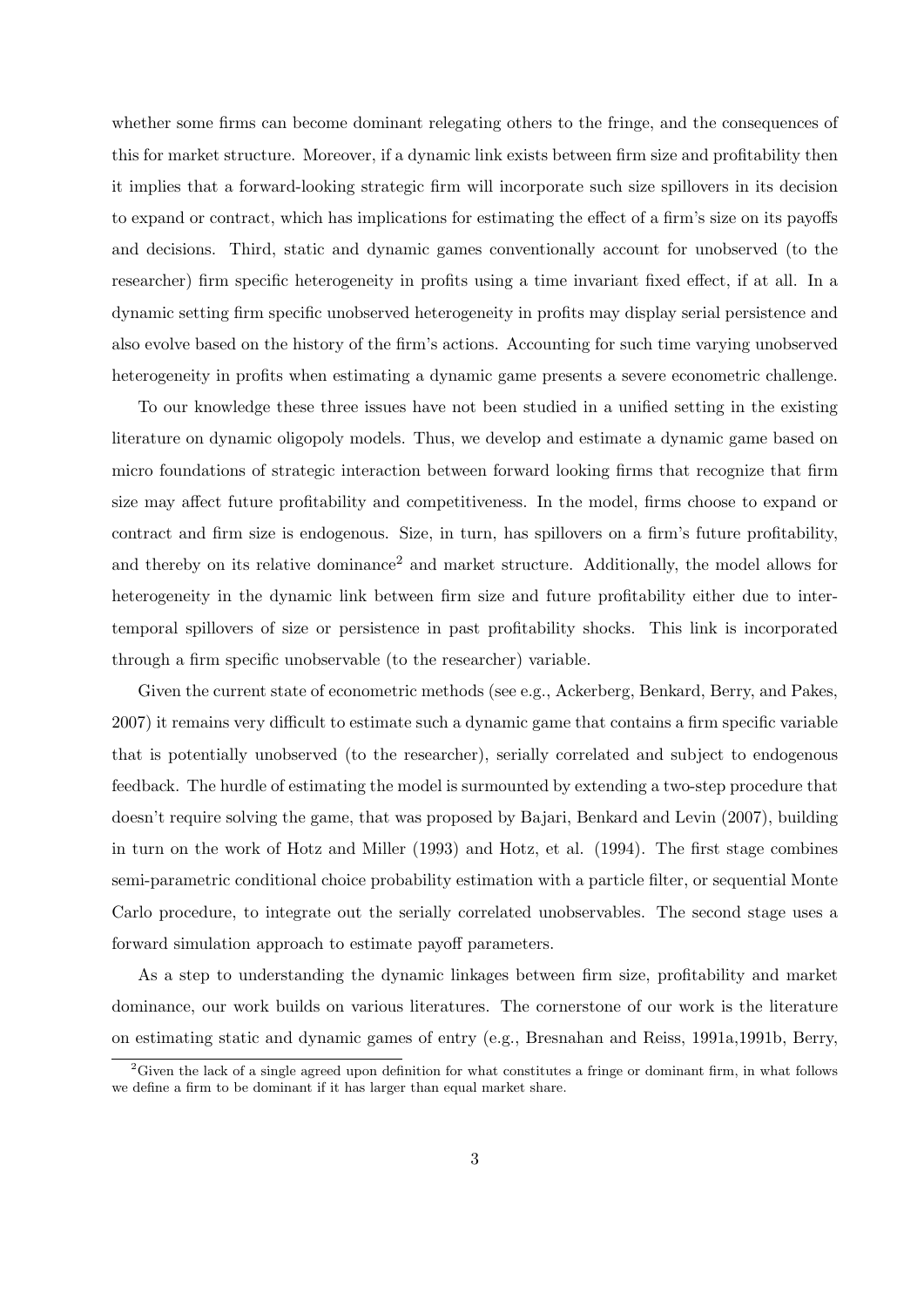whether some firms can become dominant relegating others to the fringe, and the consequences of this for market structure. Moreover, if a dynamic link exists between firm size and profitability then it implies that a forward-looking strategic firm will incorporate such size spillovers in its decision to expand or contract, which has implications for estimating the effect of a firm's size on its payoffs and decisions. Third, static and dynamic games conventionally account for unobserved (to the researcher) firm specific heterogeneity in profits using a time invariant fixed effect, if at all. In a dynamic setting firm specific unobserved heterogeneity in profits may display serial persistence and also evolve based on the history of the firm's actions. Accounting for such time varying unobserved heterogeneity in profits when estimating a dynamic game presents a severe econometric challenge.

To our knowledge these three issues have not been studied in a unified setting in the existing literature on dynamic oligopoly models. Thus, we develop and estimate a dynamic game based on micro foundations of strategic interaction between forward looking firms that recognize that firm size may affect future profitability and competitiveness. In the model, firms choose to expand or contract and firm size is endogenous. Size, in turn, has spillovers on a firm's future profitability, and thereby on its relative dominance[2] and market structure. Additionally, the model allows for heterogeneity in the dynamic link between firm size and future profitability either due to intertemporal spillovers of size or persistence in past profitability shocks. This link is incorporated through a firm specific unobservable (to the researcher) variable.

Given the current state of econometric methods (see e.g., Ackerberg, Benkard, Berry, and Pakes, 2007) it remains very difficult to estimate such a dynamic game that contains a firm specific variable that is potentially unobserved (to the researcher), serially correlated and subject to endogenous feedback. The hurdle of estimating the model is surmounted by extending a two-step procedure that doesn't require solving the game, that was proposed by Bajari, Benkard and Levin (2007), building in turn on the work of Hotz and Miller (1993) and Hotz, et al. (1994). The first stage combines semi-parametric conditional choice probability estimation with a particle filter, or sequential Monte Carlo procedure, to integrate out the serially correlated unobservables. The second stage uses a forward simulation approach to estimate payoff parameters.

As a step to understanding the dynamic linkages between firm size, profitability and market dominance, our work builds on various literatures. The cornerstone of our work is the literature on estimating static and dynamic games of entry (e.g., Bresnahan and Reiss, 1991a,1991b, Berry,

[2] Given the lack of a single agreed upon definition for what constitutes a fringe or dominant firm, in what follows we define a firm to be dominant if it has larger than equal market share.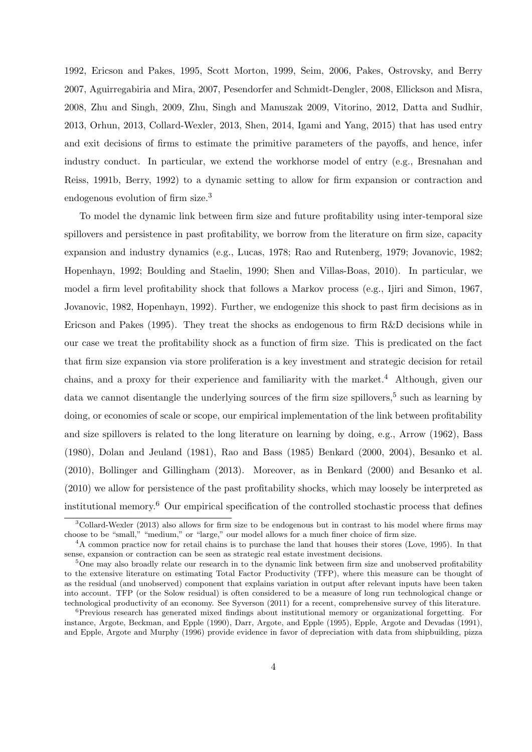1992, Ericson and Pakes, 1995, Scott Morton, 1999, Seim, 2006, Pakes, Ostrovsky, and Berry 2007, Aguirregabiria and Mira, 2007, Pesendorfer and Schmidt-Dengler, 2008, Ellickson and Misra, 2008, Zhu and Singh, 2009, Zhu, Singh and Manuszak 2009, Vitorino, 2012, Datta and Sudhir, 2013, Orhun, 2013, Collard-Wexler, 2013, Shen, 2014, Igami and Yang, 2015) that has used entry and exit decisions of firms to estimate the primitive parameters of the payoffs, and hence, infer industry conduct. In particular, we extend the workhorse model of entry (e.g., Bresnahan and Reiss, 1991b, Berry, 1992) to a dynamic setting to allow for firm expansion or contraction and endogenous evolution of firm size.[3]

To model the dynamic link between firm size and future profitability using inter-temporal size spillovers and persistence in past profitability, we borrow from the literature on firm size, capacity expansion and industry dynamics (e.g., Lucas, 1978; Rao and Rutenberg, 1979; Jovanovic, 1982; Hopenhayn, 1992; Boulding and Staelin, 1990; Shen and Villas-Boas, 2010). In particular, we model a firm level profitability shock that follows a Markov process (e.g., Ijiri and Simon, 1967, Jovanovic, 1982, Hopenhayn, 1992). Further, we endogenize this shock to past firm decisions as in Ericson and Pakes (1995). They treat the shocks as endogenous to firm R&D decisions while in our case we treat the profitability shock as a function of firm size. This is predicated on the fact that firm size expansion via store proliferation is a key investment and strategic decision for retail chains, and a proxy for their experience and familiarity with the market.[4] Although, given our data we cannot disentangle the underlying sources of the firm size spillovers,[5] such as learning by doing, or economies of scale or scope, our empirical implementation of the link between profitability and size spillovers is related to the long literature on learning by doing, e.g., Arrow (1962), Bass (1980), Dolan and Jeuland (1981), Rao and Bass (1985) Benkard (2000, 2004), Besanko et al. (2010), Bollinger and Gillingham (2013). Moreover, as in Benkard (2000) and Besanko et al. (2010) we allow for persistence of the past profitability shocks, which may loosely be interpreted as institutional memory.[6] Our empirical specification of the controlled stochastic process that defines

[3] Collard-Wexler (2013) also allows for firm size to be endogenous but in contrast to his model where firms may choose to be "small," "medium," or "large," our model allows for a much finer choice of firm size.

[4] A common practice now for retail chains is to purchase the land that houses their stores (Love, 1995). In that sense, expansion or contraction can be seen as strategic real estate investment decisions.

[5] One may also broadly relate our research in to the dynamic link between firm size and unobserved profitability to the extensive literature on estimating Total Factor Productivity (TFP), where this measure can be thought of as the residual (and unobserved) component that explains variation in output after relevant inputs have been taken into account. TFP (or the Solow residual) is often considered to be a measure of long run technological change or technological productivity of an economy. See Syverson (2011) for a recent, comprehensive survey of this literature.

[6] Previous research has generated mixed findings about institutional memory or organizational forgetting. For instance, Argote, Beckman, and Epple (1990), Darr, Argote, and Epple (1995), Epple, Argote and Devadas (1991), and Epple, Argote and Murphy (1996) provide evidence in favor of depreciation with data from shipbuilding, pizza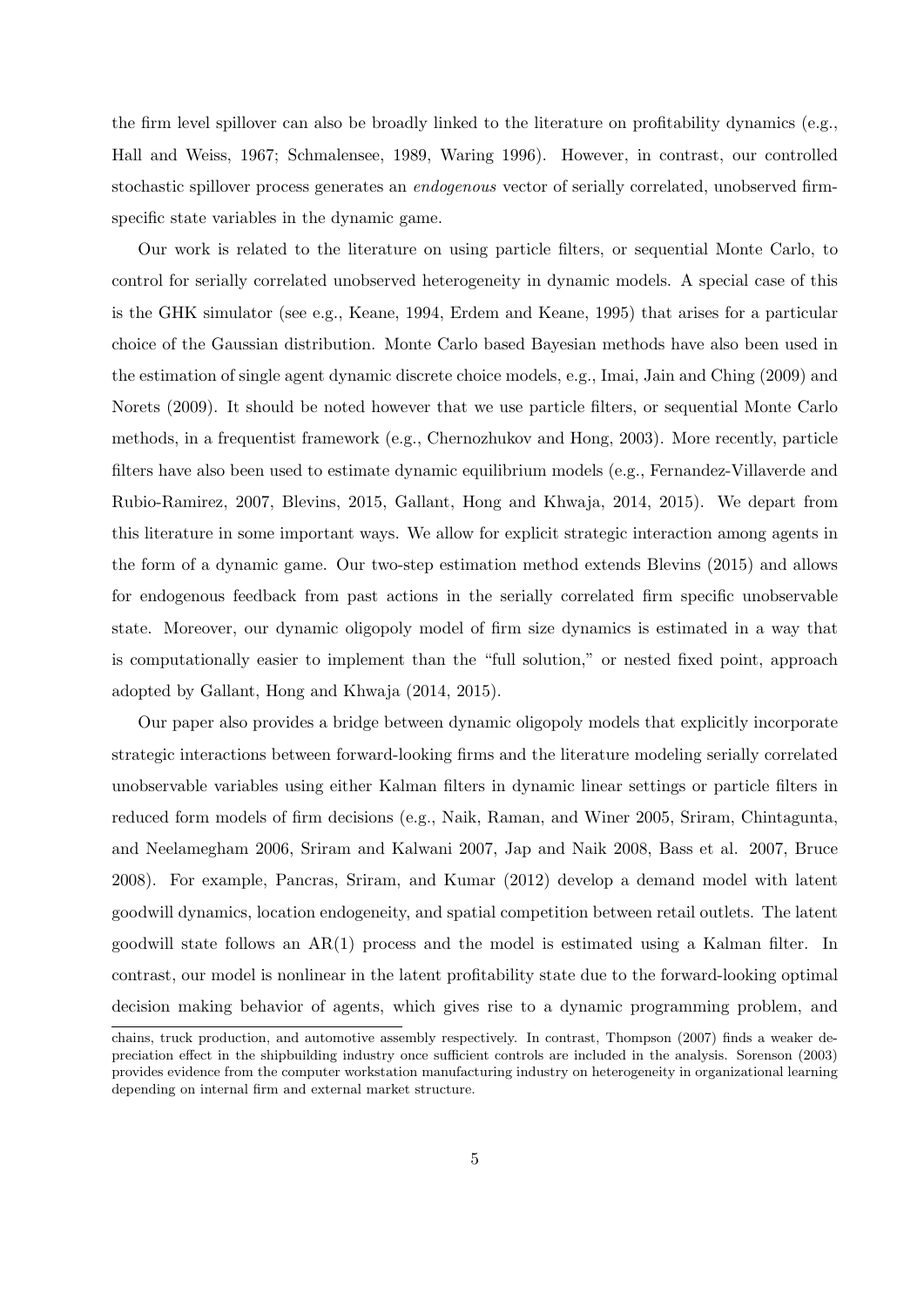the firm level spillover can also be broadly linked to the literature on profitability dynamics (e.g., Hall and Weiss, 1967; Schmalensee, 1989, Waring 1996). However, in contrast, our controlled stochastic spillover process generates an *endogenous* vector of serially correlated, unobserved firm-specific state variables in the dynamic game.

Our work is related to the literature on using particle filters, or sequential Monte Carlo, to control for serially correlated unobserved heterogeneity in dynamic models. A special case of this is the GHK simulator (see e.g., Keane, 1994, Erdem and Keane, 1995) that arises for a particular choice of the Gaussian distribution. Monte Carlo based Bayesian methods have also been used in the estimation of single agent dynamic discrete choice models, e.g., Imai, Jain and Ching (2009) and Norets (2009). It should be noted however that we use particle filters, or sequential Monte Carlo methods, in a frequentist framework (e.g., Chernozhukov and Hong, 2003). More recently, particle filters have also been used to estimate dynamic equilibrium models (e.g., Fernandez-Villaverde and Rubio-Ramirez, 2007, Blevins, 2015, Gallant, Hong and Khwaja, 2014, 2015). We depart from this literature in some important ways. We allow for explicit strategic interaction among agents in the form of a dynamic game. Our two-step estimation method extends Blevins (2015) and allows for endogenous feedback from past actions in the serially correlated firm specific unobservable state. Moreover, our dynamic oligopoly model of firm size dynamics is estimated in a way that is computationally easier to implement than the "full solution," or nested fixed point, approach adopted by Gallant, Hong and Khwaja (2014, 2015).

Our paper also provides a bridge between dynamic oligopoly models that explicitly incorporate strategic interactions between forward-looking firms and the literature modeling serially correlated unobservable variables using either Kalman filters in dynamic linear settings or particle filters in reduced form models of firm decisions (e.g., Naik, Raman, and Winer 2005, Sriram, Chintagunta, and Neelamegham 2006, Sriram and Kalwani 2007, Jap and Naik 2008, Bass et al. 2007, Bruce 2008). For example, Pancras, Sriram, and Kumar (2012) develop a demand model with latent goodwill dynamics, location endogeneity, and spatial competition between retail outlets. The latent goodwill state follows an AR(1) process and the model is estimated using a Kalman filter. In contrast, our model is nonlinear in the latent profitability state due to the forward-looking optimal decision making behavior of agents, which gives rise to a dynamic programming problem, and

chains, truck production, and automotive assembly respectively. In contrast, Thompson (2007) finds a weaker depreciation effect in the shipbuilding industry once sufficient controls are included in the analysis. Sorenson (2003) provides evidence from the computer workstation manufacturing industry on heterogeneity in organizational learning depending on internal firm and external market structure.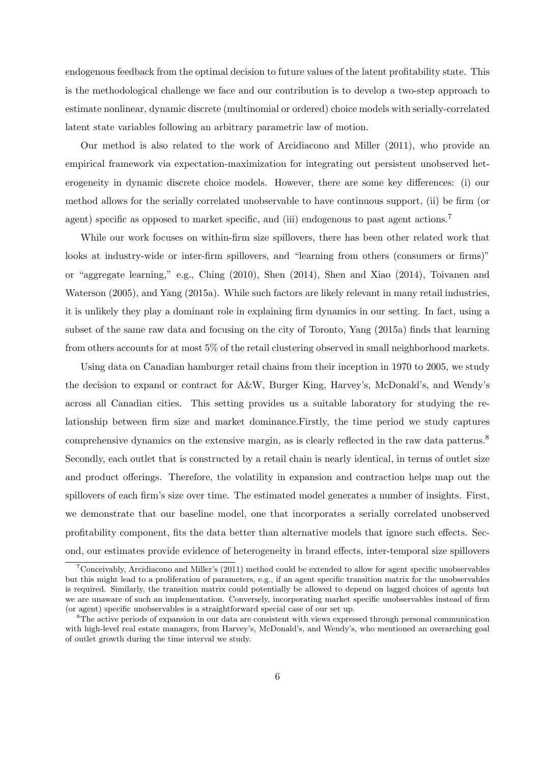endogenous feedback from the optimal decision to future values of the latent profitability state. This is the methodological challenge we face and our contribution is to develop a two-step approach to estimate nonlinear, dynamic discrete (multinomial or ordered) choice models with serially-correlated latent state variables following an arbitrary parametric law of motion.

Our method is also related to the work of Arcidiacono and Miller (2011), who provide an empirical framework via expectation-maximization for integrating out persistent unobserved heterogeneity in dynamic discrete choice models. However, there are some key differences: (i) our method allows for the serially correlated unobservable to have continuous support, (ii) be firm (or agent) specific as opposed to market specific, and (iii) endogenous to past agent actions.[7]

While our work focuses on within-firm size spillovers, there has been other related work that looks at industry-wide or inter-firm spillovers, and "learning from others (consumers or firms)" or "aggregate learning," e.g., Ching (2010), Shen (2014), Shen and Xiao (2014), Toivanen and Waterson (2005), and Yang (2015a). While such factors are likely relevant in many retail industries, it is unlikely they play a dominant role in explaining firm dynamics in our setting. In fact, using a subset of the same raw data and focusing on the city of Toronto, Yang (2015a) finds that learning from others accounts for at most 5% of the retail clustering observed in small neighborhood markets.

Using data on Canadian hamburger retail chains from their inception in 1970 to 2005, we study the decision to expand or contract for A&W, Burger King, Harvey's, McDonald's, and Wendy's across all Canadian cities. This setting provides us a suitable laboratory for studying the relationship between firm size and market dominance.Firstly, the time period we study captures comprehensive dynamics on the extensive margin, as is clearly reflected in the raw data patterns.[8] Secondly, each outlet that is constructed by a retail chain is nearly identical, in terms of outlet size and product offerings. Therefore, the volatility in expansion and contraction helps map out the spillovers of each firm's size over time. The estimated model generates a number of insights. First, we demonstrate that our baseline model, one that incorporates a serially correlated unobserved profitability component, fits the data better than alternative models that ignore such effects. Second, our estimates provide evidence of heterogeneity in brand effects, inter-temporal size spillovers

---

[7] Conceivably, Arcidiacono and Miller's (2011) method could be extended to allow for agent specific unobservables but this might lead to a proliferation of parameters, e.g., if an agent specific transition matrix for the unobservables is required. Similarly, the transition matrix could potentially be allowed to depend on lagged choices of agents but we are unaware of such an implementation. Conversely, incorporating market specific unobservables instead of firm (or agent) specific unobservables is a straightforward special case of our set up.

[8] The active periods of expansion in our data are consistent with views expressed through personal communication with high-level real estate managers, from Harvey's, McDonald's, and Wendy's, who mentioned an overarching goal of outlet growth during the time interval we study.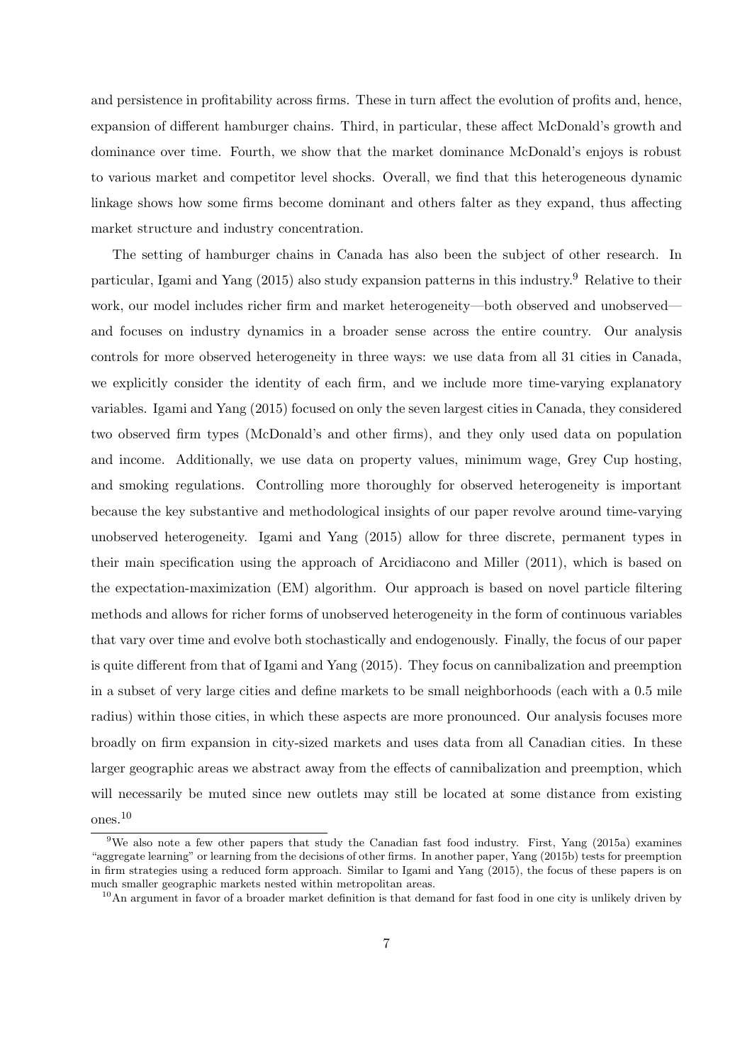and persistence in profitability across firms. These in turn affect the evolution of profits and, hence, expansion of different hamburger chains. Third, in particular, these affect McDonald's growth and dominance over time. Fourth, we show that the market dominance McDonald's enjoys is robust to various market and competitor level shocks. Overall, we find that this heterogeneous dynamic linkage shows how some firms become dominant and others falter as they expand, thus affecting market structure and industry concentration.

The setting of hamburger chains in Canada has also been the subject of other research. In particular, Igami and Yang (2015) also study expansion patterns in this industry.[9] Relative to their work, our model includes richer firm and market heterogeneity—both observed and unobserved—and focuses on industry dynamics in a broader sense across the entire country. Our analysis controls for more observed heterogeneity in three ways: we use data from all 31 cities in Canada, we explicitly consider the identity of each firm, and we include more time-varying explanatory variables. Igami and Yang (2015) focused on only the seven largest cities in Canada, they considered two observed firm types (McDonald's and other firms), and they only used data on population and income. Additionally, we use data on property values, minimum wage, Grey Cup hosting, and smoking regulations. Controlling more thoroughly for observed heterogeneity is important because the key substantive and methodological insights of our paper revolve around time-varying unobserved heterogeneity. Igami and Yang (2015) allow for three discrete, permanent types in their main specification using the approach of Arcidiacono and Miller (2011), which is based on the expectation-maximization (EM) algorithm. Our approach is based on novel particle filtering methods and allows for richer forms of unobserved heterogeneity in the form of continuous variables that vary over time and evolve both stochastically and endogenously. Finally, the focus of our paper is quite different from that of Igami and Yang (2015). They focus on cannibalization and preemption in a subset of very large cities and define markets to be small neighborhoods (each with a 0.5 mile radius) within those cities, in which these aspects are more pronounced. Our analysis focuses more broadly on firm expansion in city-sized markets and uses data from all Canadian cities. In these larger geographic areas we abstract away from the effects of cannibalization and preemption, which will necessarily be muted since new outlets may still be located at some distance from existing ones.[10]

[9] We also note a few other papers that study the Canadian fast food industry. First, Yang (2015a) examines "aggregate learning" or learning from the decisions of other firms. In another paper, Yang (2015b) tests for preemption in firm strategies using a reduced form approach. Similar to Igami and Yang (2015), the focus of these papers is on much smaller geographic markets nested within metropolitan areas.

[10] An argument in favor of a broader market definition is that demand for fast food in one city is unlikely driven by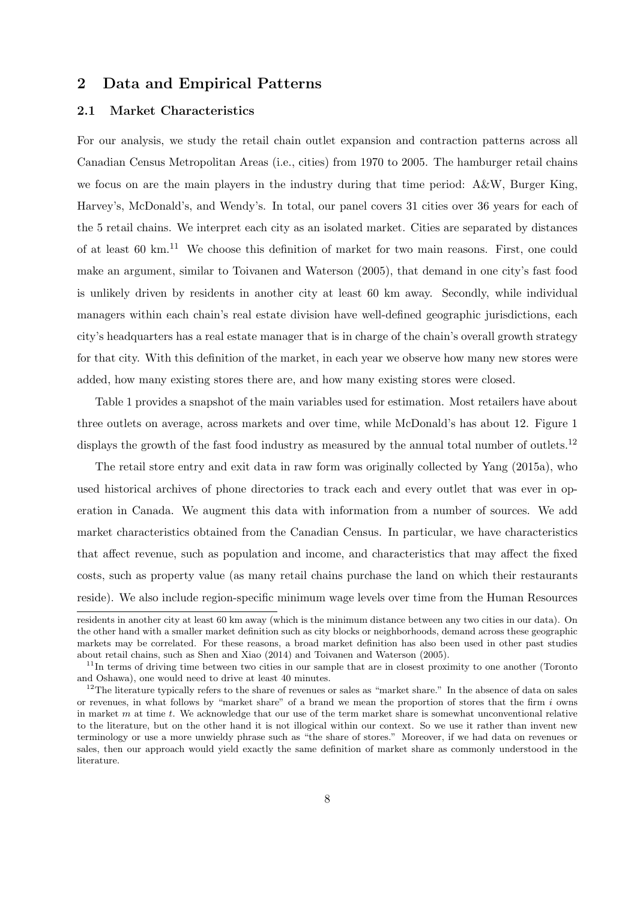## 2 Data and Empirical Patterns

### 2.1 Market Characteristics

For our analysis, we study the retail chain outlet expansion and contraction patterns across all Canadian Census Metropolitan Areas (i.e., cities) from 1970 to 2005. The hamburger retail chains we focus on are the main players in the industry during that time period: A&W, Burger King, Harvey's, McDonald's, and Wendy's. In total, our panel covers 31 cities over 36 years for each of the 5 retail chains. We interpret each city as an isolated market. Cities are separated by distances of at least 60 km.[11] We choose this definition of market for two main reasons. First, one could make an argument, similar to Toivanen and Waterson (2005), that demand in one city's fast food is unlikely driven by residents in another city at least 60 km away. Secondly, while individual managers within each chain's real estate division have well-defined geographic jurisdictions, each city's headquarters has a real estate manager that is in charge of the chain's overall growth strategy for that city. With this definition of the market, in each year we observe how many new stores were added, how many existing stores there are, and how many existing stores were closed.

Table 1 provides a snapshot of the main variables used for estimation. Most retailers have about three outlets on average, across markets and over time, while McDonald's has about 12. Figure 1 displays the growth of the fast food industry as measured by the annual total number of outlets.[12]

The retail store entry and exit data in raw form was originally collected by Yang (2015a), who used historical archives of phone directories to track each and every outlet that was ever in operation in Canada. We augment this data with information from a number of sources. We add market characteristics obtained from the Canadian Census. In particular, we have characteristics that affect revenue, such as population and income, and characteristics that may affect the fixed costs, such as property value (as many retail chains purchase the land on which their restaurants reside). We also include region-specific minimum wage levels over time from the Human Resources

---

residents in another city at least 60 km away (which is the minimum distance between any two cities in our data). On the other hand with a smaller market definition such as city blocks or neighborhoods, demand across these geographic markets may be correlated. For these reasons, a broad market definition has also been used in other past studies about retail chains, such as Shen and Xiao (2014) and Toivanen and Waterson (2005).

[11] In terms of driving time between two cities in our sample that are in closest proximity to one another (Toronto and Oshawa), one would need to drive at least 40 minutes.

[12] The literature typically refers to the share of revenues or sales as "market share." In the absence of data on sales or revenues, in what follows by "market share" of a brand we mean the proportion of stores that the firm $i$ owns in market $m$ at time $t$. We acknowledge that our use of the term market share is somewhat unconventional relative to the literature, but on the other hand it is not illogical within our context. So we use it rather than invent new terminology or use a more unwieldy phrase such as "the share of stores." Moreover, if we had data on revenues or sales, then our approach would yield exactly the same definition of market share as commonly understood in the literature.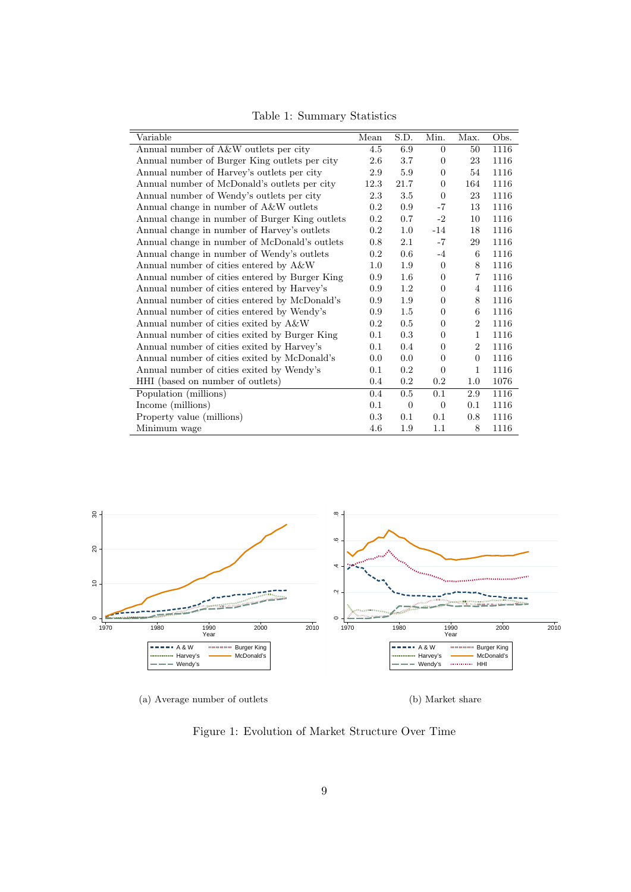Table 1: Summary Statistics

| Variable | Mean | S.D. | Min. | Max. | Obs. |
|---|---|---|---|---|---|
| Annual number of A&W outlets per city | 4.5 | 6.9 | 0 | 50 | 1116 |
| Annual number of Burger King outlets per city | 2.6 | 3.7 | 0 | 23 | 1116 |
| Annual number of Harvey's outlets per city | 2.9 | 5.9 | 0 | 54 | 1116 |
| Annual number of McDonald's outlets per city | 12.3 | 21.7 | 0 | 164 | 1116 |
| Annual number of Wendy's outlets per city | 2.3 | 3.5 | 0 | 23 | 1116 |
| Annual change in number of A&W outlets | 0.2 | 0.9 | -7 | 13 | 1116 |
| Annual change in number of Burger King outlets | 0.2 | 0.7 | -2 | 10 | 1116 |
| Annual change in number of Harvey's outlets | 0.2 | 1.0 | -14 | 18 | 1116 |
| Annual change in number of McDonald's outlets | 0.8 | 2.1 | -7 | 29 | 1116 |
| Annual change in number of Wendy's outlets | 0.2 | 0.6 | -4 | 6 | 1116 |
| Annual number of cities entered by A&W | 1.0 | 1.9 | 0 | 8 | 1116 |
| Annual number of cities entered by Burger King | 0.9 | 1.6 | 0 | 7 | 1116 |
| Annual number of cities entered by Harvey's | 0.9 | 1.2 | 0 | 4 | 1116 |
| Annual number of cities entered by McDonald's | 0.9 | 1.9 | 0 | 8 | 1116 |
| Annual number of cities entered by Wendy's | 0.9 | 1.5 | 0 | 6 | 1116 |
| Annual number of cities exited by A&W | 0.2 | 0.5 | 0 | 2 | 1116 |
| Annual number of cities exited by Burger King | 0.1 | 0.3 | 0 | 1 | 1116 |
| Annual number of cities exited by Harvey's | 0.1 | 0.4 | 0 | 2 | 1116 |
| Annual number of cities exited by McDonald's | 0.0 | 0.0 | 0 | 0 | 1116 |
| Annual number of cities exited by Wendy's | 0.1 | 0.2 | 0 | 1 | 1116 |
| HHI (based on number of outlets) | 0.4 | 0.2 | 0.2 | 1.0 | 1076 |
| Population (millions) | 0.4 | 0.5 | 0.1 | 2.9 | 1116 |
| Income (millions) | 0.1 | 0 | 0 | 0.1 | 1116 |
| Property value (millions) | 0.3 | 0.1 | 0.1 | 0.8 | 1116 |
| Minimum wage | 4.6 | 1.9 | 1.1 | 8 | 1116 |

(a) Average number of outlets

(b) Market share

Figure 1: Evolution of Market Structure Over Time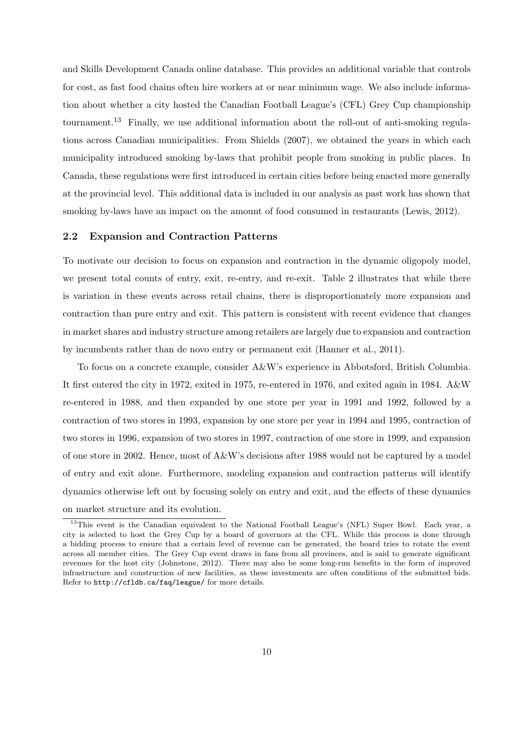and Skills Development Canada online database. This provides an additional variable that controls for cost, as fast food chains often hire workers at or near minimum wage. We also include information about whether a city hosted the Canadian Football League's (CFL) Grey Cup championship tournament.[13] Finally, we use additional information about the roll-out of anti-smoking regulations across Canadian municipalities. From Shields (2007), we obtained the years in which each municipality introduced smoking by-laws that prohibit people from smoking in public places. In Canada, these regulations were first introduced in certain cities before being enacted more generally at the provincial level. This additional data is included in our analysis as past work has shown that smoking by-laws have an impact on the amount of food consumed in restaurants (Lewis, 2012).

### 2.2 Expansion and Contraction Patterns

To motivate our decision to focus on expansion and contraction in the dynamic oligopoly model, we present total counts of entry, exit, re-entry, and re-exit. Table 2 illustrates that while there is variation in these events across retail chains, there is disproportionately more expansion and contraction than pure entry and exit. This pattern is consistent with recent evidence that changes in market shares and industry structure among retailers are largely due to expansion and contraction by incumbents rather than de novo entry or permanent exit (Hanner et al., 2011).

To focus on a concrete example, consider A&W's experience in Abbotsford, British Columbia. It first entered the city in 1972, exited in 1975, re-entered in 1976, and exited again in 1984. A&W re-entered in 1988, and then expanded by one store per year in 1991 and 1992, followed by a contraction of two stores in 1993, expansion by one store per year in 1994 and 1995, contraction of two stores in 1996, expansion of two stores in 1997, contraction of one store in 1999, and expansion of one store in 2002. Hence, most of A&W's decisions after 1988 would not be captured by a model of entry and exit alone. Furthermore, modeling expansion and contraction patterns will identify dynamics otherwise left out by focusing solely on entry and exit, and the effects of these dynamics on market structure and its evolution.

[13] This event is the Canadian equivalent to the National Football League's (NFL) Super Bowl. Each year, a city is selected to host the Grey Cup by a board of governors at the CFL. While this process is done through a bidding process to ensure that a certain level of revenue can be generated, the board tries to rotate the event across all member cities. The Grey Cup event draws in fans from all provinces, and is said to generate significant revenues for the host city (Johnstone, 2012). There may also be some long-run benefits in the form of improved infrastructure and construction of new facilities, as these investments are often conditions of the submitted bids. Refer to http://cfldb.ca/faq/league/ for more details.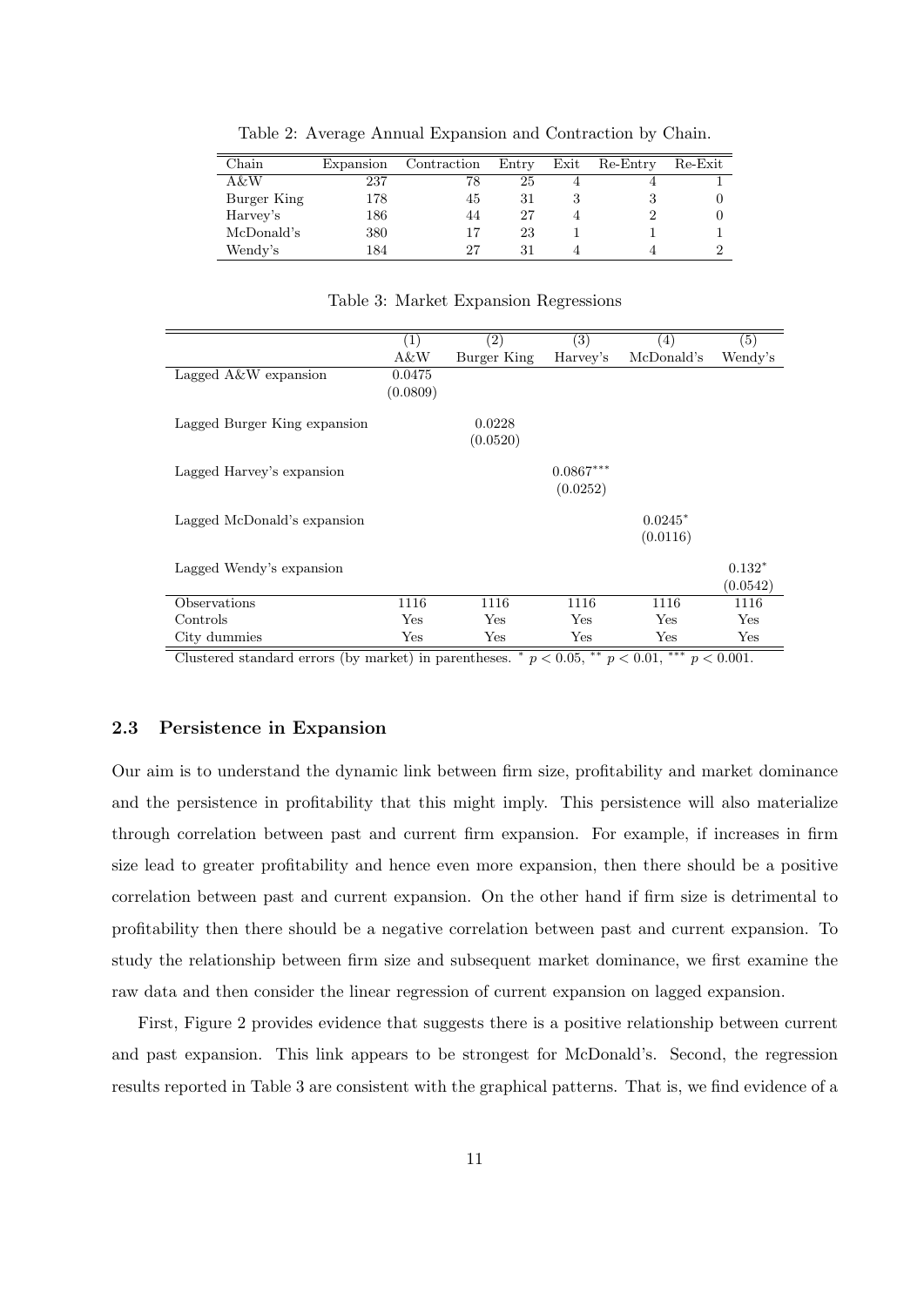Table 2: Average Annual Expansion and Contraction by Chain.

| Chain | Expansion | Contraction | Entry | Exit | Re-Entry | Re-Exit |
|---|---|---|---|---|---|---|
| A&W | 237 | 78 | 25 | 4 | 4 | 1 |
| Burger King | 178 | 45 | 31 | 3 | 3 | 0 |
| Harvey's | 186 | 44 | 27 | 4 | 2 | 0 |
| McDonald's | 380 | 17 | 23 | 1 | 1 | 1 |
| Wendy's | 184 | 27 | 31 | 4 | 4 | 2 |

Table 3: Market Expansion Regressions

| | (1) | (2) | (3) | (4) | (5) |
|---|---|---|---|---|---|
| | A&W | Burger King | Harvey's | McDonald's | Wendy's |
| Lagged A&W expansion | 0.0475 | | | | |
| | (0.0809) | | | | |
| Lagged Burger King expansion | | 0.0228 | | | |
| | | (0.0520) | | | |
| Lagged Harvey's expansion | | | $0.0867^{***}$ | | |
| | | | (0.0252) | | |
| Lagged McDonald's expansion | | | | $0.0245^{*}$ | |
| | | | | (0.0116) | |
| Lagged Wendy's expansion | | | | | $0.132^{*}$ |
| | | | | | (0.0542) |
| Observations | 1116 | 1116 | 1116 | 1116 | 1116 |
| Controls | Yes | Yes | Yes | Yes | Yes |
| City dummies | Yes | Yes | Yes | Yes | Yes |

Clustered standard errors (by market) in parentheses. $^{*}$ $p < 0.05$, $^{**}$ $p < 0.01$, $^{***}$ $p < 0.001$.

### 2.3 Persistence in Expansion

Our aim is to understand the dynamic link between firm size, profitability and market dominance and the persistence in profitability that this might imply. This persistence will also materialize through correlation between past and current firm expansion. For example, if increases in firm size lead to greater profitability and hence even more expansion, then there should be a positive correlation between past and current expansion. On the other hand if firm size is detrimental to profitability then there should be a negative correlation between past and current expansion. To study the relationship between firm size and subsequent market dominance, we first examine the raw data and then consider the linear regression of current expansion on lagged expansion.

First, Figure 2 provides evidence that suggests there is a positive relationship between current and past expansion. This link appears to be strongest for McDonald's. Second, the regression results reported in Table 3 are consistent with the graphical patterns. That is, we find evidence of a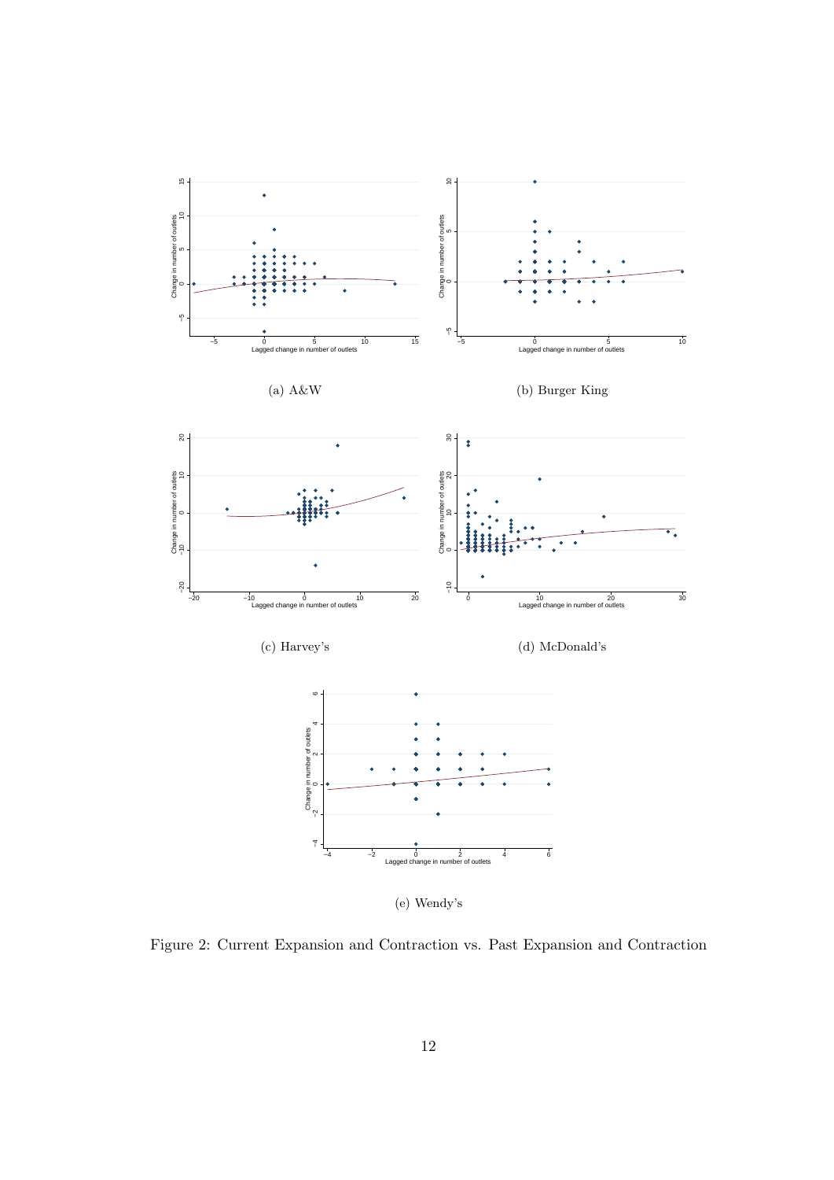(a) A&W

(b) Burger King

(c) Harvey's

(d) McDonald's

(e) Wendy's

Figure 2: Current Expansion and Contraction vs. Past Expansion and Contraction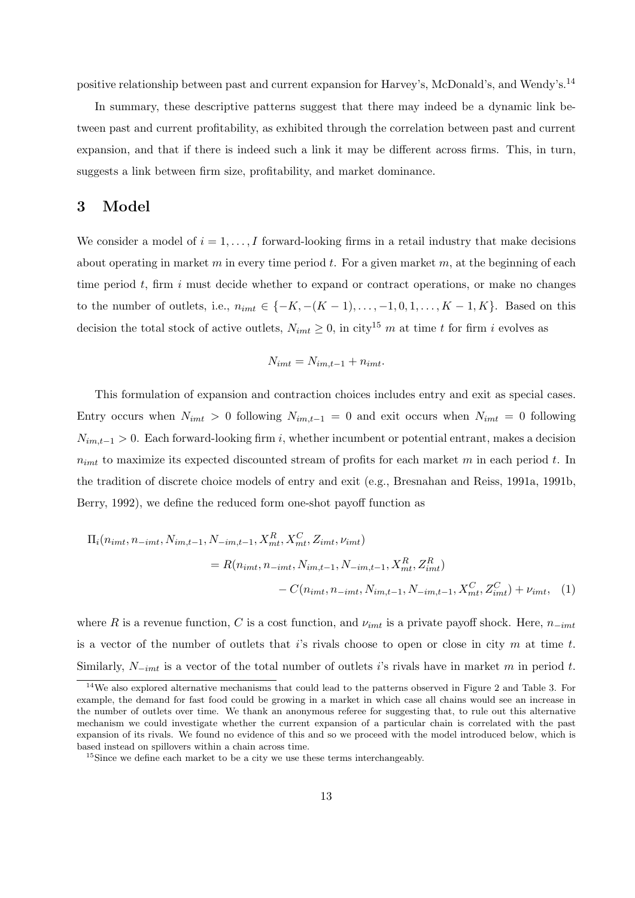positive relationship between past and current expansion for Harvey's, McDonald's, and Wendy's.[14]

In summary, these descriptive patterns suggest that there may indeed be a dynamic link between past and current profitability, as exhibited through the correlation between past and current expansion, and that if there is indeed such a link it may be different across firms. This, in turn, suggests a link between firm size, profitability, and market dominance.

# 3 Model

We consider a model of $i = 1, \ldots, I$ forward-looking firms in a retail industry that make decisions about operating in market $m$ in every time period $t$. For a given market $m$, at the beginning of each time period $t$, firm $i$ must decide whether to expand or contract operations, or make no changes to the number of outlets, i.e., $n_{imt} \in \{-K, -(K-1), \ldots, -1, 0, 1, \ldots, K-1, K\}$. Based on this decision the total stock of active outlets, $N_{imt} \geq 0$, in city[15] $m$ at time $t$ for firm $i$ evolves as

$$N_{imt} = N_{im,t-1} + n_{imt}.$$

This formulation of expansion and contraction choices includes entry and exit as special cases. Entry occurs when $N_{imt} > 0$ following $N_{im,t-1} = 0$ and exit occurs when $N_{imt} = 0$ following $N_{im,t-1} > 0$. Each forward-looking firm $i$, whether incumbent or potential entrant, makes a decision $n_{imt}$ to maximize its expected discounted stream of profits for each market $m$ in each period $t$. In the tradition of discrete choice models of entry and exit (e.g., Bresnahan and Reiss, 1991a, 1991b, Berry, 1992), we define the reduced form one-shot payoff function as

$$\begin{aligned}
\Pi_i(n_{imt}, n_{-imt}, N_{im,t-1}, N_{-im,t-1}, X^R_{mt}, X^C_{mt}, Z_{imt}, \nu_{imt}) \\
= R(n_{imt}, n_{-imt}, N_{im,t-1}, N_{-im,t-1}, X^R_{mt}, Z^R_{imt}) \\
- C(n_{imt}, n_{-imt}, N_{im,t-1}, N_{-im,t-1}, X^C_{mt}, Z^C_{imt}) + \nu_{imt}, \quad (1)
\end{aligned}$$

where $R$ is a revenue function, $C$ is a cost function, and $\nu_{imt}$ is a private payoff shock. Here, $n_{-imt}$ is a vector of the number of outlets that $i$'s rivals choose to open or close in city $m$ at time $t$. Similarly, $N_{-imt}$ is a vector of the total number of outlets $i$'s rivals have in market $m$ in period $t$.

[14] We also explored alternative mechanisms that could lead to the patterns observed in Figure 2 and Table 3. For example, the demand for fast food could be growing in a market in which case all chains would see an increase in the number of outlets over time. We thank an anonymous referee for suggesting that, to rule out this alternative mechanism we could investigate whether the current expansion of a particular chain is correlated with the past expansion of its rivals. We found no evidence of this and so we proceed with the model introduced below, which is based instead on spillovers within a chain across time.

[15] Since we define each market to be a city we use these terms interchangeably.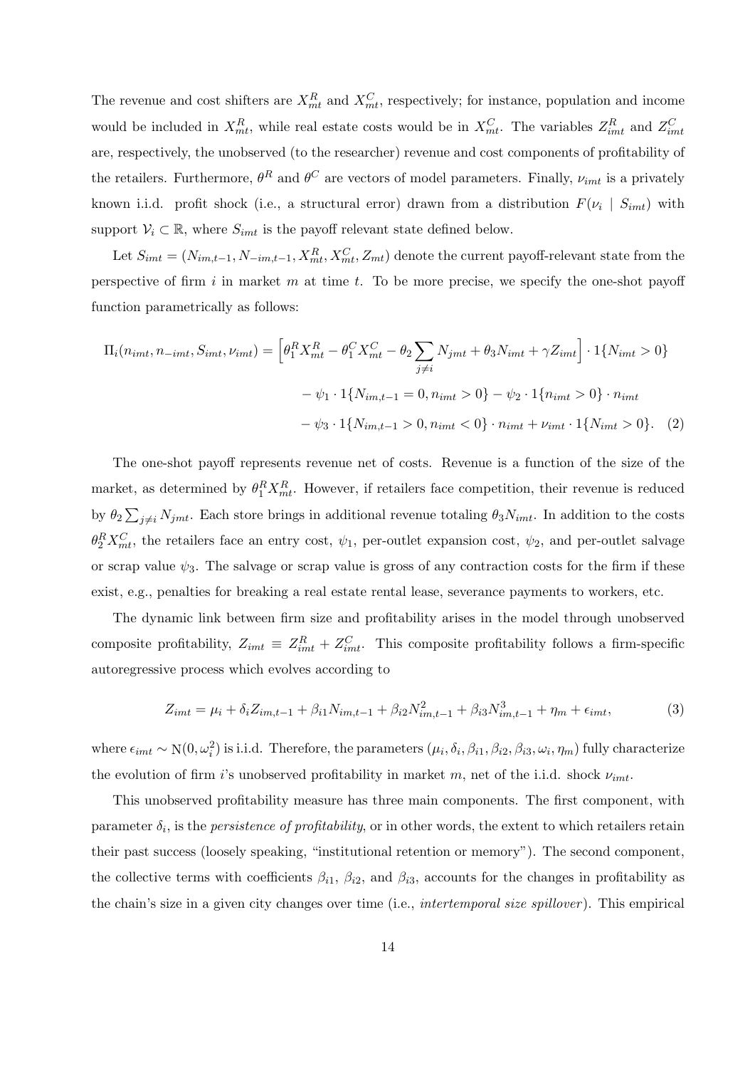The revenue and cost shifters are $X_{mt}^R$ and $X_{mt}^C$, respectively; for instance, population and income would be included in $X_{mt}^R$, while real estate costs would be in $X_{mt}^C$. The variables $Z_{imt}^R$ and $Z_{imt}^C$ are, respectively, the unobserved (to the researcher) revenue and cost components of profitability of the retailers. Furthermore, $\theta^R$ and $\theta^C$ are vectors of model parameters. Finally, $\nu_{imt}$ is a privately known i.i.d. profit shock (i.e., a structural error) drawn from a distribution $F(\nu_i \mid S_{imt})$ with support $\mathcal{V}_i \subset \mathbb{R}$, where $S_{imt}$ is the payoff relevant state defined below.

Let $S_{imt} = (N_{im,t-1}, N_{-im,t-1}, X_{mt}^R, X_{mt}^C, Z_{mt})$ denote the current payoff-relevant state from the perspective of firm $i$ in market $m$ at time $t$. To be more precise, we specify the one-shot payoff function parametrically as follows:

$$
\begin{aligned}
\Pi_i(n_{imt}, n_{-imt}, S_{imt}, \nu_{imt}) = \Big[\theta_1^R X_{mt}^R - \theta_1^C X_{mt}^C - \theta_2 \sum_{j \neq i} N_{jmt} + \theta_3 N_{imt} + \gamma Z_{imt}\Big] \cdot 1\{N_{imt} > 0\} \\
- \psi_1 \cdot 1\{N_{im,t-1} = 0, n_{imt} > 0\} - \psi_2 \cdot 1\{n_{imt} > 0\} \cdot n_{imt} \\
- \psi_3 \cdot 1\{N_{im,t-1} > 0, n_{imt} < 0\} \cdot n_{imt} + \nu_{imt} \cdot 1\{N_{imt} > 0\}. \quad (2)
\end{aligned}
$$

The one-shot payoff represents revenue net of costs. Revenue is a function of the size of the market, as determined by $\theta_1^R X_{mt}^R$. However, if retailers face competition, their revenue is reduced by $\theta_2 \sum_{j \neq i} N_{jmt}$. Each store brings in additional revenue totaling $\theta_3 N_{imt}$. In addition to the costs $\theta_2^R X_{mt}^C$, the retailers face an entry cost, $\psi_1$, per-outlet expansion cost, $\psi_2$, and per-outlet salvage or scrap value $\psi_3$. The salvage or scrap value is gross of any contraction costs for the firm if these exist, e.g., penalties for breaking a real estate rental lease, severance payments to workers, etc.

The dynamic link between firm size and profitability arises in the model through unobserved composite profitability, $Z_{imt} \equiv Z_{imt}^R + Z_{imt}^C$. This composite profitability follows a firm-specific autoregressive process which evolves according to

$$
Z_{imt} = \mu_i + \delta_i Z_{im,t-1} + \beta_{i1} N_{im,t-1} + \beta_{i2} N_{im,t-1}^2 + \beta_{i3} N_{im,t-1}^3 + \eta_m + \epsilon_{imt}, \quad (3)
$$

where $\epsilon_{imt} \sim \mathrm{N}(0, \omega_i^2)$ is i.i.d. Therefore, the parameters $(\mu_i, \delta_i, \beta_{i1}, \beta_{i2}, \beta_{i3}, \omega_i, \eta_m)$ fully characterize the evolution of firm $i$'s unobserved profitability in market $m$, net of the i.i.d. shock $\nu_{imt}$.

This unobserved profitability measure has three main components. The first component, with parameter $\delta_i$, is the *persistence of profitability*, or in other words, the extent to which retailers retain their past success (loosely speaking, "institutional retention or memory"). The second component, the collective terms with coefficients $\beta_{i1}$, $\beta_{i2}$, and $\beta_{i3}$, accounts for the changes in profitability as the chain's size in a given city changes over time (i.e., *intertemporal size spillover*). This empirical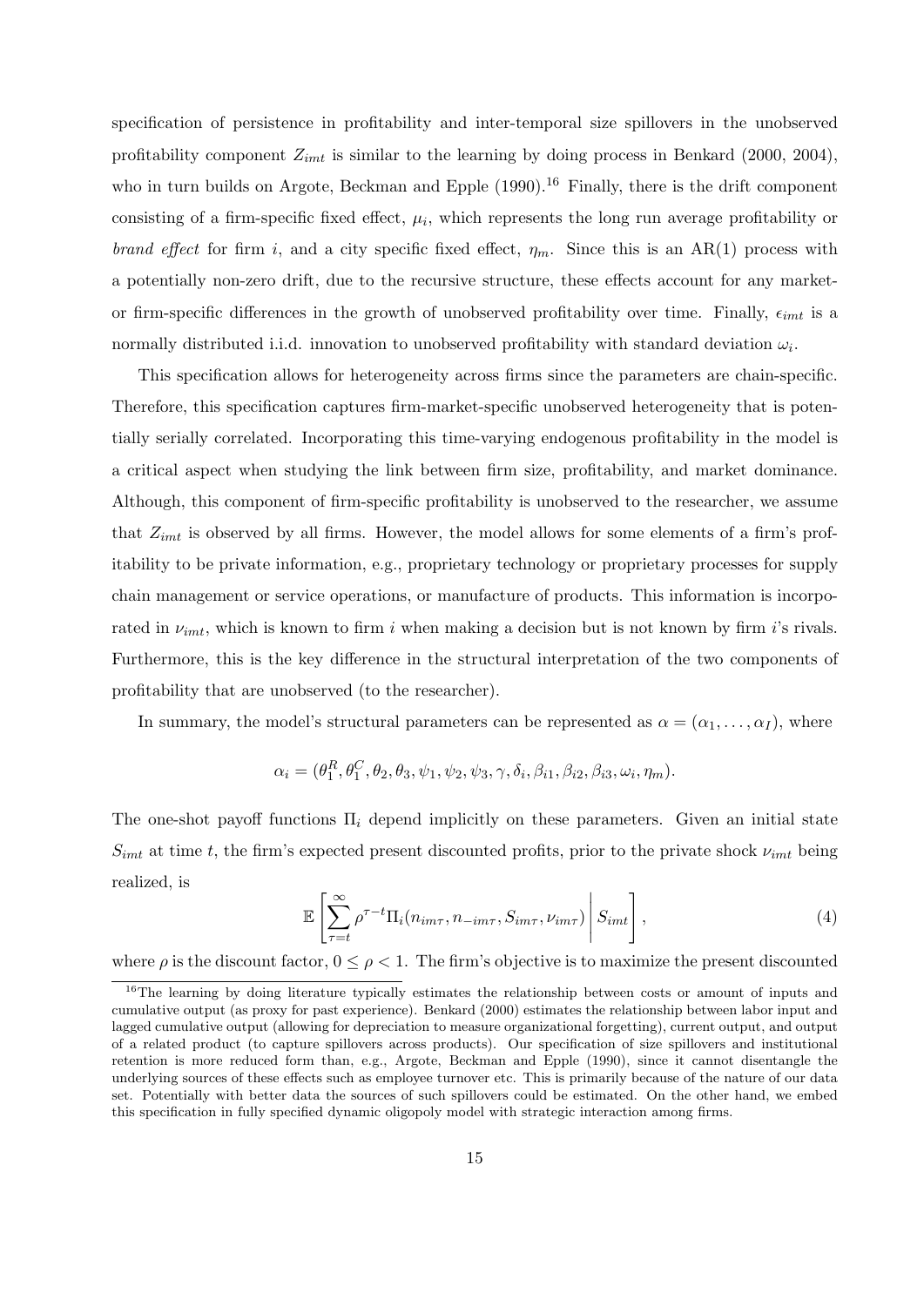specification of persistence in profitability and inter-temporal size spillovers in the unobserved profitability component $Z_{imt}$ is similar to the learning by doing process in Benkard (2000, 2004), who in turn builds on Argote, Beckman and Epple (1990).[16] Finally, there is the drift component consisting of a firm-specific fixed effect, $\mu_i$, which represents the long run average profitability or *brand effect* for firm $i$, and a city specific fixed effect, $\eta_m$. Since this is an AR(1) process with a potentially non-zero drift, due to the recursive structure, these effects account for any market- or firm-specific differences in the growth of unobserved profitability over time. Finally, $\epsilon_{imt}$ is a normally distributed i.i.d. innovation to unobserved profitability with standard deviation $\omega_i$.

This specification allows for heterogeneity across firms since the parameters are chain-specific. Therefore, this specification captures firm-market-specific unobserved heterogeneity that is potentially serially correlated. Incorporating this time-varying endogenous profitability in the model is a critical aspect when studying the link between firm size, profitability, and market dominance. Although, this component of firm-specific profitability is unobserved to the researcher, we assume that $Z_{imt}$ is observed by all firms. However, the model allows for some elements of a firm's profitability to be private information, e.g., proprietary technology or proprietary processes for supply chain management or service operations, or manufacture of products. This information is incorporated in $\nu_{imt}$, which is known to firm $i$ when making a decision but is not known by firm $i$'s rivals. Furthermore, this is the key difference in the structural interpretation of the two components of profitability that are unobserved (to the researcher).

In summary, the model's structural parameters can be represented as $\alpha = (\alpha_1, \ldots, \alpha_I)$, where

$$\alpha_i = (\theta_1^R, \theta_1^C, \theta_2, \theta_3, \psi_1, \psi_2, \psi_3, \gamma, \delta_i, \beta_{i1}, \beta_{i2}, \beta_{i3}, \omega_i, \eta_m).$$

The one-shot payoff functions $\Pi_i$ depend implicitly on these parameters. Given an initial state $S_{imt}$ at time $t$, the firm's expected present discounted profits, prior to the private shock $\nu_{imt}$ being realized, is

$$\mathbb{E}\left[\sum_{\tau=t}^{\infty} \rho^{\tau-t} \Pi_i(n_{im\tau}, n_{-im\tau}, S_{im\tau}, \nu_{im\tau}) \,\middle|\, S_{imt}\right], \tag{4}$$

where $\rho$ is the discount factor, $0 \leq \rho < 1$. The firm's objective is to maximize the present discounted

[16] The learning by doing literature typically estimates the relationship between costs or amount of inputs and cumulative output (as proxy for past experience). Benkard (2000) estimates the relationship between labor input and lagged cumulative output (allowing for depreciation to measure organizational forgetting), current output, and output of a related product (to capture spillovers across products). Our specification of size spillovers and institutional retention is more reduced form than, e.g., Argote, Beckman and Epple (1990), since it cannot disentangle the underlying sources of these effects such as employee turnover etc. This is primarily because of the nature of our data set. Potentially with better data the sources of such spillovers could be estimated. On the other hand, we embed this specification in fully specified dynamic oligopoly model with strategic interaction among firms.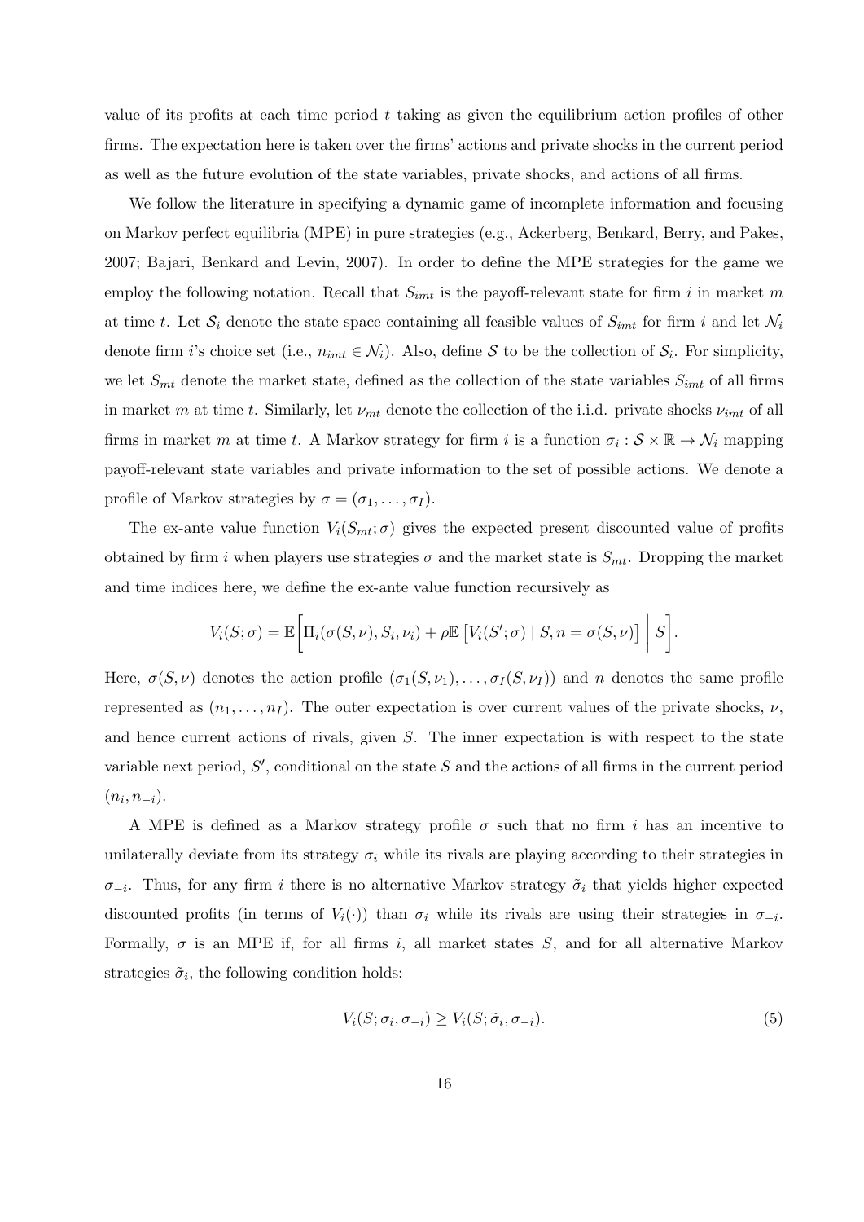value of its profits at each time period $t$ taking as given the equilibrium action profiles of other firms. The expectation here is taken over the firms' actions and private shocks in the current period as well as the future evolution of the state variables, private shocks, and actions of all firms.

We follow the literature in specifying a dynamic game of incomplete information and focusing on Markov perfect equilibria (MPE) in pure strategies (e.g., Ackerberg, Benkard, Berry, and Pakes, 2007; Bajari, Benkard and Levin, 2007). In order to define the MPE strategies for the game we employ the following notation. Recall that $S_{imt}$ is the payoff-relevant state for firm $i$ in market $m$ at time $t$. Let $\mathcal{S}_i$ denote the state space containing all feasible values of $S_{imt}$ for firm $i$ and let $\mathcal{N}_i$ denote firm $i$'s choice set (i.e., $n_{imt} \in \mathcal{N}_i$). Also, define $\mathcal{S}$ to be the collection of $\mathcal{S}_i$. For simplicity, we let $S_{mt}$ denote the market state, defined as the collection of the state variables $S_{imt}$ of all firms in market $m$ at time $t$. Similarly, let $\nu_{mt}$ denote the collection of the i.i.d. private shocks $\nu_{imt}$ of all firms in market $m$ at time $t$. A Markov strategy for firm $i$ is a function $\sigma_i : \mathcal{S} \times \mathbb{R} \to \mathcal{N}_i$ mapping payoff-relevant state variables and private information to the set of possible actions. We denote a profile of Markov strategies by $\sigma = (\sigma_1, \ldots, \sigma_I)$.

The ex-ante value function $V_i(S_{mt}; \sigma)$ gives the expected present discounted value of profits obtained by firm $i$ when players use strategies $\sigma$ and the market state is $S_{mt}$. Dropping the market and time indices here, we define the ex-ante value function recursively as

$$V_i(S; \sigma) = \mathbb{E}\left[\Pi_i(\sigma(S,\nu), S_i, \nu_i) + \rho \mathbb{E}\left[V_i(S'; \sigma) \mid S, n = \sigma(S, \nu)\right] \,\middle|\, S\right].$$

Here, $\sigma(S, \nu)$ denotes the action profile $(\sigma_1(S, \nu_1), \ldots, \sigma_I(S, \nu_I))$ and $n$ denotes the same profile represented as $(n_1, \ldots, n_I)$. The outer expectation is over current values of the private shocks, $\nu$, and hence current actions of rivals, given $S$. The inner expectation is with respect to the state variable next period, $S'$, conditional on the state $S$ and the actions of all firms in the current period $(n_i, n_{-i})$.

A MPE is defined as a Markov strategy profile $\sigma$ such that no firm $i$ has an incentive to unilaterally deviate from its strategy $\sigma_i$ while its rivals are playing according to their strategies in $\sigma_{-i}$. Thus, for any firm $i$ there is no alternative Markov strategy $\tilde{\sigma}_i$ that yields higher expected discounted profits (in terms of $V_i(\cdot)$) than $\sigma_i$ while its rivals are using their strategies in $\sigma_{-i}$. Formally, $\sigma$ is an MPE if, for all firms $i$, all market states $S$, and for all alternative Markov strategies $\tilde{\sigma}_i$, the following condition holds:

$$V_i(S; \sigma_i, \sigma_{-i}) \geq V_i(S; \tilde{\sigma}_i, \sigma_{-i}). \tag{5}$$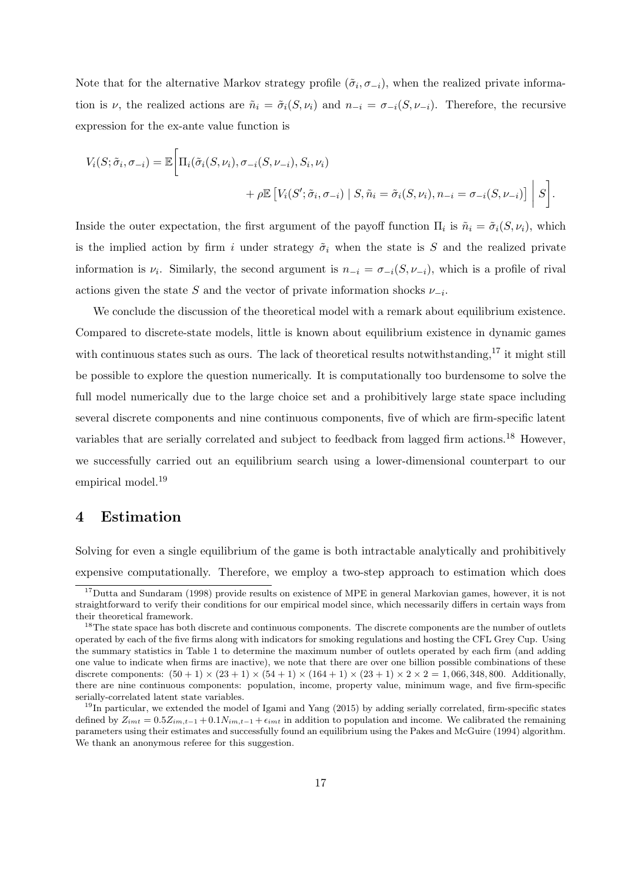Note that for the alternative Markov strategy profile $(\tilde{\sigma}_i, \sigma_{-i})$, when the realized private information is $\nu$, the realized actions are $\tilde{n}_i = \tilde{\sigma}_i(S, \nu_i)$ and $n_{-i} = \sigma_{-i}(S, \nu_{-i})$. Therefore, the recursive expression for the ex-ante value function is

$$
\begin{aligned}
V_i(S; \tilde{\sigma}_i, \sigma_{-i}) = \mathbb{E}\Bigg[ & \Pi_i(\tilde{\sigma}_i(S, \nu_i), \sigma_{-i}(S, \nu_{-i}), S_i, \nu_i) \\
& + \rho \mathbb{E}\left[ V_i(S'; \tilde{\sigma}_i, \sigma_{-i}) \mid S, \tilde{n}_i = \tilde{\sigma}_i(S, \nu_i), n_{-i} = \sigma_{-i}(S, \nu_{-i}) \right] \Bigg| \, S \Bigg].
\end{aligned}
$$

Inside the outer expectation, the first argument of the payoff function $\Pi_i$ is $\tilde{n}_i = \tilde{\sigma}_i(S, \nu_i)$, which is the implied action by firm $i$ under strategy $\tilde{\sigma}_i$ when the state is $S$ and the realized private information is $\nu_i$. Similarly, the second argument is $n_{-i} = \sigma_{-i}(S, \nu_{-i})$, which is a profile of rival actions given the state $S$ and the vector of private information shocks $\nu_{-i}$.

We conclude the discussion of the theoretical model with a remark about equilibrium existence. Compared to discrete-state models, little is known about equilibrium existence in dynamic games with continuous states such as ours. The lack of theoretical results notwithstanding,[17] it might still be possible to explore the question numerically. It is computationally too burdensome to solve the full model numerically due to the large choice set and a prohibitively large state space including several discrete components and nine continuous components, five of which are firm-specific latent variables that are serially correlated and subject to feedback from lagged firm actions.[18] However, we successfully carried out an equilibrium search using a lower-dimensional counterpart to our empirical model.[19]

# 4 Estimation

Solving for even a single equilibrium of the game is both intractable analytically and prohibitively expensive computationally. Therefore, we employ a two-step approach to estimation which does

---

[17] Dutta and Sundaram (1998) provide results on existence of MPE in general Markovian games, however, it is not straightforward to verify their conditions for our empirical model since, which necessarily differs in certain ways from their theoretical framework.

[18] The state space has both discrete and continuous components. The discrete components are the number of outlets operated by each of the five firms along with indicators for smoking regulations and hosting the CFL Grey Cup. Using the summary statistics in Table 1 to determine the maximum number of outlets operated by each firm (and adding one value to indicate when firms are inactive), we note that there are over one billion possible combinations of these discrete components: $(50 + 1) \times (23 + 1) \times (54 + 1) \times (164 + 1) \times (23 + 1) \times 2 \times 2 = 1,066,348,800$. Additionally, there are nine continuous components: population, income, property value, minimum wage, and five firm-specific serially-correlated latent state variables.

[19] In particular, we extended the model of Igami and Yang (2015) by adding serially correlated, firm-specific states defined by $Z_{imt} = 0.5 Z_{im,t-1} + 0.1 N_{im,t-1} + \epsilon_{imt}$ in addition to population and income. We calibrated the remaining parameters using their estimates and successfully found an equilibrium using the Pakes and McGuire (1994) algorithm. We thank an anonymous referee for this suggestion.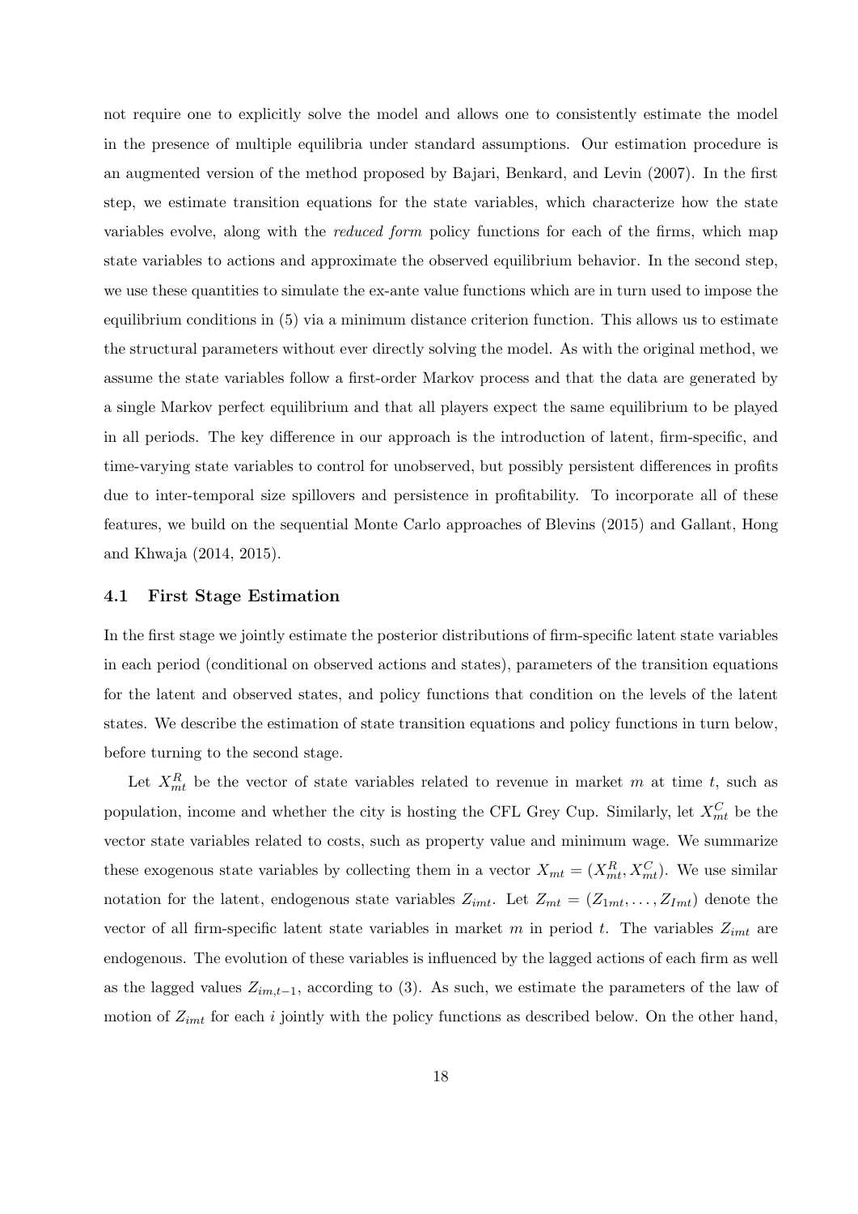not require one to explicitly solve the model and allows one to consistently estimate the model in the presence of multiple equilibria under standard assumptions. Our estimation procedure is an augmented version of the method proposed by Bajari, Benkard, and Levin (2007). In the first step, we estimate transition equations for the state variables, which characterize how the state variables evolve, along with the *reduced form* policy functions for each of the firms, which map state variables to actions and approximate the observed equilibrium behavior. In the second step, we use these quantities to simulate the ex-ante value functions which are in turn used to impose the equilibrium conditions in (5) via a minimum distance criterion function. This allows us to estimate the structural parameters without ever directly solving the model. As with the original method, we assume the state variables follow a first-order Markov process and that the data are generated by a single Markov perfect equilibrium and that all players expect the same equilibrium to be played in all periods. The key difference in our approach is the introduction of latent, firm-specific, and time-varying state variables to control for unobserved, but possibly persistent differences in profits due to inter-temporal size spillovers and persistence in profitability. To incorporate all of these features, we build on the sequential Monte Carlo approaches of Blevins (2015) and Gallant, Hong and Khwaja (2014, 2015).

### 4.1 First Stage Estimation

In the first stage we jointly estimate the posterior distributions of firm-specific latent state variables in each period (conditional on observed actions and states), parameters of the transition equations for the latent and observed states, and policy functions that condition on the levels of the latent states. We describe the estimation of state transition equations and policy functions in turn below, before turning to the second stage.

Let $X_{mt}^R$ be the vector of state variables related to revenue in market $m$ at time $t$, such as population, income and whether the city is hosting the CFL Grey Cup. Similarly, let $X_{mt}^C$ be the vector state variables related to costs, such as property value and minimum wage. We summarize these exogenous state variables by collecting them in a vector $X_{mt} = (X_{mt}^R, X_{mt}^C)$. We use similar notation for the latent, endogenous state variables $Z_{imt}$. Let $Z_{mt} = (Z_{1mt}, \ldots, Z_{Imt})$ denote the vector of all firm-specific latent state variables in market $m$ in period $t$. The variables $Z_{imt}$ are endogenous. The evolution of these variables is influenced by the lagged actions of each firm as well as the lagged values $Z_{im,t-1}$, according to (3). As such, we estimate the parameters of the law of motion of $Z_{imt}$ for each $i$ jointly with the policy functions as described below. On the other hand,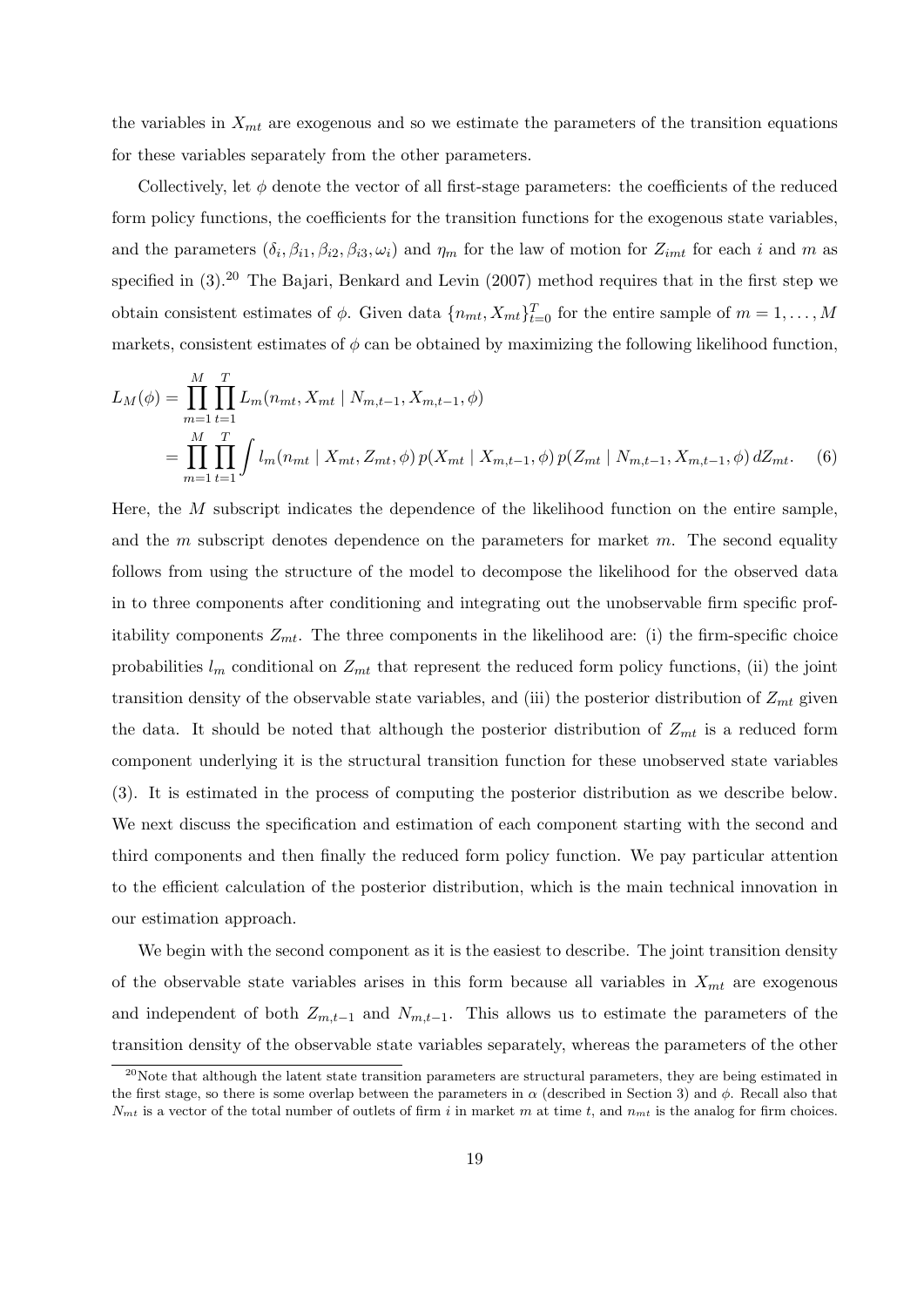the variables in $X_{mt}$ are exogenous and so we estimate the parameters of the transition equations for these variables separately from the other parameters.

Collectively, let $\phi$ denote the vector of all first-stage parameters: the coefficients of the reduced form policy functions, the coefficients for the transition functions for the exogenous state variables, and the parameters $(\delta_i, \beta_{i1}, \beta_{i2}, \beta_{i3}, \omega_i)$ and $\eta_m$ for the law of motion for $Z_{imt}$ for each $i$ and $m$ as specified in (3).[20] The Bajari, Benkard and Levin (2007) method requires that in the first step we obtain consistent estimates of $\phi$. Given data $\{n_{mt}, X_{mt}\}_{t=0}^{T}$ for the entire sample of $m = 1, \ldots, M$ markets, consistent estimates of $\phi$ can be obtained by maximizing the following likelihood function,

$$
\begin{aligned}
L_M(\phi) &= \prod_{m=1}^{M} \prod_{t=1}^{T} L_m(n_{mt}, X_{mt} \mid N_{m,t-1}, X_{m,t-1}, \phi) \\
&= \prod_{m=1}^{M} \prod_{t=1}^{T} \int l_m(n_{mt} \mid X_{mt}, Z_{mt}, \phi)\, p(X_{mt} \mid X_{m,t-1}, \phi)\, p(Z_{mt} \mid N_{m,t-1}, X_{m,t-1}, \phi)\, dZ_{mt}. \qquad (6)
\end{aligned}
$$

Here, the $M$ subscript indicates the dependence of the likelihood function on the entire sample, and the $m$ subscript denotes dependence on the parameters for market $m$. The second equality follows from using the structure of the model to decompose the likelihood for the observed data in to three components after conditioning and integrating out the unobservable firm specific profitability components $Z_{mt}$. The three components in the likelihood are: (i) the firm-specific choice probabilities $l_m$ conditional on $Z_{mt}$ that represent the reduced form policy functions, (ii) the joint transition density of the observable state variables, and (iii) the posterior distribution of $Z_{mt}$ given the data. It should be noted that although the posterior distribution of $Z_{mt}$ is a reduced form component underlying it is the structural transition function for these unobserved state variables (3). It is estimated in the process of computing the posterior distribution as we describe below. We next discuss the specification and estimation of each component starting with the second and third components and then finally the reduced form policy function. We pay particular attention to the efficient calculation of the posterior distribution, which is the main technical innovation in our estimation approach.

We begin with the second component as it is the easiest to describe. The joint transition density of the observable state variables arises in this form because all variables in $X_{mt}$ are exogenous and independent of both $Z_{m,t-1}$ and $N_{m,t-1}$. This allows us to estimate the parameters of the transition density of the observable state variables separately, whereas the parameters of the other

[20] Note that although the latent state transition parameters are structural parameters, they are being estimated in the first stage, so there is some overlap between the parameters in $\alpha$ (described in Section 3) and $\phi$. Recall also that $N_{mt}$ is a vector of the total number of outlets of firm $i$ in market $m$ at time $t$, and $n_{mt}$ is the analog for firm choices.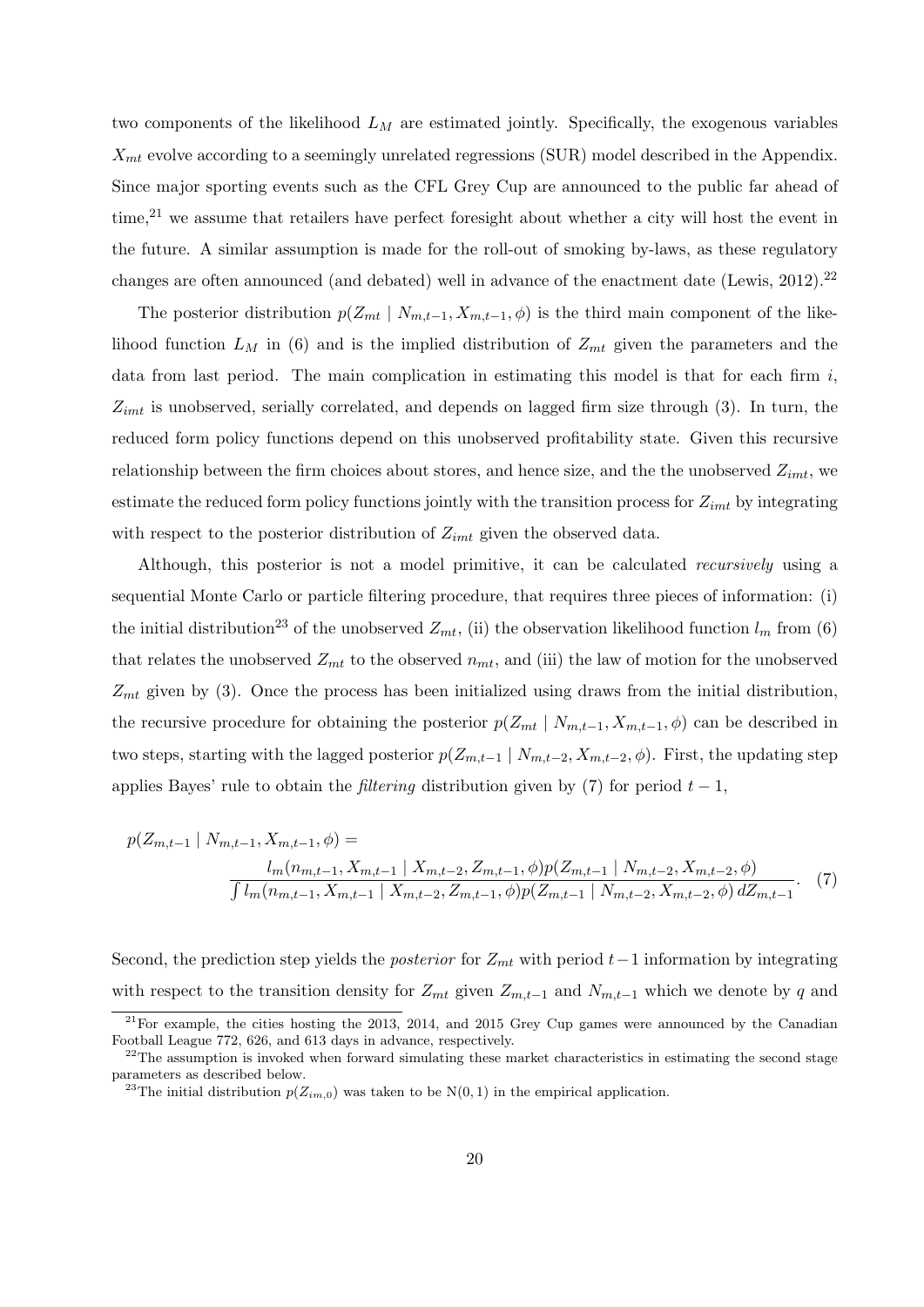two components of the likelihood $L_M$ are estimated jointly. Specifically, the exogenous variables $X_{mt}$ evolve according to a seemingly unrelated regressions (SUR) model described in the Appendix. Since major sporting events such as the CFL Grey Cup are announced to the public far ahead of time,[21] we assume that retailers have perfect foresight about whether a city will host the event in the future. A similar assumption is made for the roll-out of smoking by-laws, as these regulatory changes are often announced (and debated) well in advance of the enactment date (Lewis, 2012).[22]

The posterior distribution $p(Z_{mt} \mid N_{m,t-1}, X_{m,t-1}, \phi)$ is the third main component of the likelihood function $L_M$ in (6) and is the implied distribution of $Z_{mt}$ given the parameters and the data from last period. The main complication in estimating this model is that for each firm $i$, $Z_{imt}$ is unobserved, serially correlated, and depends on lagged firm size through (3). In turn, the reduced form policy functions depend on this unobserved profitability state. Given this recursive relationship between the firm choices about stores, and hence size, and the the unobserved $Z_{imt}$, we estimate the reduced form policy functions jointly with the transition process for $Z_{imt}$ by integrating with respect to the posterior distribution of $Z_{imt}$ given the observed data.

Although, this posterior is not a model primitive, it can be calculated *recursively* using a sequential Monte Carlo or particle filtering procedure, that requires three pieces of information: (i) the initial distribution[23] of the unobserved $Z_{mt}$, (ii) the observation likelihood function $l_m$ from (6) that relates the unobserved $Z_{mt}$ to the observed $n_{mt}$, and (iii) the law of motion for the unobserved $Z_{mt}$ given by (3). Once the process has been initialized using draws from the initial distribution, the recursive procedure for obtaining the posterior $p(Z_{mt} \mid N_{m,t-1}, X_{m,t-1}, \phi)$ can be described in two steps, starting with the lagged posterior $p(Z_{m,t-1} \mid N_{m,t-2}, X_{m,t-2}, \phi)$. First, the updating step applies Bayes' rule to obtain the *filtering* distribution given by (7) for period $t-1$,

$$p(Z_{m,t-1} \mid N_{m,t-1}, X_{m,t-1}, \phi) = \frac{l_m(n_{m,t-1}, X_{m,t-1} \mid X_{m,t-2}, Z_{m,t-1}, \phi) p(Z_{m,t-1} \mid N_{m,t-2}, X_{m,t-2}, \phi)}{\int l_m(n_{m,t-1}, X_{m,t-1} \mid X_{m,t-2}, Z_{m,t-1}, \phi) p(Z_{m,t-1} \mid N_{m,t-2}, X_{m,t-2}, \phi) \, dZ_{m,t-1}}. \quad (7)$$

Second, the prediction step yields the *posterior* for $Z_{mt}$ with period $t-1$ information by integrating with respect to the transition density for $Z_{mt}$ given $Z_{m,t-1}$ and $N_{m,t-1}$ which we denote by $q$ and

[21] For example, the cities hosting the 2013, 2014, and 2015 Grey Cup games were announced by the Canadian Football League 772, 626, and 613 days in advance, respectively.

[22] The assumption is invoked when forward simulating these market characteristics in estimating the second stage parameters as described below.

[23] The initial distribution $p(Z_{im,0})$ was taken to be $\mathrm{N}(0, 1)$ in the empirical application.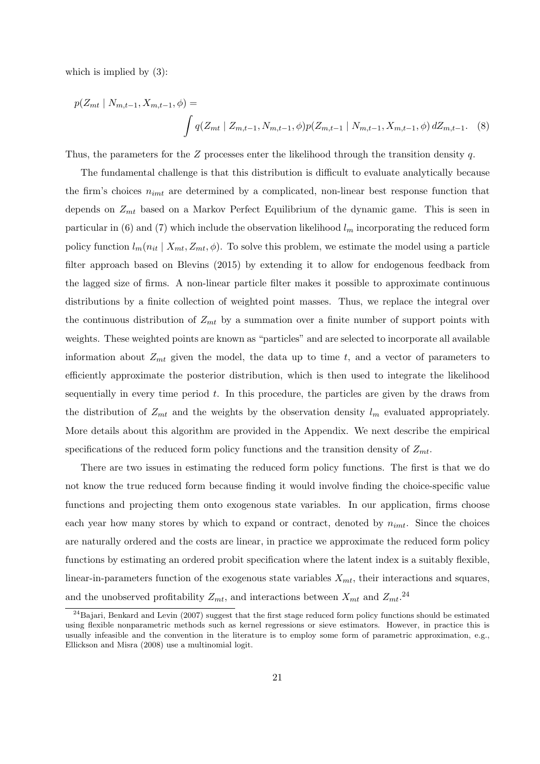which is implied by (3):

$$p(Z_{mt} \mid N_{m,t-1}, X_{m,t-1}, \phi) = \int q(Z_{mt} \mid Z_{m,t-1}, N_{m,t-1}, \phi) p(Z_{m,t-1} \mid N_{m,t-1}, X_{m,t-1}, \phi) \, dZ_{m,t-1}. \quad (8)$$

Thus, the parameters for the $Z$ processes enter the likelihood through the transition density $q$.

The fundamental challenge is that this distribution is difficult to evaluate analytically because the firm's choices $n_{imt}$ are determined by a complicated, non-linear best response function that depends on $Z_{mt}$ based on a Markov Perfect Equilibrium of the dynamic game. This is seen in particular in (6) and (7) which include the observation likelihood $l_m$ incorporating the reduced form policy function $l_m(n_{it} \mid X_{mt}, Z_{mt}, \phi)$. To solve this problem, we estimate the model using a particle filter approach based on Blevins (2015) by extending it to allow for endogenous feedback from the lagged size of firms. A non-linear particle filter makes it possible to approximate continuous distributions by a finite collection of weighted point masses. Thus, we replace the integral over the continuous distribution of $Z_{mt}$ by a summation over a finite number of support points with weights. These weighted points are known as "particles" and are selected to incorporate all available information about $Z_{mt}$ given the model, the data up to time $t$, and a vector of parameters to efficiently approximate the posterior distribution, which is then used to integrate the likelihood sequentially in every time period $t$. In this procedure, the particles are given by the draws from the distribution of $Z_{mt}$ and the weights by the observation density $l_m$ evaluated appropriately. More details about this algorithm are provided in the Appendix. We next describe the empirical specifications of the reduced form policy functions and the transition density of $Z_{mt}$.

There are two issues in estimating the reduced form policy functions. The first is that we do not know the true reduced form because finding it would involve finding the choice-specific value functions and projecting them onto exogenous state variables. In our application, firms choose each year how many stores by which to expand or contract, denoted by $n_{imt}$. Since the choices are naturally ordered and the costs are linear, in practice we approximate the reduced form policy functions by estimating an ordered probit specification where the latent index is a suitably flexible, linear-in-parameters function of the exogenous state variables $X_{mt}$, their interactions and squares, and the unobserved profitability $Z_{mt}$, and interactions between $X_{mt}$ and $Z_{mt}$.[24]

[24]Bajari, Benkard and Levin (2007) suggest that the first stage reduced form policy functions should be estimated using flexible nonparametric methods such as kernel regressions or sieve estimators. However, in practice this is usually infeasible and the convention in the literature is to employ some form of parametric approximation, e.g., Ellickson and Misra (2008) use a multinomial logit.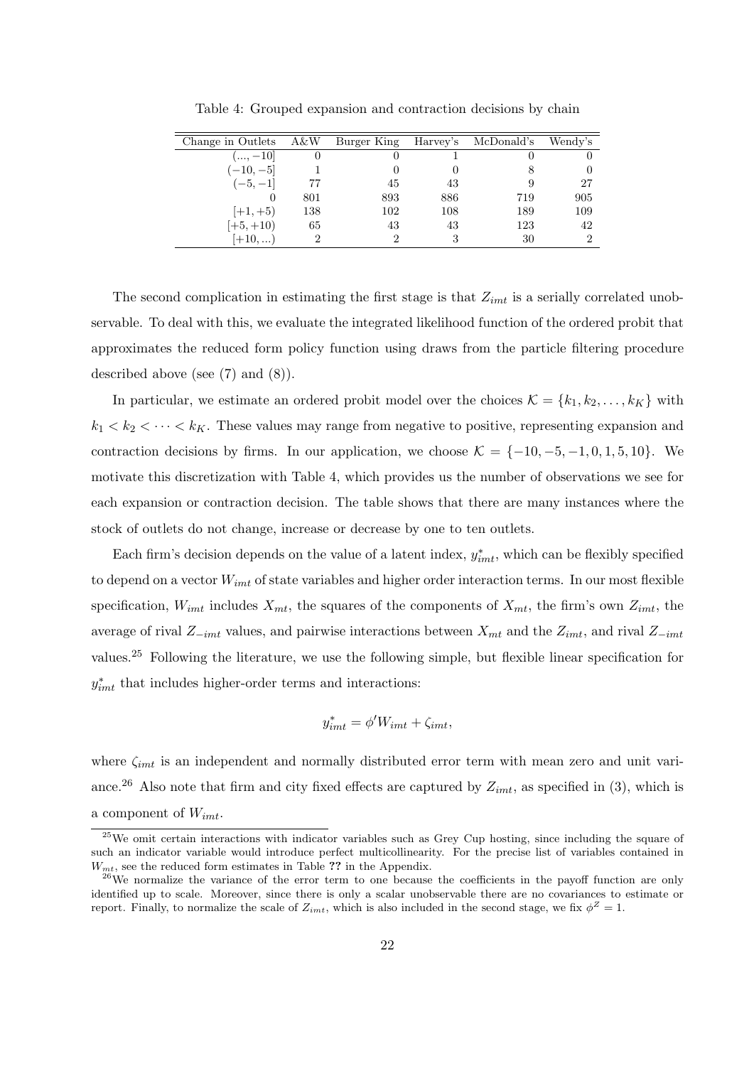Table 4: Grouped expansion and contraction decisions by chain

| Change in Outlets | A&W | Burger King | Harvey's | McDonald's | Wendy's |
|---|---|---|---|---|---|
| $(..., -10]$ | 0 | 0 | 1 | 0 | 0 |
| $(-10, -5]$ | 1 | 0 | 0 | 8 | 0 |
| $(-5, -1]$ | 77 | 45 | 43 | 9 | 27 |
| 0 | 801 | 893 | 886 | 719 | 905 |
| $[+1, +5)$ | 138 | 102 | 108 | 189 | 109 |
| $[+5, +10)$ | 65 | 43 | 43 | 123 | 42 |
| $[+10, ...)$ | 2 | 2 | 3 | 30 | 2 |

The second complication in estimating the first stage is that $Z_{imt}$ is a serially correlated unobservable. To deal with this, we evaluate the integrated likelihood function of the ordered probit that approximates the reduced form policy function using draws from the particle filtering procedure described above (see (7) and (8)).

In particular, we estimate an ordered probit model over the choices $\mathcal{K} = \{k_1, k_2, \ldots, k_K\}$ with $k_1 < k_2 < \cdots < k_K$. These values may range from negative to positive, representing expansion and contraction decisions by firms. In our application, we choose $\mathcal{K} = \{-10, -5, -1, 0, 1, 5, 10\}$. We motivate this discretization with Table 4, which provides us the number of observations we see for each expansion or contraction decision. The table shows that there are many instances where the stock of outlets do not change, increase or decrease by one to ten outlets.

Each firm's decision depends on the value of a latent index, $y^*_{imt}$, which can be flexibly specified to depend on a vector $W_{imt}$ of state variables and higher order interaction terms. In our most flexible specification, $W_{imt}$ includes $X_{mt}$, the squares of the components of $X_{mt}$, the firm's own $Z_{imt}$, the average of rival $Z_{-imt}$ values, and pairwise interactions between $X_{mt}$ and the $Z_{imt}$, and rival $Z_{-imt}$ values.[25] Following the literature, we use the following simple, but flexible linear specification for $y^*_{imt}$ that includes higher-order terms and interactions:

$$y^*_{imt} = \phi' W_{imt} + \zeta_{imt},$$

where $\zeta_{imt}$ is an independent and normally distributed error term with mean zero and unit variance.[26] Also note that firm and city fixed effects are captured by $Z_{imt}$, as specified in (3), which is a component of $W_{imt}$.

[25] We omit certain interactions with indicator variables such as Grey Cup hosting, since including the square of such an indicator variable would introduce perfect multicollinearity. For the precise list of variables contained in $W_{mt}$, see the reduced form estimates in Table **??** in the Appendix.

[26] We normalize the variance of the error term to one because the coefficients in the payoff function are only identified up to scale. Moreover, since there is only a scalar unobservable there are no covariances to estimate or report. Finally, to normalize the scale of $Z_{imt}$, which is also included in the second stage, we fix $\phi^Z = 1$.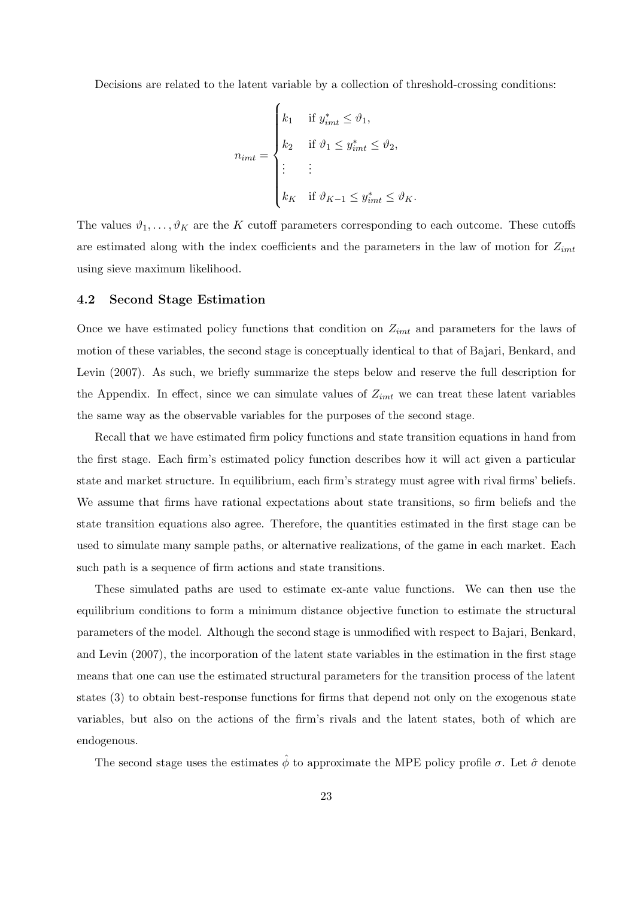Decisions are related to the latent variable by a collection of threshold-crossing conditions:

$$
n_{imt} = \begin{cases} k_1 & \text{if } y^*_{imt} \leq \vartheta_1, \\ k_2 & \text{if } \vartheta_1 \leq y^*_{imt} \leq \vartheta_2, \\ \vdots & \vdots \\ k_K & \text{if } \vartheta_{K-1} \leq y^*_{imt} \leq \vartheta_K. \end{cases}
$$

The values $\vartheta_1, \ldots, \vartheta_K$ are the $K$ cutoff parameters corresponding to each outcome. These cutoffs are estimated along with the index coefficients and the parameters in the law of motion for $Z_{imt}$ using sieve maximum likelihood.

### 4.2 Second Stage Estimation

Once we have estimated policy functions that condition on $Z_{imt}$ and parameters for the laws of motion of these variables, the second stage is conceptually identical to that of Bajari, Benkard, and Levin (2007). As such, we briefly summarize the steps below and reserve the full description for the Appendix. In effect, since we can simulate values of $Z_{imt}$ we can treat these latent variables the same way as the observable variables for the purposes of the second stage.

Recall that we have estimated firm policy functions and state transition equations in hand from the first stage. Each firm's estimated policy function describes how it will act given a particular state and market structure. In equilibrium, each firm's strategy must agree with rival firms' beliefs. We assume that firms have rational expectations about state transitions, so firm beliefs and the state transition equations also agree. Therefore, the quantities estimated in the first stage can be used to simulate many sample paths, or alternative realizations, of the game in each market. Each such path is a sequence of firm actions and state transitions.

These simulated paths are used to estimate ex-ante value functions. We can then use the equilibrium conditions to form a minimum distance objective function to estimate the structural parameters of the model. Although the second stage is unmodified with respect to Bajari, Benkard, and Levin (2007), the incorporation of the latent state variables in the estimation in the first stage means that one can use the estimated structural parameters for the transition process of the latent states (3) to obtain best-response functions for firms that depend not only on the exogenous state variables, but also on the actions of the firm's rivals and the latent states, both of which are endogenous.

The second stage uses the estimates $\hat{\phi}$ to approximate the MPE policy profile $\sigma$. Let $\hat{\sigma}$ denote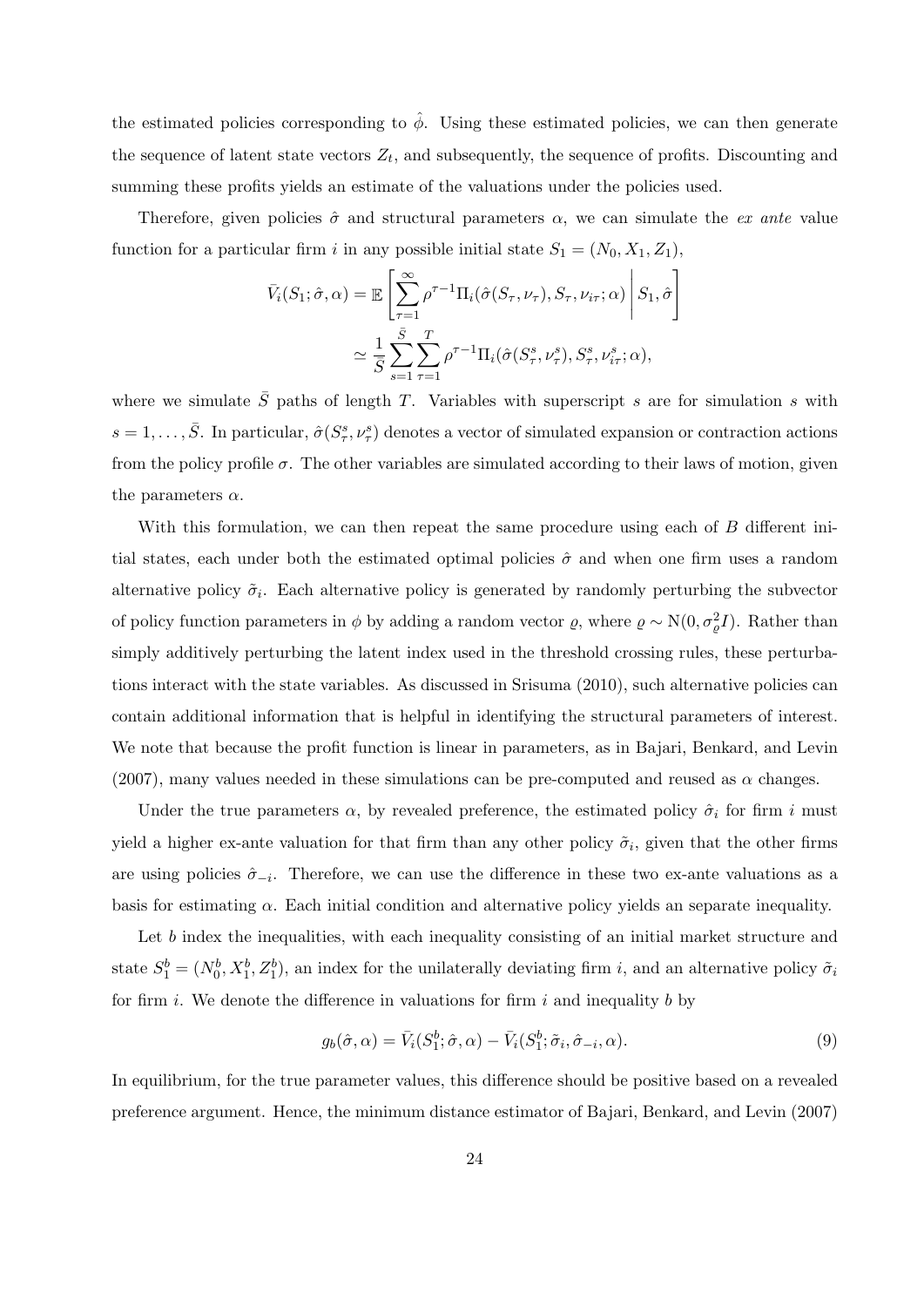the estimated policies corresponding to $\hat{\phi}$. Using these estimated policies, we can then generate the sequence of latent state vectors $Z_t$, and subsequently, the sequence of profits. Discounting and summing these profits yields an estimate of the valuations under the policies used.

Therefore, given policies $\hat{\sigma}$ and structural parameters $\alpha$, we can simulate the *ex ante* value function for a particular firm $i$ in any possible initial state $S_1 = (N_0, X_1, Z_1)$,

$$
\begin{aligned}
\bar{V}_i(S_1; \hat{\sigma}, \alpha) &= \mathbb{E}\left[ \sum_{\tau=1}^{\infty} \rho^{\tau-1} \Pi_i(\hat{\sigma}(S_\tau, \nu_\tau), S_\tau, \nu_{i\tau}; \alpha) \,\middle|\, S_1, \hat{\sigma} \right] \\
&\simeq \frac{1}{\bar{S}} \sum_{s=1}^{\bar{S}} \sum_{\tau=1}^{T} \rho^{\tau-1} \Pi_i(\hat{\sigma}(S_\tau^s, \nu_\tau^s), S_\tau^s, \nu_{i\tau}^s; \alpha),
\end{aligned}
$$

where we simulate $\bar{S}$ paths of length $T$. Variables with superscript $s$ are for simulation $s$ with $s = 1, \ldots, \bar{S}$. In particular, $\hat{\sigma}(S_\tau^s, \nu_\tau^s)$ denotes a vector of simulated expansion or contraction actions from the policy profile $\sigma$. The other variables are simulated according to their laws of motion, given the parameters $\alpha$.

With this formulation, we can then repeat the same procedure using each of $B$ different initial states, each under both the estimated optimal policies $\hat{\sigma}$ and when one firm uses a random alternative policy $\tilde{\sigma}_i$. Each alternative policy is generated by randomly perturbing the subvector of policy function parameters in $\phi$ by adding a random vector $\varrho$, where $\varrho \sim \mathrm{N}(0, \sigma_\varrho^2 I)$. Rather than simply additively perturbing the latent index used in the threshold crossing rules, these perturbations interact with the state variables. As discussed in Srisuma (2010), such alternative policies can contain additional information that is helpful in identifying the structural parameters of interest. We note that because the profit function is linear in parameters, as in Bajari, Benkard, and Levin (2007), many values needed in these simulations can be pre-computed and reused as $\alpha$ changes.

Under the true parameters $\alpha$, by revealed preference, the estimated policy $\hat{\sigma}_i$ for firm $i$ must yield a higher ex-ante valuation for that firm than any other policy $\tilde{\sigma}_i$, given that the other firms are using policies $\hat{\sigma}_{-i}$. Therefore, we can use the difference in these two ex-ante valuations as a basis for estimating $\alpha$. Each initial condition and alternative policy yields an separate inequality.

Let $b$ index the inequalities, with each inequality consisting of an initial market structure and state $S_1^b = (N_0^b, X_1^b, Z_1^b)$, an index for the unilaterally deviating firm $i$, and an alternative policy $\tilde{\sigma}_i$ for firm $i$. We denote the difference in valuations for firm $i$ and inequality $b$ by

$$
g_b(\hat{\sigma}, \alpha) = \bar{V}_i(S_1^b; \hat{\sigma}, \alpha) - \bar{V}_i(S_1^b; \tilde{\sigma}_i, \hat{\sigma}_{-i}, \alpha). \tag{9}
$$

In equilibrium, for the true parameter values, this difference should be positive based on a revealed preference argument. Hence, the minimum distance estimator of Bajari, Benkard, and Levin (2007)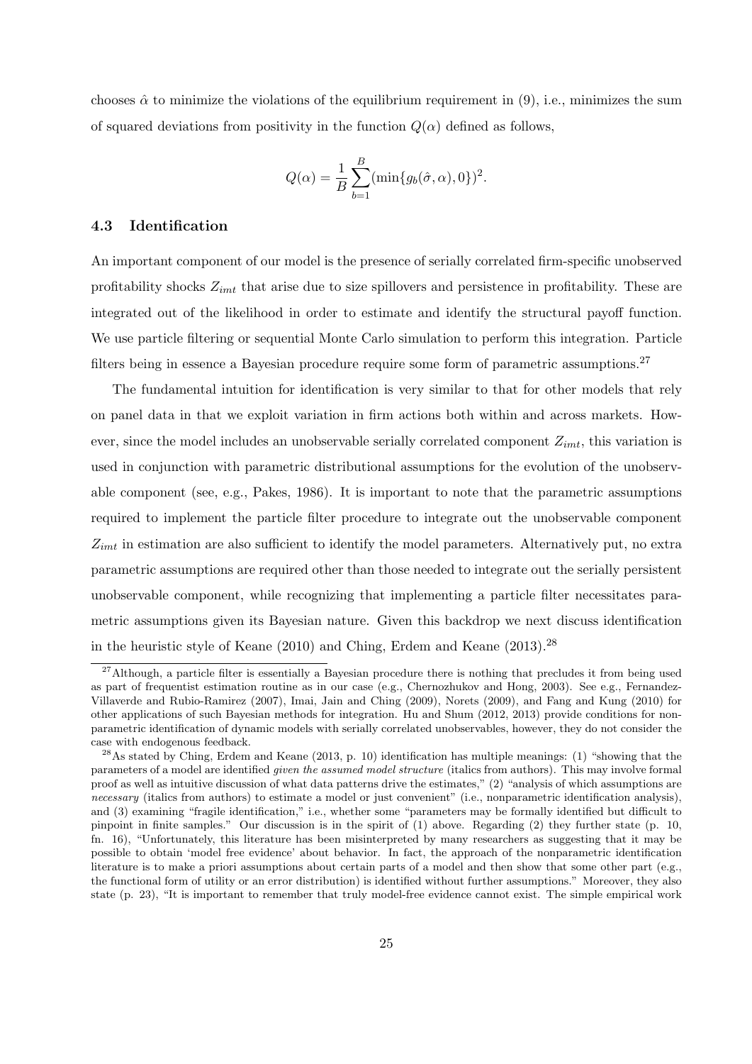chooses $\hat{\alpha}$ to minimize the violations of the equilibrium requirement in (9), i.e., minimizes the sum of squared deviations from positivity in the function $Q(\alpha)$ defined as follows,

$$Q(\alpha) = \frac{1}{B}\sum_{b=1}^{B}(\min\{g_b(\hat{\sigma}, \alpha), 0\})^2.$$

### 4.3 Identification

An important component of our model is the presence of serially correlated firm-specific unobserved profitability shocks $Z_{imt}$ that arise due to size spillovers and persistence in profitability. These are integrated out of the likelihood in order to estimate and identify the structural payoff function. We use particle filtering or sequential Monte Carlo simulation to perform this integration. Particle filters being in essence a Bayesian procedure require some form of parametric assumptions.[27]

The fundamental intuition for identification is very similar to that for other models that rely on panel data in that we exploit variation in firm actions both within and across markets. However, since the model includes an unobservable serially correlated component $Z_{imt}$, this variation is used in conjunction with parametric distributional assumptions for the evolution of the unobservable component (see, e.g., Pakes, 1986). It is important to note that the parametric assumptions required to implement the particle filter procedure to integrate out the unobservable component $Z_{imt}$ in estimation are also sufficient to identify the model parameters. Alternatively put, no extra parametric assumptions are required other than those needed to integrate out the serially persistent unobservable component, while recognizing that implementing a particle filter necessitates parametric assumptions given its Bayesian nature. Given this backdrop we next discuss identification in the heuristic style of Keane (2010) and Ching, Erdem and Keane (2013).[28]

---

[27] Although, a particle filter is essentially a Bayesian procedure there is nothing that precludes it from being used as part of frequentist estimation routine as in our case (e.g., Chernozhukov and Hong, 2003). See e.g., Fernandez-Villaverde and Rubio-Ramirez (2007), Imai, Jain and Ching (2009), Norets (2009), and Fang and Kung (2010) for other applications of such Bayesian methods for integration. Hu and Shum (2012, 2013) provide conditions for nonparametric identification of dynamic models with serially correlated unobservables, however, they do not consider the case with endogenous feedback.

[28] As stated by Ching, Erdem and Keane (2013, p. 10) identification has multiple meanings: (1) "showing that the parameters of a model are identified *given the assumed model structure* (italics from authors). This may involve formal proof as well as intuitive discussion of what data patterns drive the estimates," (2) "analysis of which assumptions are *necessary* (italics from authors) to estimate a model or just convenient" (i.e., nonparametric identification analysis), and (3) examining "fragile identification," i.e., whether some "parameters may be formally identified but difficult to pinpoint in finite samples." Our discussion is in the spirit of (1) above. Regarding (2) they further state (p. 10, fn. 16), "Unfortunately, this literature has been misinterpreted by many researchers as suggesting that it may be possible to obtain 'model free evidence' about behavior. In fact, the approach of the nonparametric identification literature is to make a priori assumptions about certain parts of a model and then show that some other part (e.g., the functional form of utility or an error distribution) is identified without further assumptions." Moreover, they also state (p. 23), "It is important to remember that truly model-free evidence cannot exist. The simple empirical work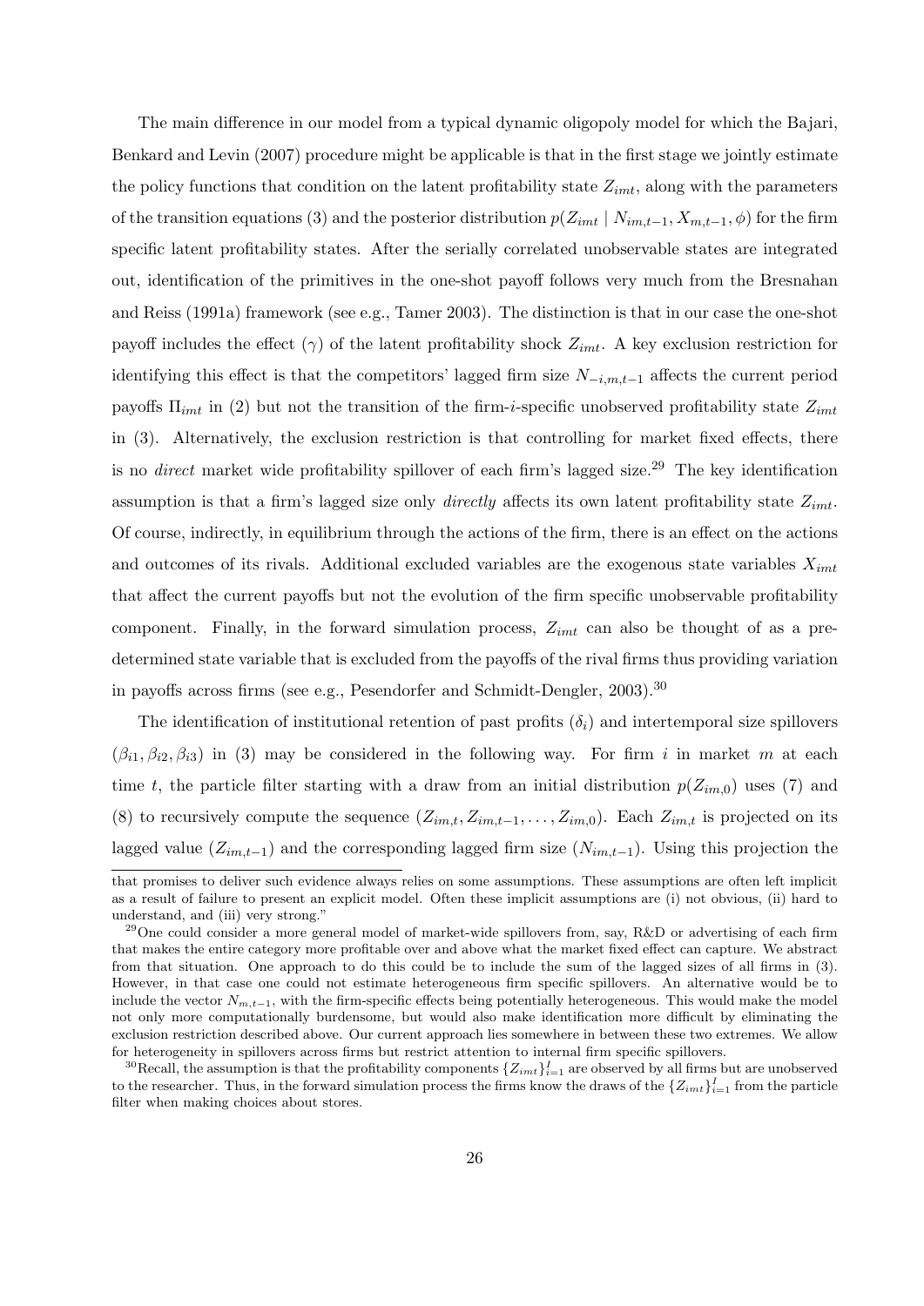The main difference in our model from a typical dynamic oligopoly model for which the Bajari, Benkard and Levin (2007) procedure might be applicable is that in the first stage we jointly estimate the policy functions that condition on the latent profitability state $Z_{imt}$, along with the parameters of the transition equations (3) and the posterior distribution $p(Z_{imt} \mid N_{im,t-1}, X_{m,t-1}, \phi)$ for the firm specific latent profitability states. After the serially correlated unobservable states are integrated out, identification of the primitives in the one-shot payoff follows very much from the Bresnahan and Reiss (1991a) framework (see e.g., Tamer 2003). The distinction is that in our case the one-shot payoff includes the effect ($\gamma$) of the latent profitability shock $Z_{imt}$. A key exclusion restriction for identifying this effect is that the competitors' lagged firm size $N_{-i,m,t-1}$ affects the current period payoffs $\Pi_{imt}$ in (2) but not the transition of the firm-$i$-specific unobserved profitability state $Z_{imt}$ in (3). Alternatively, the exclusion restriction is that controlling for market fixed effects, there is no *direct* market wide profitability spillover of each firm's lagged size.[29] The key identification assumption is that a firm's lagged size only *directly* affects its own latent profitability state $Z_{imt}$. Of course, indirectly, in equilibrium through the actions of the firm, there is an effect on the actions and outcomes of its rivals. Additional excluded variables are the exogenous state variables $X_{imt}$ that affect the current payoffs but not the evolution of the firm specific unobservable profitability component. Finally, in the forward simulation process, $Z_{imt}$ can also be thought of as a predetermined state variable that is excluded from the payoffs of the rival firms thus providing variation in payoffs across firms (see e.g., Pesendorfer and Schmidt-Dengler, 2003).[30]

The identification of institutional retention of past profits ($\delta_i$) and intertemporal size spillovers ($\beta_{i1}, \beta_{i2}, \beta_{i3}$) in (3) may be considered in the following way. For firm $i$ in market $m$ at each time $t$, the particle filter starting with a draw from an initial distribution $p(Z_{im,0})$ uses (7) and (8) to recursively compute the sequence $(Z_{im,t}, Z_{im,t-1}, \ldots, Z_{im,0})$. Each $Z_{im,t}$ is projected on its lagged value ($Z_{im,t-1}$) and the corresponding lagged firm size ($N_{im,t-1}$). Using this projection the

---

that promises to deliver such evidence always relies on some assumptions. These assumptions are often left implicit as a result of failure to present an explicit model. Often these implicit assumptions are (i) not obvious, (ii) hard to understand, and (iii) very strong."

[29] One could consider a more general model of market-wide spillovers from, say, R&D or advertising of each firm that makes the entire category more profitable over and above what the market fixed effect can capture. We abstract from that situation. One approach to do this could be to include the sum of the lagged sizes of all firms in (3). However, in that case one could not estimate heterogeneous firm specific spillovers. An alternative would be to include the vector $N_{m,t-1}$, with the firm-specific effects being potentially heterogeneous. This would make the model not only more computationally burdensome, but would also make identification more difficult by eliminating the exclusion restriction described above. Our current approach lies somewhere in between these two extremes. We allow for heterogeneity in spillovers across firms but restrict attention to internal firm specific spillovers.

[30] Recall, the assumption is that the profitability components $\{Z_{imt}\}_{i=1}^{I}$ are observed by all firms but are unobserved to the researcher. Thus, in the forward simulation process the firms know the draws of the $\{Z_{imt}\}_{i=1}^{I}$ from the particle filter when making choices about stores.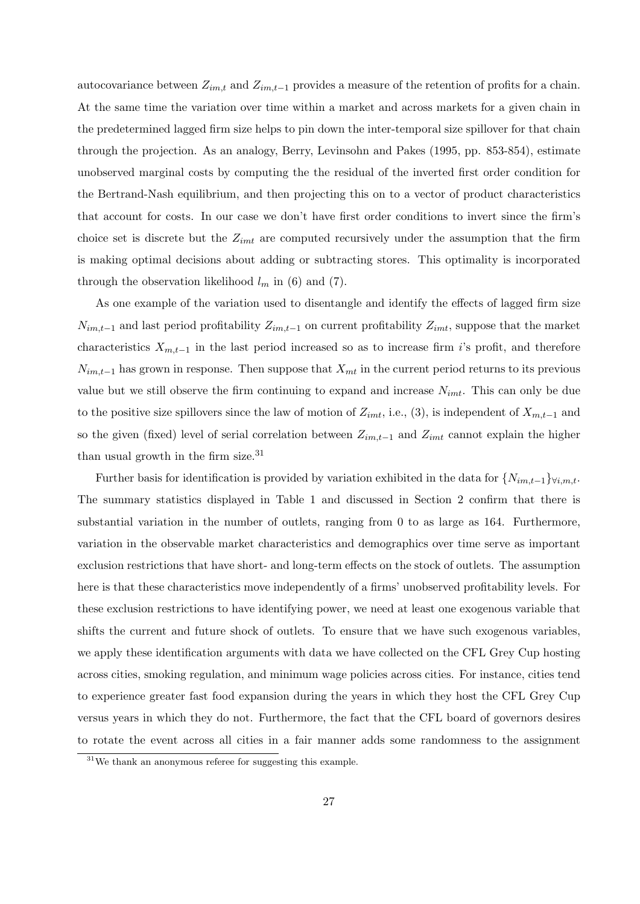autocovariance between $Z_{im,t}$ and $Z_{im,t-1}$ provides a measure of the retention of profits for a chain. At the same time the variation over time within a market and across markets for a given chain in the predetermined lagged firm size helps to pin down the inter-temporal size spillover for that chain through the projection. As an analogy, Berry, Levinsohn and Pakes (1995, pp. 853-854), estimate unobserved marginal costs by computing the the residual of the inverted first order condition for the Bertrand-Nash equilibrium, and then projecting this on to a vector of product characteristics that account for costs. In our case we don't have first order conditions to invert since the firm's choice set is discrete but the $Z_{imt}$ are computed recursively under the assumption that the firm is making optimal decisions about adding or subtracting stores. This optimality is incorporated through the observation likelihood $l_m$ in (6) and (7).

As one example of the variation used to disentangle and identify the effects of lagged firm size $N_{im,t-1}$ and last period profitability $Z_{im,t-1}$ on current profitability $Z_{imt}$, suppose that the market characteristics $X_{m,t-1}$ in the last period increased so as to increase firm $i$'s profit, and therefore $N_{im,t-1}$ has grown in response. Then suppose that $X_{mt}$ in the current period returns to its previous value but we still observe the firm continuing to expand and increase $N_{imt}$. This can only be due to the positive size spillovers since the law of motion of $Z_{imt}$, i.e., (3), is independent of $X_{m,t-1}$ and so the given (fixed) level of serial correlation between $Z_{im,t-1}$ and $Z_{imt}$ cannot explain the higher than usual growth in the firm size.[31]

Further basis for identification is provided by variation exhibited in the data for $\{N_{im,t-1}\}_{\forall i,m,t}$. The summary statistics displayed in Table 1 and discussed in Section 2 confirm that there is substantial variation in the number of outlets, ranging from 0 to as large as 164. Furthermore, variation in the observable market characteristics and demographics over time serve as important exclusion restrictions that have short- and long-term effects on the stock of outlets. The assumption here is that these characteristics move independently of a firms' unobserved profitability levels. For these exclusion restrictions to have identifying power, we need at least one exogenous variable that shifts the current and future shock of outlets. To ensure that we have such exogenous variables, we apply these identification arguments with data we have collected on the CFL Grey Cup hosting across cities, smoking regulation, and minimum wage policies across cities. For instance, cities tend to experience greater fast food expansion during the years in which they host the CFL Grey Cup versus years in which they do not. Furthermore, the fact that the CFL board of governors desires to rotate the event across all cities in a fair manner adds some randomness to the assignment

[31] We thank an anonymous referee for suggesting this example.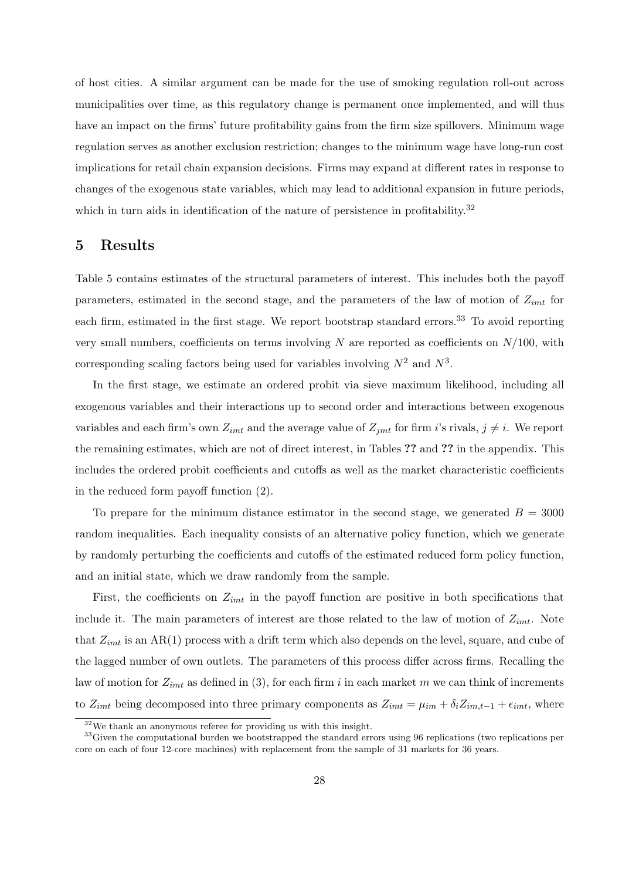of host cities. A similar argument can be made for the use of smoking regulation roll-out across municipalities over time, as this regulatory change is permanent once implemented, and will thus have an impact on the firms' future profitability gains from the firm size spillovers. Minimum wage regulation serves as another exclusion restriction; changes to the minimum wage have long-run cost implications for retail chain expansion decisions. Firms may expand at different rates in response to changes of the exogenous state variables, which may lead to additional expansion in future periods, which in turn aids in identification of the nature of persistence in profitability.[32]

# 5 Results

Table 5 contains estimates of the structural parameters of interest. This includes both the payoff parameters, estimated in the second stage, and the parameters of the law of motion of $Z_{imt}$ for each firm, estimated in the first stage. We report bootstrap standard errors.[33] To avoid reporting very small numbers, coefficients on terms involving $N$ are reported as coefficients on $N/100$, with corresponding scaling factors being used for variables involving $N^2$ and $N^3$.

In the first stage, we estimate an ordered probit via sieve maximum likelihood, including all exogenous variables and their interactions up to second order and interactions between exogenous variables and each firm's own $Z_{imt}$ and the average value of $Z_{jmt}$ for firm $i$'s rivals, $j \neq i$. We report the remaining estimates, which are not of direct interest, in Tables **??** and **??** in the appendix. This includes the ordered probit coefficients and cutoffs as well as the market characteristic coefficients in the reduced form payoff function (2).

To prepare for the minimum distance estimator in the second stage, we generated $B = 3000$ random inequalities. Each inequality consists of an alternative policy function, which we generate by randomly perturbing the coefficients and cutoffs of the estimated reduced form policy function, and an initial state, which we draw randomly from the sample.

First, the coefficients on $Z_{imt}$ in the payoff function are positive in both specifications that include it. The main parameters of interest are those related to the law of motion of $Z_{imt}$. Note that $Z_{imt}$ is an AR(1) process with a drift term which also depends on the level, square, and cube of the lagged number of own outlets. The parameters of this process differ across firms. Recalling the law of motion for $Z_{imt}$ as defined in (3), for each firm $i$ in each market $m$ we can think of increments to $Z_{imt}$ being decomposed into three primary components as $Z_{imt} = \mu_{im} + \delta_i Z_{im,t-1} + \epsilon_{imt}$, where

[32] We thank an anonymous referee for providing us with this insight.

[33] Given the computational burden we bootstrapped the standard errors using 96 replications (two replications per core on each of four 12-core machines) with replacement from the sample of 31 markets for 36 years.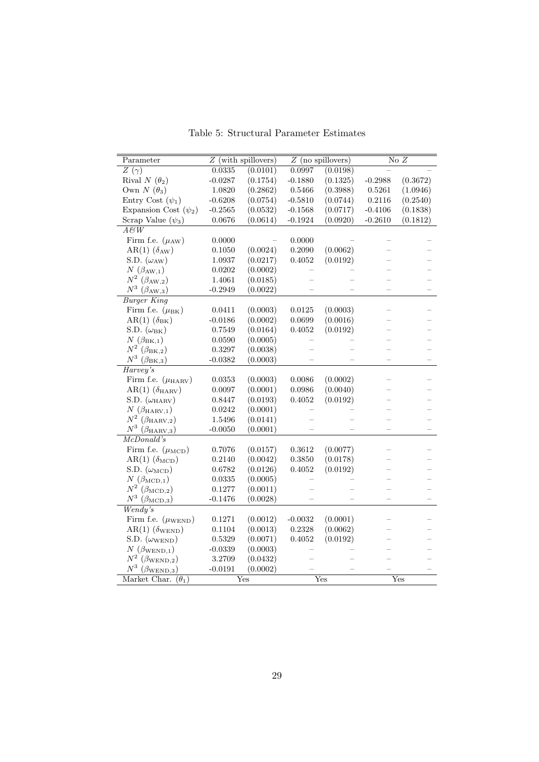Table 5: Structural Parameter Estimates

| Parameter | $Z$ (with spillovers) | | $Z$ (no spillovers) | | No $Z$ | |
|---|---|---|---|---|---|---|
| $Z$ ($\gamma$) | 0.0335 | (0.0101) | 0.0997 | (0.0198) | – | – |
| Rival $N$ ($\theta_2$) | -0.0287 | (0.1754) | -0.1880 | (0.1325) | -0.2988 | (0.3672) |
| Own $N$ ($\theta_3$) | 1.0820 | (0.2862) | 0.5466 | (0.3988) | 0.5261 | (1.0946) |
| Entry Cost ($\psi_1$) | -0.6208 | (0.0754) | -0.5810 | (0.0744) | 0.2116 | (0.2540) |
| Expansion Cost ($\psi_2$) | -0.2565 | (0.0532) | -0.1568 | (0.0717) | -0.4106 | (0.1838) |
| Scrap Value ($\psi_3$) | 0.0676 | (0.0614) | -0.1924 | (0.0920) | -0.2610 | (0.1812) |
| *A&W* | | | | | | |
| Firm f.e. ($\mu_{\text{AW}}$) | 0.0000 | – | 0.0000 | – | – | – |
| AR(1) ($\delta_{\text{AW}}$) | 0.1050 | (0.0024) | 0.2090 | (0.0062) | – | – |
| S.D. ($\omega_{\text{AW}}$) | 1.0937 | (0.0217) | 0.4052 | (0.0192) | – | – |
| $N$ ($\beta_{\text{AW},1}$) | 0.0202 | (0.0002) | – | – | – | – |
| $N^2$ ($\beta_{\text{AW},2}$) | 1.4061 | (0.0185) | – | – | – | – |
| $N^3$ ($\beta_{\text{AW},3}$) | -0.2949 | (0.0022) | – | – | – | – |
| *Burger King* | | | | | | |
| Firm f.e. ($\mu_{\text{BK}}$) | 0.0411 | (0.0003) | 0.0125 | (0.0003) | – | – |
| AR(1) ($\delta_{\text{BK}}$) | -0.0186 | (0.0002) | 0.0699 | (0.0016) | – | – |
| S.D. ($\omega_{\text{BK}}$) | 0.7549 | (0.0164) | 0.4052 | (0.0192) | – | – |
| $N$ ($\beta_{\text{BK},1}$) | 0.0590 | (0.0005) | – | – | – | – |
| $N^2$ ($\beta_{\text{BK},2}$) | 0.3297 | (0.0038) | – | – | – | – |
| $N^3$ ($\beta_{\text{BK},3}$) | -0.0382 | (0.0003) | – | – | – | – |
| *Harvey's* | | | | | | |
| Firm f.e. ($\mu_{\text{HARV}}$) | 0.0353 | (0.0003) | 0.0086 | (0.0002) | – | – |
| AR(1) ($\delta_{\text{HARV}}$) | 0.0097 | (0.0001) | 0.0986 | (0.0040) | – | – |
| S.D. ($\omega_{\text{HARV}}$) | 0.8447 | (0.0193) | 0.4052 | (0.0192) | – | – |
| $N$ ($\beta_{\text{HARV},1}$) | 0.0242 | (0.0001) | – | – | – | – |
| $N^2$ ($\beta_{\text{HARV},2}$) | 1.5496 | (0.0141) | – | – | – | – |
| $N^3$ ($\beta_{\text{HARV},3}$) | -0.0050 | (0.0001) | – | – | – | – |
| *McDonald's* | | | | | | |
| Firm f.e. ($\mu_{\text{MCD}}$) | 0.7076 | (0.0157) | 0.3612 | (0.0077) | – | – |
| AR(1) ($\delta_{\text{MCD}}$) | 0.2140 | (0.0042) | 0.3850 | (0.0178) | – | – |
| S.D. ($\omega_{\text{MCD}}$) | 0.6782 | (0.0126) | 0.4052 | (0.0192) | – | – |
| $N$ ($\beta_{\text{MCD},1}$) | 0.0335 | (0.0005) | – | – | – | – |
| $N^2$ ($\beta_{\text{MCD},2}$) | 0.1277 | (0.0011) | – | – | – | – |
| $N^3$ ($\beta_{\text{MCD},3}$) | -0.1476 | (0.0028) | – | – | – | – |
| *Wendy's* | | | | | | |
| Firm f.e. ($\mu_{\text{WEND}}$) | 0.1271 | (0.0012) | -0.0032 | (0.0001) | – | – |
| AR(1) ($\delta_{\text{WEND}}$) | 0.1104 | (0.0013) | 0.2328 | (0.0062) | – | – |
| S.D. ($\omega_{\text{WEND}}$) | 0.5329 | (0.0071) | 0.4052 | (0.0192) | – | – |
| $N$ ($\beta_{\text{WEND},1}$) | -0.0339 | (0.0003) | – | – | – | – |
| $N^2$ ($\beta_{\text{WEND},2}$) | 3.2709 | (0.0432) | – | – | – | – |
| $N^3$ ($\beta_{\text{WEND},3}$) | -0.0191 | (0.0002) | – | – | – | – |
| Market Char. ($\theta_1$) | Yes | | Yes | | Yes | |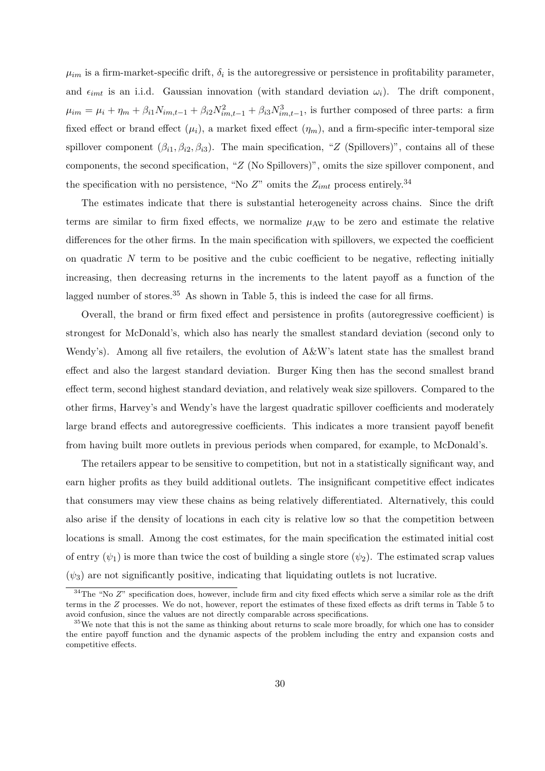$\mu_{im}$ is a firm-market-specific drift, $\delta_i$ is the autoregressive or persistence in profitability parameter, and $\epsilon_{imt}$ is an i.i.d. Gaussian innovation (with standard deviation $\omega_i$). The drift component, $\mu_{im} = \mu_i + \eta_m + \beta_{i1} N_{im,t-1} + \beta_{i2} N_{im,t-1}^2 + \beta_{i3} N_{im,t-1}^3$, is further composed of three parts: a firm fixed effect or brand effect ($\mu_i$), a market fixed effect ($\eta_m$), and a firm-specific inter-temporal size spillover component ($\beta_{i1}, \beta_{i2}, \beta_{i3}$). The main specification, "$Z$ (Spillovers)", contains all of these components, the second specification, "$Z$ (No Spillovers)", omits the size spillover component, and the specification with no persistence, "No $Z$" omits the $Z_{imt}$ process entirely.[34]

The estimates indicate that there is substantial heterogeneity across chains. Since the drift terms are similar to firm fixed effects, we normalize $\mu_{\text{AW}}$ to be zero and estimate the relative differences for the other firms. In the main specification with spillovers, we expected the coefficient on quadratic $N$ term to be positive and the cubic coefficient to be negative, reflecting initially increasing, then decreasing returns in the increments to the latent payoff as a function of the lagged number of stores.[35] As shown in Table 5, this is indeed the case for all firms.

Overall, the brand or firm fixed effect and persistence in profits (autoregressive coefficient) is strongest for McDonald's, which also has nearly the smallest standard deviation (second only to Wendy's). Among all five retailers, the evolution of A&W's latent state has the smallest brand effect and also the largest standard deviation. Burger King then has the second smallest brand effect term, second highest standard deviation, and relatively weak size spillovers. Compared to the other firms, Harvey's and Wendy's have the largest quadratic spillover coefficients and moderately large brand effects and autoregressive coefficients. This indicates a more transient payoff benefit from having built more outlets in previous periods when compared, for example, to McDonald's.

The retailers appear to be sensitive to competition, but not in a statistically significant way, and earn higher profits as they build additional outlets. The insignificant competitive effect indicates that consumers may view these chains as being relatively differentiated. Alternatively, this could also arise if the density of locations in each city is relative low so that the competition between locations is small. Among the cost estimates, for the main specification the estimated initial cost of entry ($\psi_1$) is more than twice the cost of building a single store ($\psi_2$). The estimated scrap values ($\psi_3$) are not significantly positive, indicating that liquidating outlets is not lucrative.

[34] The "No $Z$" specification does, however, include firm and city fixed effects which serve a similar role as the drift terms in the $Z$ processes. We do not, however, report the estimates of these fixed effects as drift terms in Table 5 to avoid confusion, since the values are not directly comparable across specifications.

[35] We note that this is not the same as thinking about returns to scale more broadly, for which one has to consider the entire payoff function and the dynamic aspects of the problem including the entry and expansion costs and competitive effects.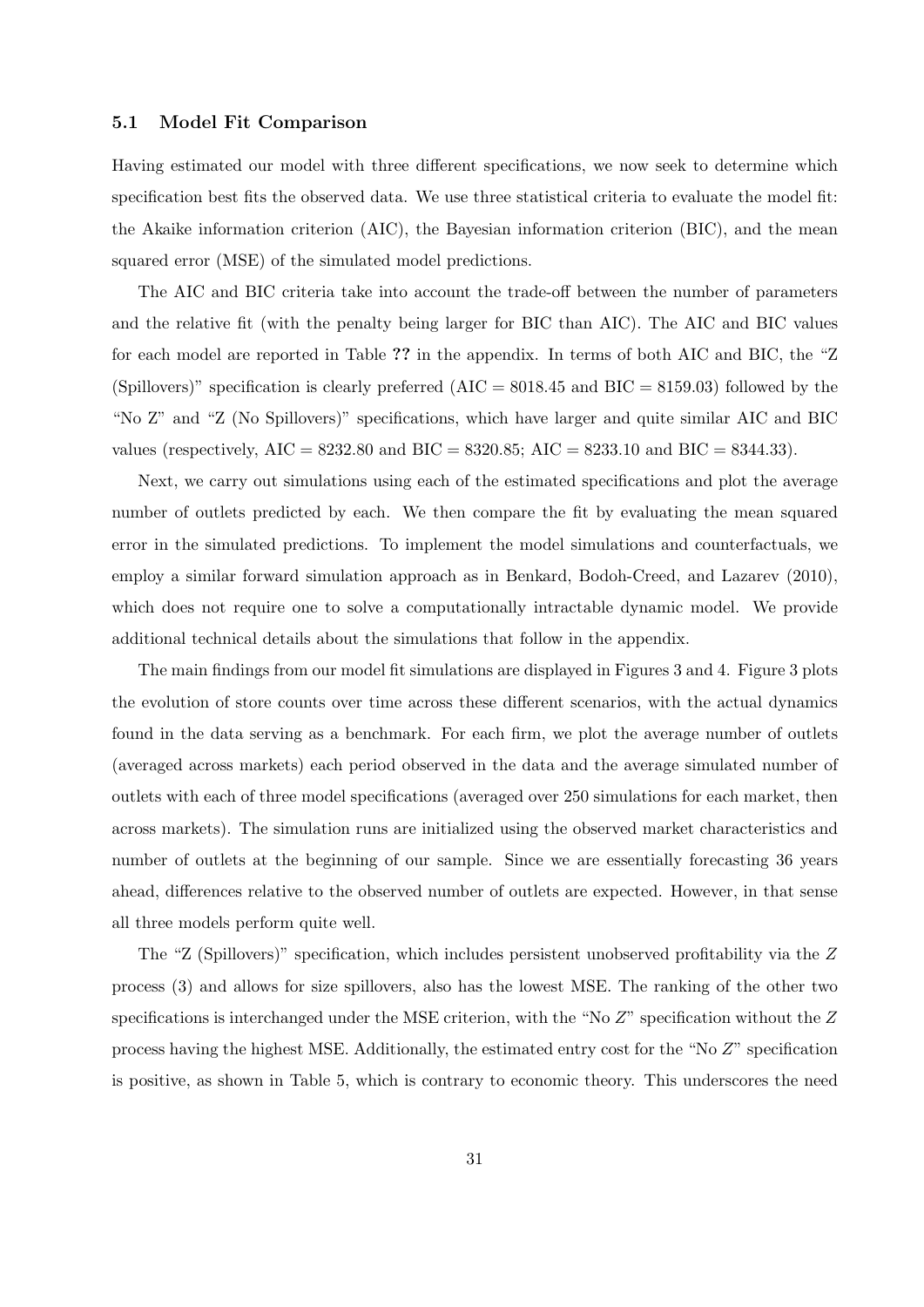### 5.1 Model Fit Comparison

Having estimated our model with three different specifications, we now seek to determine which specification best fits the observed data. We use three statistical criteria to evaluate the model fit: the Akaike information criterion (AIC), the Bayesian information criterion (BIC), and the mean squared error (MSE) of the simulated model predictions.

The AIC and BIC criteria take into account the trade-off between the number of parameters and the relative fit (with the penalty being larger for BIC than AIC). The AIC and BIC values for each model are reported in Table **??** in the appendix. In terms of both AIC and BIC, the "Z (Spillovers)" specification is clearly preferred (AIC = 8018.45 and BIC = 8159.03) followed by the "No Z" and "Z (No Spillovers)" specifications, which have larger and quite similar AIC and BIC values (respectively, AIC = 8232.80 and BIC = 8320.85; AIC = 8233.10 and BIC = 8344.33).

Next, we carry out simulations using each of the estimated specifications and plot the average number of outlets predicted by each. We then compare the fit by evaluating the mean squared error in the simulated predictions. To implement the model simulations and counterfactuals, we employ a similar forward simulation approach as in Benkard, Bodoh-Creed, and Lazarev (2010), which does not require one to solve a computationally intractable dynamic model. We provide additional technical details about the simulations that follow in the appendix.

The main findings from our model fit simulations are displayed in Figures 3 and 4. Figure 3 plots the evolution of store counts over time across these different scenarios, with the actual dynamics found in the data serving as a benchmark. For each firm, we plot the average number of outlets (averaged across markets) each period observed in the data and the average simulated number of outlets with each of three model specifications (averaged over 250 simulations for each market, then across markets). The simulation runs are initialized using the observed market characteristics and number of outlets at the beginning of our sample. Since we are essentially forecasting 36 years ahead, differences relative to the observed number of outlets are expected. However, in that sense all three models perform quite well.

The "Z (Spillovers)" specification, which includes persistent unobserved profitability via the $Z$ process (3) and allows for size spillovers, also has the lowest MSE. The ranking of the other two specifications is interchanged under the MSE criterion, with the "No $Z$" specification without the $Z$ process having the highest MSE. Additionally, the estimated entry cost for the "No $Z$" specification is positive, as shown in Table 5, which is contrary to economic theory. This underscores the need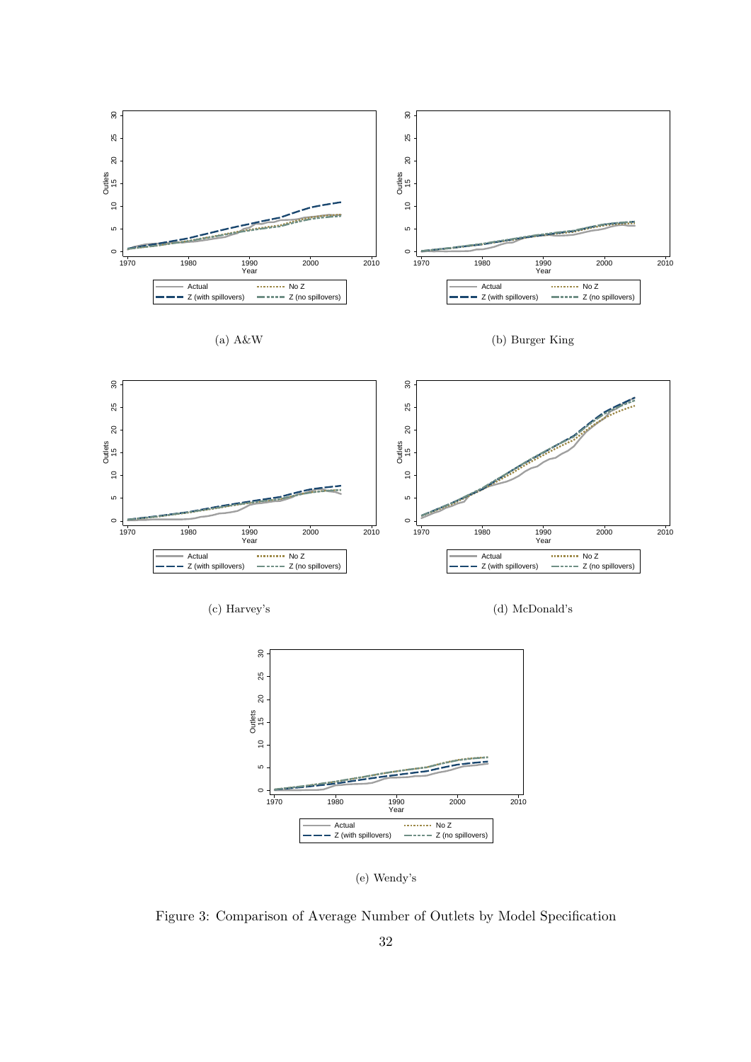(a) A&W

(b) Burger King

(c) Harvey's

(d) McDonald's

(e) Wendy's

Figure 3: Comparison of Average Number of Outlets by Model Specification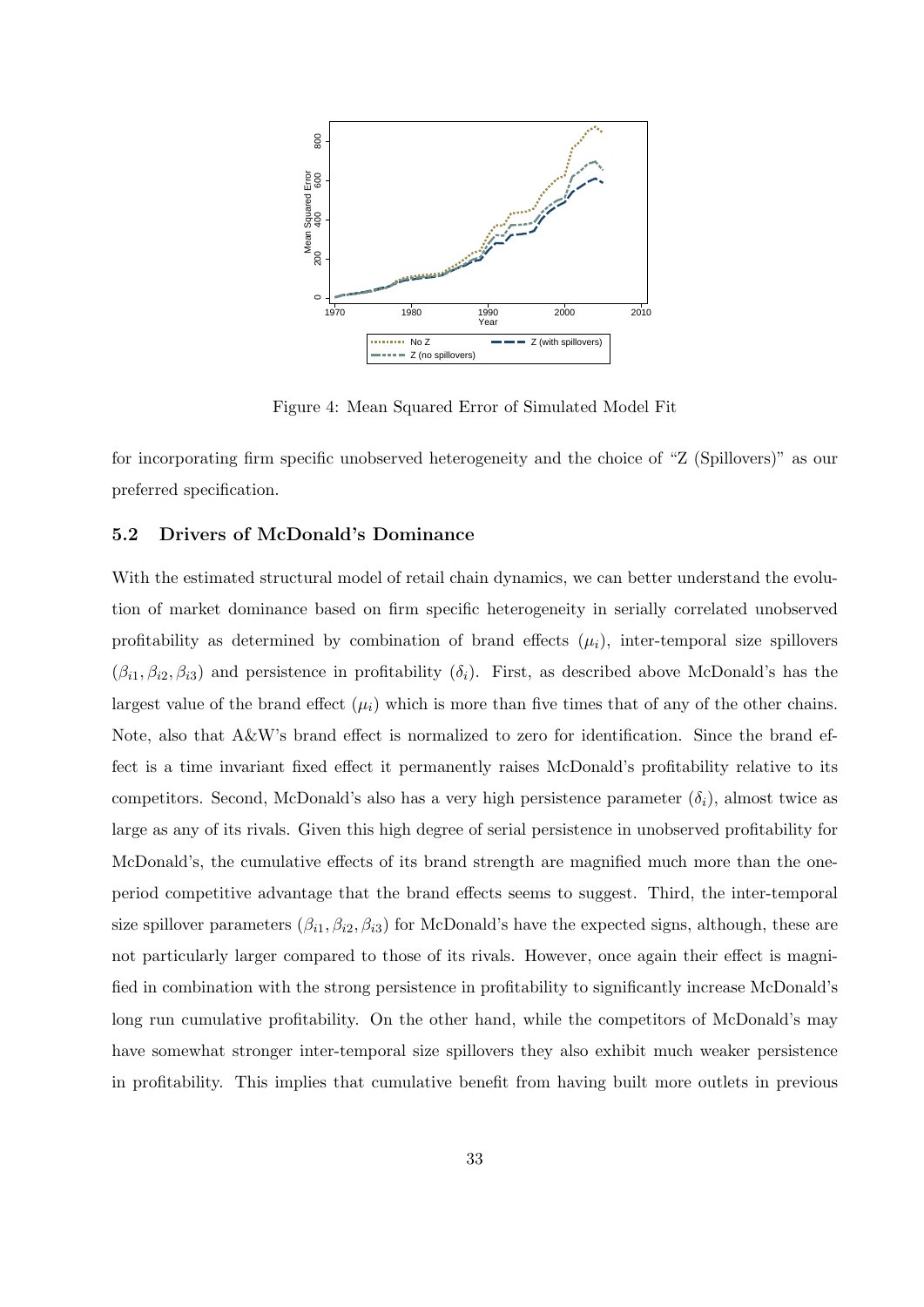Figure 4: Mean Squared Error of Simulated Model Fit

for incorporating firm specific unobserved heterogeneity and the choice of "Z (Spillovers)" as our preferred specification.

### 5.2 Drivers of McDonald's Dominance

With the estimated structural model of retail chain dynamics, we can better understand the evolution of market dominance based on firm specific heterogeneity in serially correlated unobserved profitability as determined by combination of brand effects ($\mu_i$), inter-temporal size spillovers ($\beta_{i1}, \beta_{i2}, \beta_{i3}$) and persistence in profitability ($\delta_i$). First, as described above McDonald's has the largest value of the brand effect ($\mu_i$) which is more than five times that of any of the other chains. Note, also that A&W's brand effect is normalized to zero for identification. Since the brand effect is a time invariant fixed effect it permanently raises McDonald's profitability relative to its competitors. Second, McDonald's also has a very high persistence parameter ($\delta_i$), almost twice as large as any of its rivals. Given this high degree of serial persistence in unobserved profitability for McDonald's, the cumulative effects of its brand strength are magnified much more than the one-period competitive advantage that the brand effects seems to suggest. Third, the inter-temporal size spillover parameters ($\beta_{i1}, \beta_{i2}, \beta_{i3}$) for McDonald's have the expected signs, although, these are not particularly larger compared to those of its rivals. However, once again their effect is magnified in combination with the strong persistence in profitability to significantly increase McDonald's long run cumulative profitability. On the other hand, while the competitors of McDonald's may have somewhat stronger inter-temporal size spillovers they also exhibit much weaker persistence in profitability. This implies that cumulative benefit from having built more outlets in previous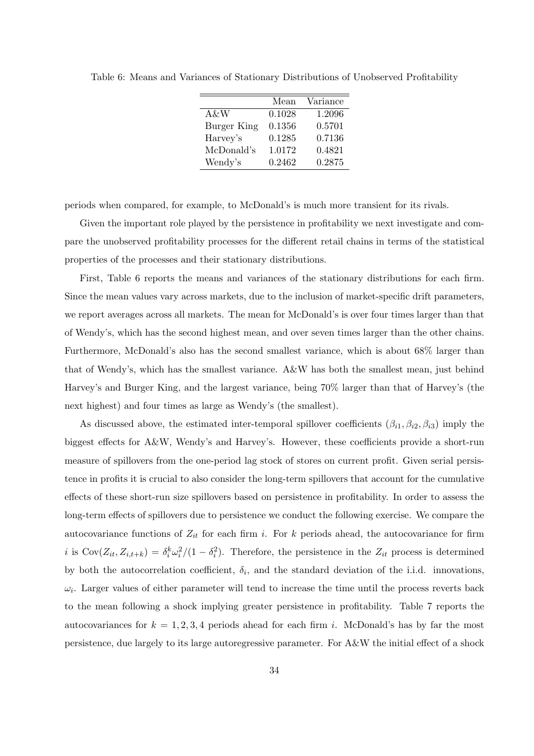Table 6: Means and Variances of Stationary Distributions of Unobserved Profitability

| | Mean | Variance |
|---|---|---|
| A&W | 0.1028 | 1.2096 |
| Burger King | 0.1356 | 0.5701 |
| Harvey's | 0.1285 | 0.7136 |
| McDonald's | 1.0172 | 0.4821 |
| Wendy's | 0.2462 | 0.2875 |

periods when compared, for example, to McDonald's is much more transient for its rivals.

Given the important role played by the persistence in profitability we next investigate and compare the unobserved profitability processes for the different retail chains in terms of the statistical properties of the processes and their stationary distributions.

First, Table 6 reports the means and variances of the stationary distributions for each firm. Since the mean values vary across markets, due to the inclusion of market-specific drift parameters, we report averages across all markets. The mean for McDonald's is over four times larger than that of Wendy's, which has the second highest mean, and over seven times larger than the other chains. Furthermore, McDonald's also has the second smallest variance, which is about 68% larger than that of Wendy's, which has the smallest variance. A&W has both the smallest mean, just behind Harvey's and Burger King, and the largest variance, being 70% larger than that of Harvey's (the next highest) and four times as large as Wendy's (the smallest).

As discussed above, the estimated inter-temporal spillover coefficients $(\beta_{i1}, \beta_{i2}, \beta_{i3})$ imply the biggest effects for A&W, Wendy's and Harvey's. However, these coefficients provide a short-run measure of spillovers from the one-period lag stock of stores on current profit. Given serial persistence in profits it is crucial to also consider the long-term spillovers that account for the cumulative effects of these short-run size spillovers based on persistence in profitability. In order to assess the long-term effects of spillovers due to persistence we conduct the following exercise. We compare the autocovariance functions of $Z_{it}$ for each firm $i$. For $k$ periods ahead, the autocovariance for firm $i$ is $\text{Cov}(Z_{it}, Z_{i,t+k}) = \delta_i^k \omega_i^2/(1 - \delta_i^2)$. Therefore, the persistence in the $Z_{it}$ process is determined by both the autocorrelation coefficient, $\delta_i$, and the standard deviation of the i.i.d. innovations, $\omega_i$. Larger values of either parameter will tend to increase the time until the process reverts back to the mean following a shock implying greater persistence in profitability. Table 7 reports the autocovariances for $k = 1, 2, 3, 4$ periods ahead for each firm $i$. McDonald's has by far the most persistence, due largely to its large autoregressive parameter. For A&W the initial effect of a shock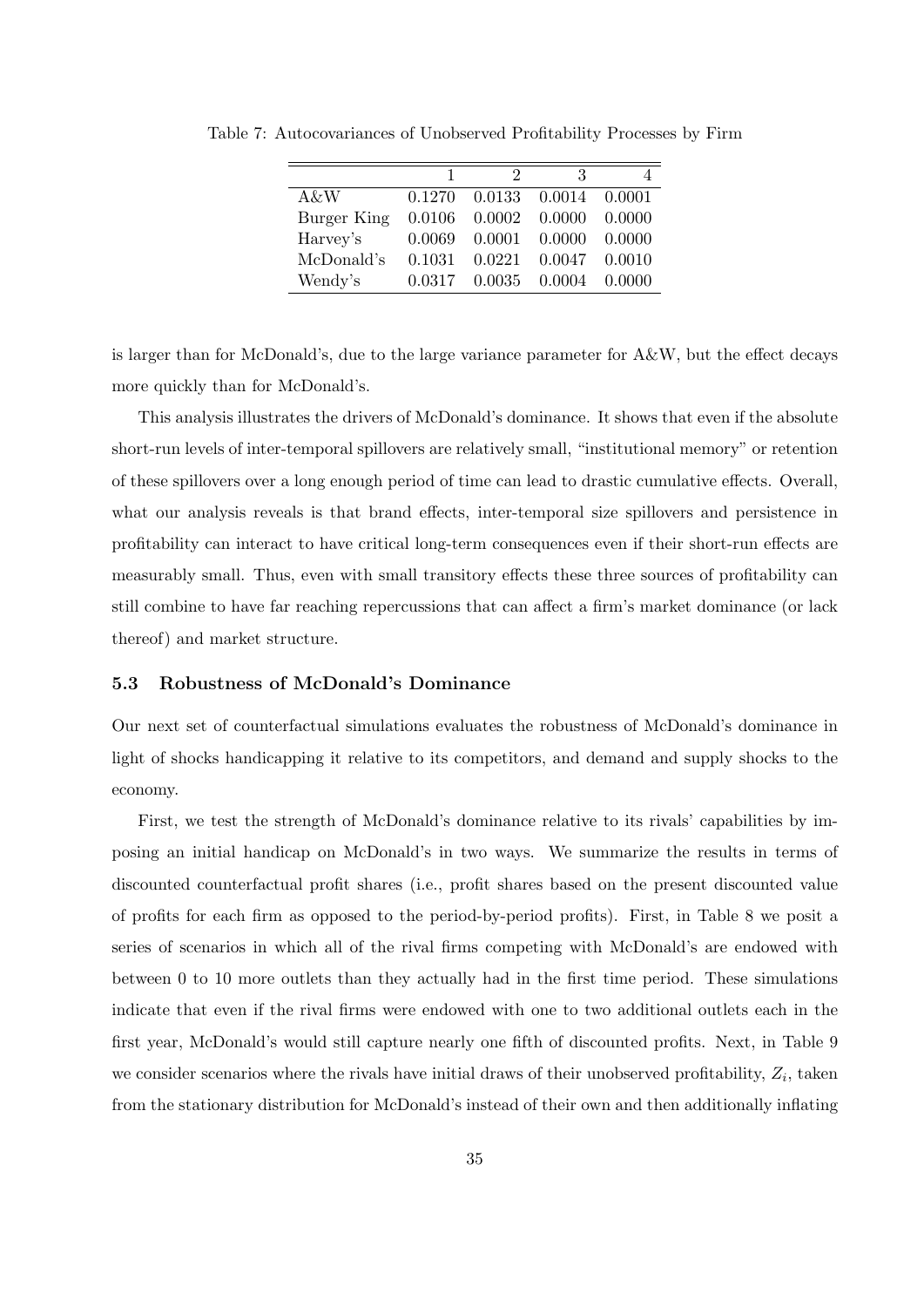Table 7: Autocovariances of Unobserved Profitability Processes by Firm

| | 1 | 2 | 3 | 4 |
|---|---|---|---|---|
| A&W | 0.1270 | 0.0133 | 0.0014 | 0.0001 |
| Burger King | 0.0106 | 0.0002 | 0.0000 | 0.0000 |
| Harvey's | 0.0069 | 0.0001 | 0.0000 | 0.0000 |
| McDonald's | 0.1031 | 0.0221 | 0.0047 | 0.0010 |
| Wendy's | 0.0317 | 0.0035 | 0.0004 | 0.0000 |

is larger than for McDonald's, due to the large variance parameter for A&W, but the effect decays more quickly than for McDonald's.

This analysis illustrates the drivers of McDonald's dominance. It shows that even if the absolute short-run levels of inter-temporal spillovers are relatively small, "institutional memory" or retention of these spillovers over a long enough period of time can lead to drastic cumulative effects. Overall, what our analysis reveals is that brand effects, inter-temporal size spillovers and persistence in profitability can interact to have critical long-term consequences even if their short-run effects are measurably small. Thus, even with small transitory effects these three sources of profitability can still combine to have far reaching repercussions that can affect a firm's market dominance (or lack thereof) and market structure.

### 5.3 Robustness of McDonald's Dominance

Our next set of counterfactual simulations evaluates the robustness of McDonald's dominance in light of shocks handicapping it relative to its competitors, and demand and supply shocks to the economy.

First, we test the strength of McDonald's dominance relative to its rivals' capabilities by imposing an initial handicap on McDonald's in two ways. We summarize the results in terms of discounted counterfactual profit shares (i.e., profit shares based on the present discounted value of profits for each firm as opposed to the period-by-period profits). First, in Table 8 we posit a series of scenarios in which all of the rival firms competing with McDonald's are endowed with between 0 to 10 more outlets than they actually had in the first time period. These simulations indicate that even if the rival firms were endowed with one to two additional outlets each in the first year, McDonald's would still capture nearly one fifth of discounted profits. Next, in Table 9 we consider scenarios where the rivals have initial draws of their unobserved profitability, $Z_i$, taken from the stationary distribution for McDonald's instead of their own and then additionally inflating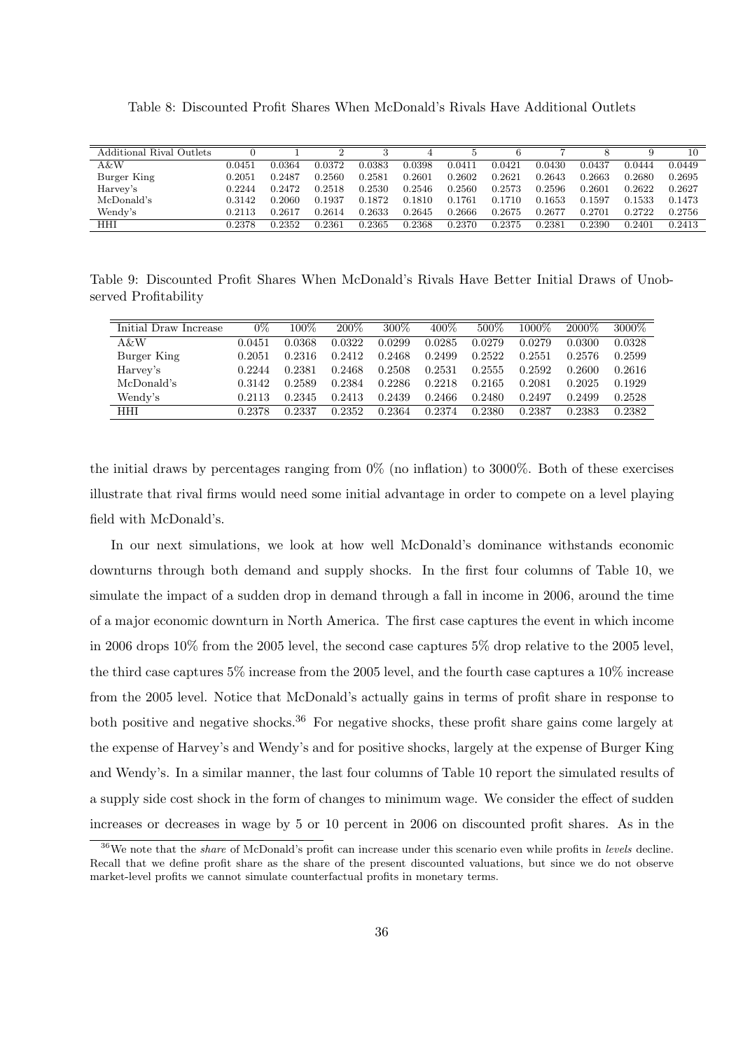Table 8: Discounted Profit Shares When McDonald's Rivals Have Additional Outlets

| Additional Rival Outlets | 0 | 1 | 2 | 3 | 4 | 5 | 6 | 7 | 8 | 9 | 10 |
|---|---|---|---|---|---|---|---|---|---|---|---|
| A&W | 0.0451 | 0.0364 | 0.0372 | 0.0383 | 0.0398 | 0.0411 | 0.0421 | 0.0430 | 0.0437 | 0.0444 | 0.0449 |
| Burger King | 0.2051 | 0.2487 | 0.2560 | 0.2581 | 0.2601 | 0.2602 | 0.2621 | 0.2643 | 0.2663 | 0.2680 | 0.2695 |
| Harvey's | 0.2244 | 0.2472 | 0.2518 | 0.2530 | 0.2546 | 0.2560 | 0.2573 | 0.2596 | 0.2601 | 0.2622 | 0.2627 |
| McDonald's | 0.3142 | 0.2060 | 0.1937 | 0.1872 | 0.1810 | 0.1761 | 0.1710 | 0.1653 | 0.1597 | 0.1533 | 0.1473 |
| Wendy's | 0.2113 | 0.2617 | 0.2614 | 0.2633 | 0.2645 | 0.2666 | 0.2675 | 0.2677 | 0.2701 | 0.2722 | 0.2756 |
| HHI | 0.2378 | 0.2352 | 0.2361 | 0.2365 | 0.2368 | 0.2370 | 0.2375 | 0.2381 | 0.2390 | 0.2401 | 0.2413 |

Table 9: Discounted Profit Shares When McDonald's Rivals Have Better Initial Draws of Unobserved Profitability

| Initial Draw Increase | 0% | 100% | 200% | 300% | 400% | 500% | 1000% | 2000% | 3000% |
|---|---|---|---|---|---|---|---|---|---|
| A&W | 0.0451 | 0.0368 | 0.0322 | 0.0299 | 0.0285 | 0.0279 | 0.0279 | 0.0300 | 0.0328 |
| Burger King | 0.2051 | 0.2316 | 0.2412 | 0.2468 | 0.2499 | 0.2522 | 0.2551 | 0.2576 | 0.2599 |
| Harvey's | 0.2244 | 0.2381 | 0.2468 | 0.2508 | 0.2531 | 0.2555 | 0.2592 | 0.2600 | 0.2616 |
| McDonald's | 0.3142 | 0.2589 | 0.2384 | 0.2286 | 0.2218 | 0.2165 | 0.2081 | 0.2025 | 0.1929 |
| Wendy's | 0.2113 | 0.2345 | 0.2413 | 0.2439 | 0.2466 | 0.2480 | 0.2497 | 0.2499 | 0.2528 |
| HHI | 0.2378 | 0.2337 | 0.2352 | 0.2364 | 0.2374 | 0.2380 | 0.2387 | 0.2383 | 0.2382 |

the initial draws by percentages ranging from 0% (no inflation) to 3000%. Both of these exercises illustrate that rival firms would need some initial advantage in order to compete on a level playing field with McDonald's.

In our next simulations, we look at how well McDonald's dominance withstands economic downturns through both demand and supply shocks. In the first four columns of Table 10, we simulate the impact of a sudden drop in demand through a fall in income in 2006, around the time of a major economic downturn in North America. The first case captures the event in which income in 2006 drops 10% from the 2005 level, the second case captures 5% drop relative to the 2005 level, the third case captures 5% increase from the 2005 level, and the fourth case captures a 10% increase from the 2005 level. Notice that McDonald's actually gains in terms of profit share in response to both positive and negative shocks.[36] For negative shocks, these profit share gains come largely at the expense of Harvey's and Wendy's and for positive shocks, largely at the expense of Burger King and Wendy's. In a similar manner, the last four columns of Table 10 report the simulated results of a supply side cost shock in the form of changes to minimum wage. We consider the effect of sudden increases or decreases in wage by 5 or 10 percent in 2006 on discounted profit shares. As in the

[36] We note that the *share* of McDonald's profit can increase under this scenario even while profits in *levels* decline. Recall that we define profit share as the share of the present discounted valuations, but since we do not observe market-level profits we cannot simulate counterfactual profits in monetary terms.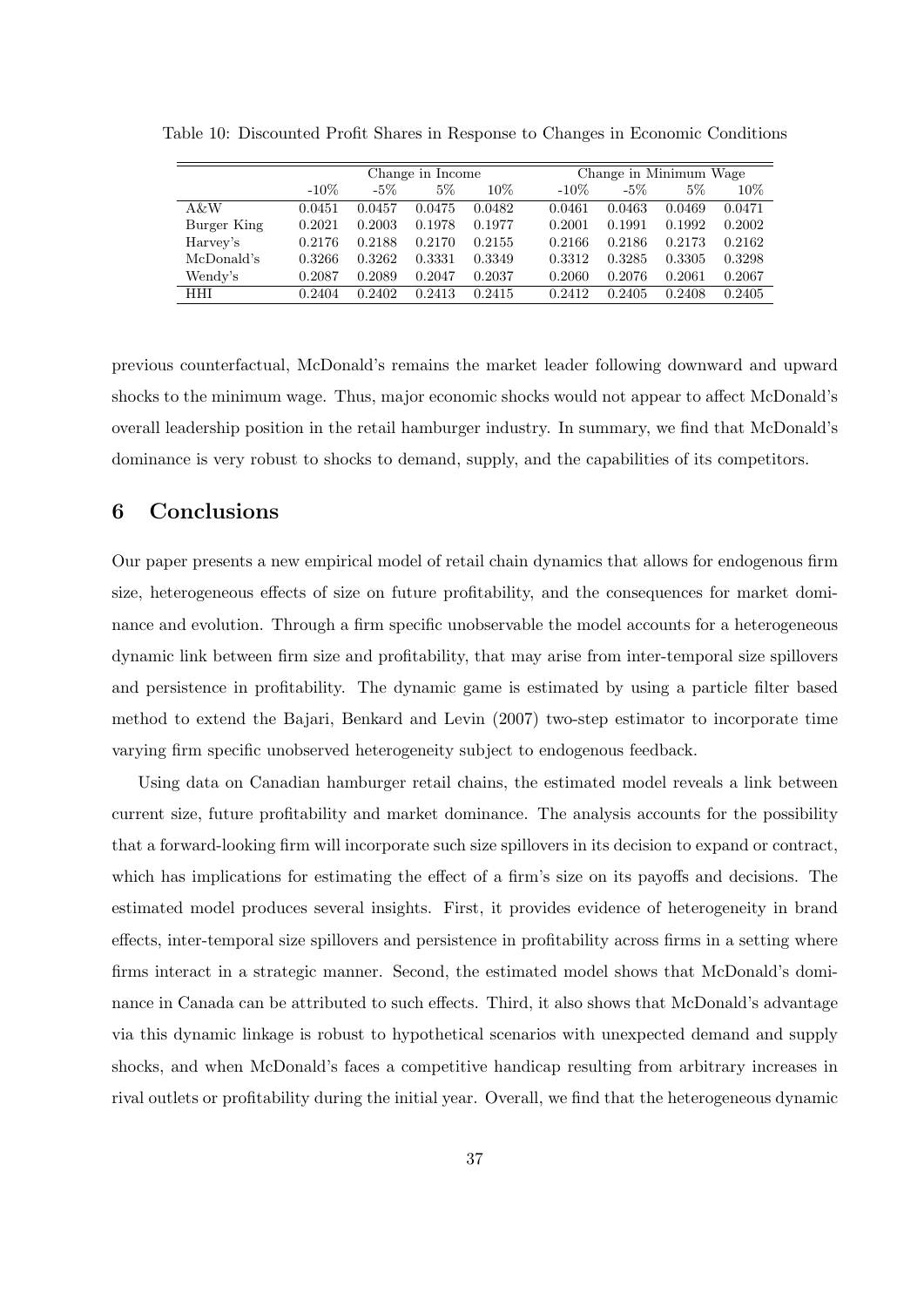Table 10: Discounted Profit Shares in Response to Changes in Economic Conditions

| | Change in Income | | | | Change in Minimum Wage | | | |
|---|---|---|---|---|---|---|---|---|
| | -10% | -5% | 5% | 10% | -10% | -5% | 5% | 10% |
| A&W | 0.0451 | 0.0457 | 0.0475 | 0.0482 | 0.0461 | 0.0463 | 0.0469 | 0.0471 |
| Burger King | 0.2021 | 0.2003 | 0.1978 | 0.1977 | 0.2001 | 0.1991 | 0.1992 | 0.2002 |
| Harvey's | 0.2176 | 0.2188 | 0.2170 | 0.2155 | 0.2166 | 0.2186 | 0.2173 | 0.2162 |
| McDonald's | 0.3266 | 0.3262 | 0.3331 | 0.3349 | 0.3312 | 0.3285 | 0.3305 | 0.3298 |
| Wendy's | 0.2087 | 0.2089 | 0.2047 | 0.2037 | 0.2060 | 0.2076 | 0.2061 | 0.2067 |
| HHI | 0.2404 | 0.2402 | 0.2413 | 0.2415 | 0.2412 | 0.2405 | 0.2408 | 0.2405 |

previous counterfactual, McDonald's remains the market leader following downward and upward shocks to the minimum wage. Thus, major economic shocks would not appear to affect McDonald's overall leadership position in the retail hamburger industry. In summary, we find that McDonald's dominance is very robust to shocks to demand, supply, and the capabilities of its competitors.

# 6 Conclusions

Our paper presents a new empirical model of retail chain dynamics that allows for endogenous firm size, heterogeneous effects of size on future profitability, and the consequences for market dominance and evolution. Through a firm specific unobservable the model accounts for a heterogeneous dynamic link between firm size and profitability, that may arise from inter-temporal size spillovers and persistence in profitability. The dynamic game is estimated by using a particle filter based method to extend the Bajari, Benkard and Levin (2007) two-step estimator to incorporate time varying firm specific unobserved heterogeneity subject to endogenous feedback.

Using data on Canadian hamburger retail chains, the estimated model reveals a link between current size, future profitability and market dominance. The analysis accounts for the possibility that a forward-looking firm will incorporate such size spillovers in its decision to expand or contract, which has implications for estimating the effect of a firm's size on its payoffs and decisions. The estimated model produces several insights. First, it provides evidence of heterogeneity in brand effects, inter-temporal size spillovers and persistence in profitability across firms in a setting where firms interact in a strategic manner. Second, the estimated model shows that McDonald's dominance in Canada can be attributed to such effects. Third, it also shows that McDonald's advantage via this dynamic linkage is robust to hypothetical scenarios with unexpected demand and supply shocks, and when McDonald's faces a competitive handicap resulting from arbitrary increases in rival outlets or profitability during the initial year. Overall, we find that the heterogeneous dynamic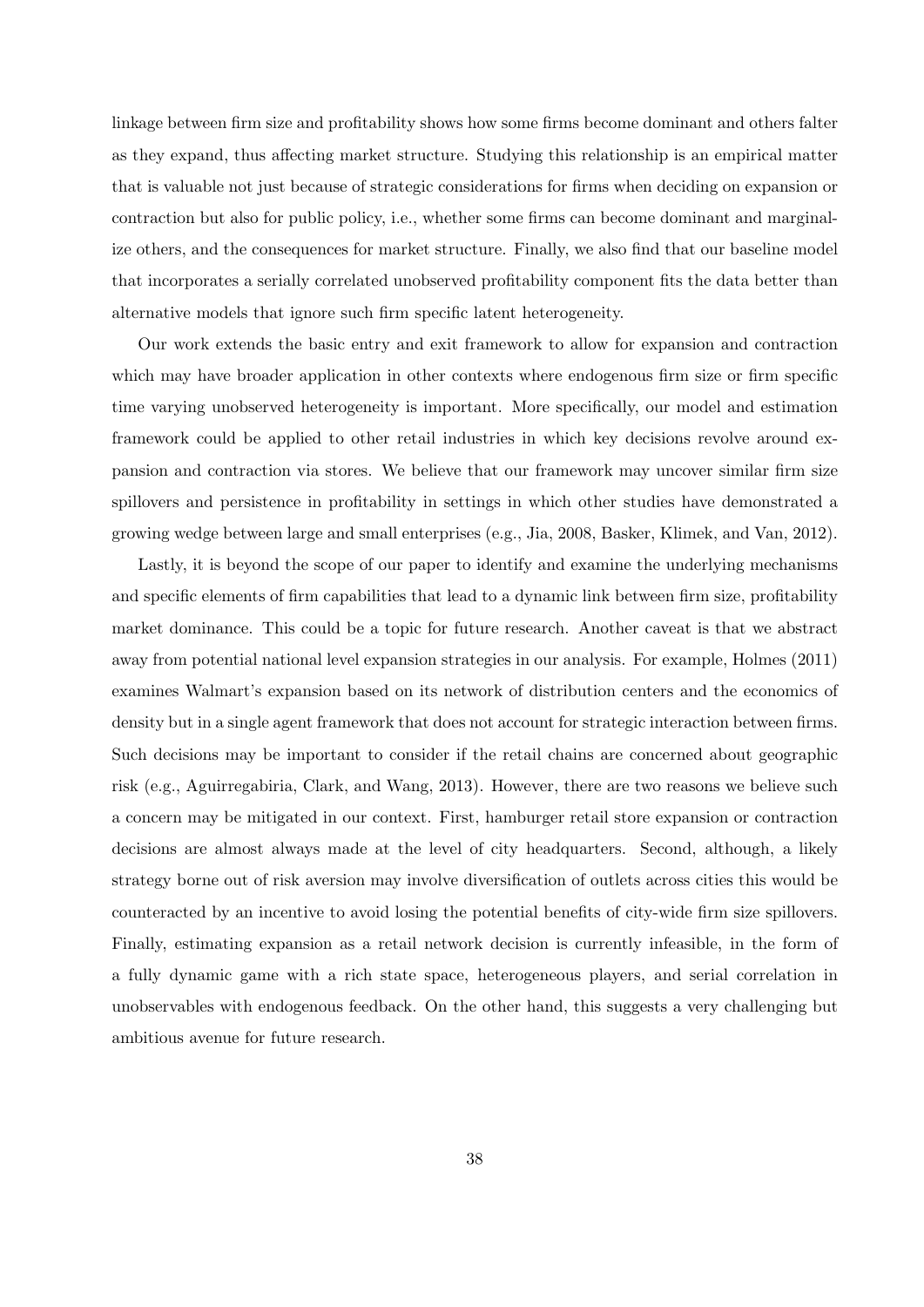linkage between firm size and profitability shows how some firms become dominant and others falter as they expand, thus affecting market structure. Studying this relationship is an empirical matter that is valuable not just because of strategic considerations for firms when deciding on expansion or contraction but also for public policy, i.e., whether some firms can become dominant and marginalize others, and the consequences for market structure. Finally, we also find that our baseline model that incorporates a serially correlated unobserved profitability component fits the data better than alternative models that ignore such firm specific latent heterogeneity.

Our work extends the basic entry and exit framework to allow for expansion and contraction which may have broader application in other contexts where endogenous firm size or firm specific time varying unobserved heterogeneity is important. More specifically, our model and estimation framework could be applied to other retail industries in which key decisions revolve around expansion and contraction via stores. We believe that our framework may uncover similar firm size spillovers and persistence in profitability in settings in which other studies have demonstrated a growing wedge between large and small enterprises (e.g., Jia, 2008, Basker, Klimek, and Van, 2012).

Lastly, it is beyond the scope of our paper to identify and examine the underlying mechanisms and specific elements of firm capabilities that lead to a dynamic link between firm size, profitability market dominance. This could be a topic for future research. Another caveat is that we abstract away from potential national level expansion strategies in our analysis. For example, Holmes (2011) examines Walmart's expansion based on its network of distribution centers and the economics of density but in a single agent framework that does not account for strategic interaction between firms. Such decisions may be important to consider if the retail chains are concerned about geographic risk (e.g., Aguirregabiria, Clark, and Wang, 2013). However, there are two reasons we believe such a concern may be mitigated in our context. First, hamburger retail store expansion or contraction decisions are almost always made at the level of city headquarters. Second, although, a likely strategy borne out of risk aversion may involve diversification of outlets across cities this would be counteracted by an incentive to avoid losing the potential benefits of city-wide firm size spillovers. Finally, estimating expansion as a retail network decision is currently infeasible, in the form of a fully dynamic game with a rich state space, heterogeneous players, and serial correlation in unobservables with endogenous feedback. On the other hand, this suggests a very challenging but ambitious avenue for future research.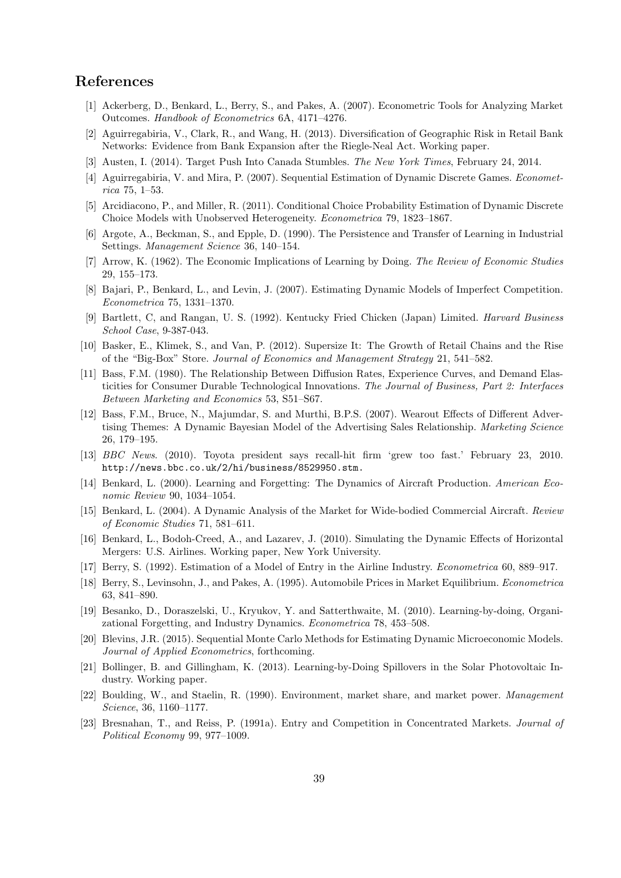## References

[1] Ackerberg, D., Benkard, L., Berry, S., and Pakes, A. (2007). Econometric Tools for Analyzing Market Outcomes. *Handbook of Econometrics* 6A, 4171–4276.

[2] Aguirregabiria, V., Clark, R., and Wang, H. (2013). Diversification of Geographic Risk in Retail Bank Networks: Evidence from Bank Expansion after the Riegle-Neal Act. Working paper.

[3] Austen, I. (2014). Target Push Into Canada Stumbles. *The New York Times*, February 24, 2014.

[4] Aguirregabiria, V. and Mira, P. (2007). Sequential Estimation of Dynamic Discrete Games. *Econometrica* 75, 1–53.

[5] Arcidiacono, P., and Miller, R. (2011). Conditional Choice Probability Estimation of Dynamic Discrete Choice Models with Unobserved Heterogeneity. *Econometrica* 79, 1823–1867.

[6] Argote, A., Beckman, S., and Epple, D. (1990). The Persistence and Transfer of Learning in Industrial Settings. *Management Science* 36, 140–154.

[7] Arrow, K. (1962). The Economic Implications of Learning by Doing. *The Review of Economic Studies* 29, 155–173.

[8] Bajari, P., Benkard, L., and Levin, J. (2007). Estimating Dynamic Models of Imperfect Competition. *Econometrica* 75, 1331–1370.

[9] Bartlett, C, and Rangan, U. S. (1992). Kentucky Fried Chicken (Japan) Limited. *Harvard Business School Case*, 9-387-043.

[10] Basker, E., Klimek, S., and Van, P. (2012). Supersize It: The Growth of Retail Chains and the Rise of the "Big-Box" Store. *Journal of Economics and Management Strategy* 21, 541–582.

[11] Bass, F.M. (1980). The Relationship Between Diffusion Rates, Experience Curves, and Demand Elasticities for Consumer Durable Technological Innovations. *The Journal of Business, Part 2: Interfaces Between Marketing and Economics* 53, S51–S67.

[12] Bass, F.M., Bruce, N., Majumdar, S. and Murthi, B.P.S. (2007). Wearout Effects of Different Advertising Themes: A Dynamic Bayesian Model of the Advertising Sales Relationship. *Marketing Science* 26, 179–195.

[13] *BBC News*. (2010). Toyota president says recall-hit firm 'grew too fast.' February 23, 2010. `http://news.bbc.co.uk/2/hi/business/8529950.stm`.

[14] Benkard, L. (2000). Learning and Forgetting: The Dynamics of Aircraft Production. *American Economic Review* 90, 1034–1054.

[15] Benkard, L. (2004). A Dynamic Analysis of the Market for Wide-bodied Commercial Aircraft. *Review of Economic Studies* 71, 581–611.

[16] Benkard, L., Bodoh-Creed, A., and Lazarev, J. (2010). Simulating the Dynamic Effects of Horizontal Mergers: U.S. Airlines. Working paper, New York University.

[17] Berry, S. (1992). Estimation of a Model of Entry in the Airline Industry. *Econometrica* 60, 889–917.

[18] Berry, S., Levinsohn, J., and Pakes, A. (1995). Automobile Prices in Market Equilibrium. *Econometrica* 63, 841–890.

[19] Besanko, D., Doraszelski, U., Kryukov, Y. and Satterthwaite, M. (2010). Learning-by-doing, Organizational Forgetting, and Industry Dynamics. *Econometrica* 78, 453–508.

[20] Blevins, J.R. (2015). Sequential Monte Carlo Methods for Estimating Dynamic Microeconomic Models. *Journal of Applied Econometrics*, forthcoming.

[21] Bollinger, B. and Gillingham, K. (2013). Learning-by-Doing Spillovers in the Solar Photovoltaic Industry. Working paper.

[22] Boulding, W., and Staelin, R. (1990). Environment, market share, and market power. *Management Science*, 36, 1160–1177.

[23] Bresnahan, T., and Reiss, P. (1991a). Entry and Competition in Concentrated Markets. *Journal of Political Economy* 99, 977–1009.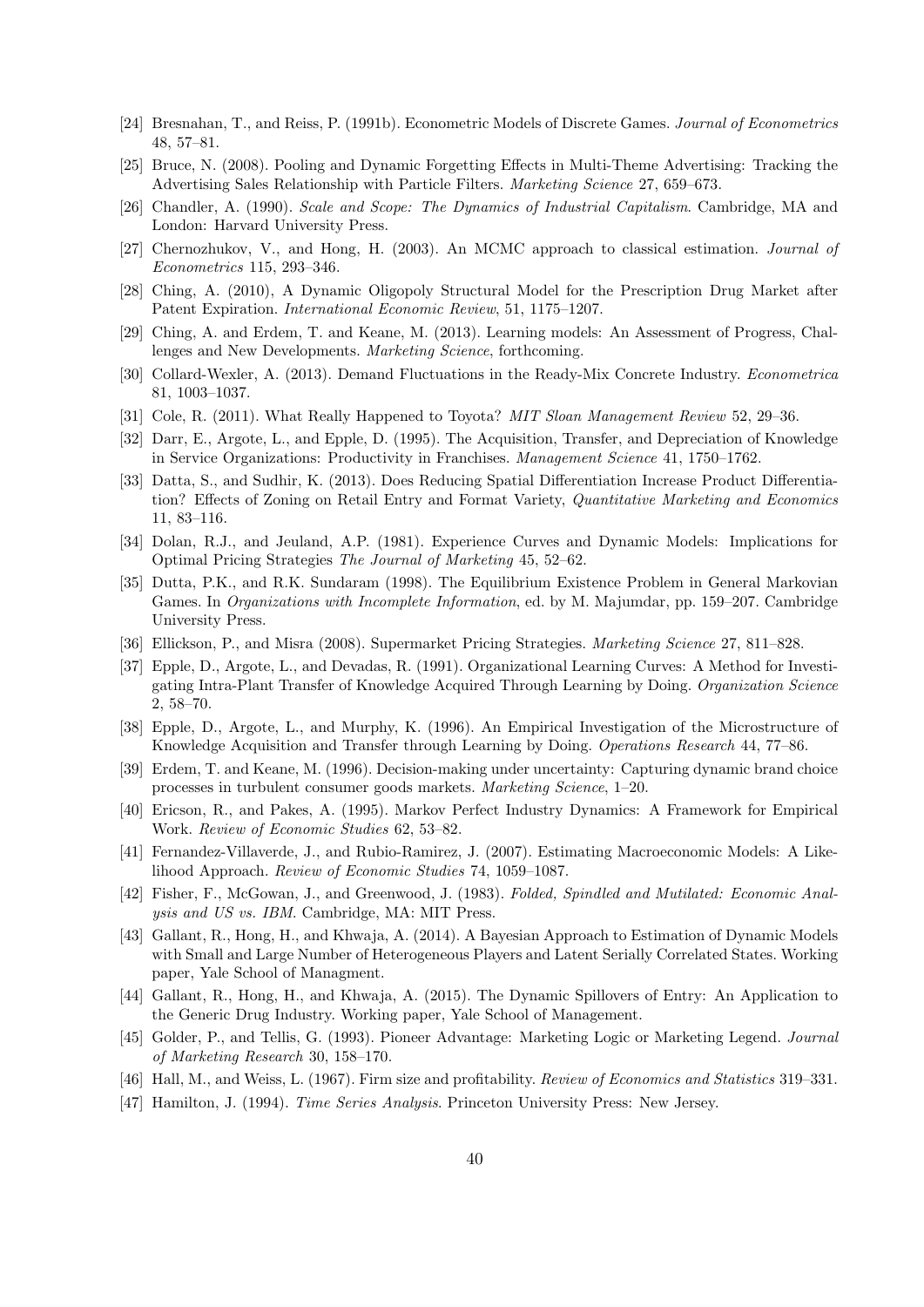[24] Bresnahan, T., and Reiss, P. (1991b). Econometric Models of Discrete Games. *Journal of Econometrics* 48, 57–81.

[25] Bruce, N. (2008). Pooling and Dynamic Forgetting Effects in Multi-Theme Advertising: Tracking the Advertising Sales Relationship with Particle Filters. *Marketing Science* 27, 659–673.

[26] Chandler, A. (1990). *Scale and Scope: The Dynamics of Industrial Capitalism*. Cambridge, MA and London: Harvard University Press.

[27] Chernozhukov, V., and Hong, H. (2003). An MCMC approach to classical estimation. *Journal of Econometrics* 115, 293–346.

[28] Ching, A. (2010), A Dynamic Oligopoly Structural Model for the Prescription Drug Market after Patent Expiration. *International Economic Review*, 51, 1175–1207.

[29] Ching, A. and Erdem, T. and Keane, M. (2013). Learning models: An Assessment of Progress, Challenges and New Developments. *Marketing Science*, forthcoming.

[30] Collard-Wexler, A. (2013). Demand Fluctuations in the Ready-Mix Concrete Industry. *Econometrica* 81, 1003–1037.

[31] Cole, R. (2011). What Really Happened to Toyota? *MIT Sloan Management Review* 52, 29–36.

[32] Darr, E., Argote, L., and Epple, D. (1995). The Acquisition, Transfer, and Depreciation of Knowledge in Service Organizations: Productivity in Franchises. *Management Science* 41, 1750–1762.

[33] Datta, S., and Sudhir, K. (2013). Does Reducing Spatial Differentiation Increase Product Differentiation? Effects of Zoning on Retail Entry and Format Variety, *Quantitative Marketing and Economics* 11, 83–116.

[34] Dolan, R.J., and Jeuland, A.P. (1981). Experience Curves and Dynamic Models: Implications for Optimal Pricing Strategies *The Journal of Marketing* 45, 52–62.

[35] Dutta, P.K., and R.K. Sundaram (1998). The Equilibrium Existence Problem in General Markovian Games. In *Organizations with Incomplete Information*, ed. by M. Majumdar, pp. 159–207. Cambridge University Press.

[36] Ellickson, P., and Misra (2008). Supermarket Pricing Strategies. *Marketing Science* 27, 811–828.

[37] Epple, D., Argote, L., and Devadas, R. (1991). Organizational Learning Curves: A Method for Investigating Intra-Plant Transfer of Knowledge Acquired Through Learning by Doing. *Organization Science* 2, 58–70.

[38] Epple, D., Argote, L., and Murphy, K. (1996). An Empirical Investigation of the Microstructure of Knowledge Acquisition and Transfer through Learning by Doing. *Operations Research* 44, 77–86.

[39] Erdem, T. and Keane, M. (1996). Decision-making under uncertainty: Capturing dynamic brand choice processes in turbulent consumer goods markets. *Marketing Science*, 1–20.

[40] Ericson, R., and Pakes, A. (1995). Markov Perfect Industry Dynamics: A Framework for Empirical Work. *Review of Economic Studies* 62, 53–82.

[41] Fernandez-Villaverde, J., and Rubio-Ramirez, J. (2007). Estimating Macroeconomic Models: A Likelihood Approach. *Review of Economic Studies* 74, 1059–1087.

[42] Fisher, F., McGowan, J., and Greenwood, J. (1983). *Folded, Spindled and Mutilated: Economic Analysis and US vs. IBM.* Cambridge, MA: MIT Press.

[43] Gallant, R., Hong, H., and Khwaja, A. (2014). A Bayesian Approach to Estimation of Dynamic Models with Small and Large Number of Heterogeneous Players and Latent Serially Correlated States. Working paper, Yale School of Managment.

[44] Gallant, R., Hong, H., and Khwaja, A. (2015). The Dynamic Spillovers of Entry: An Application to the Generic Drug Industry. Working paper, Yale School of Management.

[45] Golder, P., and Tellis, G. (1993). Pioneer Advantage: Marketing Logic or Marketing Legend. *Journal of Marketing Research* 30, 158–170.

[46] Hall, M., and Weiss, L. (1967). Firm size and profitability. *Review of Economics and Statistics* 319–331.

[47] Hamilton, J. (1994). *Time Series Analysis*. Princeton University Press: New Jersey.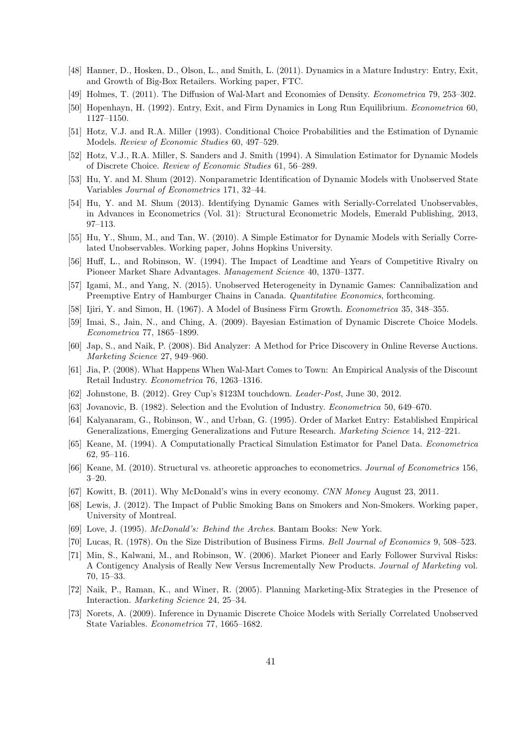[48] Hanner, D., Hosken, D., Olson, L., and Smith, L. (2011). Dynamics in a Mature Industry: Entry, Exit, and Growth of Big-Box Retailers. Working paper, FTC.

[49] Holmes, T. (2011). The Diffusion of Wal-Mart and Economies of Density. *Econometrica* 79, 253–302.

[50] Hopenhayn, H. (1992). Entry, Exit, and Firm Dynamics in Long Run Equilibrium. *Econometrica* 60, 1127–1150.

[51] Hotz, V.J. and R.A. Miller (1993). Conditional Choice Probabilities and the Estimation of Dynamic Models. *Review of Economic Studies* 60, 497–529.

[52] Hotz, V.J., R.A. Miller, S. Sanders and J. Smith (1994). A Simulation Estimator for Dynamic Models of Discrete Choice. *Review of Economic Studies* 61, 56–289.

[53] Hu, Y. and M. Shum (2012). Nonparametric Identification of Dynamic Models with Unobserved State Variables *Journal of Econometrics* 171, 32–44.

[54] Hu, Y. and M. Shum (2013). Identifying Dynamic Games with Serially-Correlated Unobservables, in Advances in Econometrics (Vol. 31): Structural Econometric Models, Emerald Publishing, 2013, 97–113.

[55] Hu, Y., Shum, M., and Tan, W. (2010). A Simple Estimator for Dynamic Models with Serially Correlated Unobservables. Working paper, Johns Hopkins University.

[56] Huff, L., and Robinson, W. (1994). The Impact of Leadtime and Years of Competitive Rivalry on Pioneer Market Share Advantages. *Management Science* 40, 1370–1377.

[57] Igami, M., and Yang, N. (2015). Unobserved Heterogeneity in Dynamic Games: Cannibalization and Preemptive Entry of Hamburger Chains in Canada. *Quantitative Economics*, forthcoming.

[58] Ijiri, Y. and Simon, H. (1967). A Model of Business Firm Growth. *Econometrica* 35, 348–355.

[59] Imai, S., Jain, N., and Ching, A. (2009). Bayesian Estimation of Dynamic Discrete Choice Models. *Econometrica* 77, 1865–1899.

[60] Jap, S., and Naik, P. (2008). Bid Analyzer: A Method for Price Discovery in Online Reverse Auctions. *Marketing Science* 27, 949–960.

[61] Jia, P. (2008). What Happens When Wal-Mart Comes to Town: An Empirical Analysis of the Discount Retail Industry. *Econometrica* 76, 1263–1316.

[62] Johnstone, B. (2012). Grey Cup's $123M touchdown. *Leader-Post*, June 30, 2012.

[63] Jovanovic, B. (1982). Selection and the Evolution of Industry. *Econometrica* 50, 649–670.

[64] Kalyanaram, G., Robinson, W., and Urban, G. (1995). Order of Market Entry: Established Empirical Generalizations, Emerging Generalizations and Future Research. *Marketing Science* 14, 212–221.

[65] Keane, M. (1994). A Computationally Practical Simulation Estimator for Panel Data. *Econometrica* 62, 95–116.

[66] Keane, M. (2010). Structural vs. atheoretic approaches to econometrics. *Journal of Econometrics* 156, 3–20.

[67] Kowitt, B. (2011). Why McDonald's wins in every economy. *CNN Money* August 23, 2011.

[68] Lewis, J. (2012). The Impact of Public Smoking Bans on Smokers and Non-Smokers. Working paper, University of Montreal.

[69] Love, J. (1995). *McDonald's: Behind the Arches*. Bantam Books: New York.

[70] Lucas, R. (1978). On the Size Distribution of Business Firms. *Bell Journal of Economics* 9, 508–523.

[71] Min, S., Kalwani, M., and Robinson, W. (2006). Market Pioneer and Early Follower Survival Risks: A Contigency Analysis of Really New Versus Incrementally New Products. *Journal of Marketing* vol. 70, 15–33.

[72] Naik, P., Raman, K., and Winer, R. (2005). Planning Marketing-Mix Strategies in the Presence of Interaction. *Marketing Science* 24, 25–34.

[73] Norets, A. (2009). Inference in Dynamic Discrete Choice Models with Serially Correlated Unobserved State Variables. *Econometrica* 77, 1665–1682.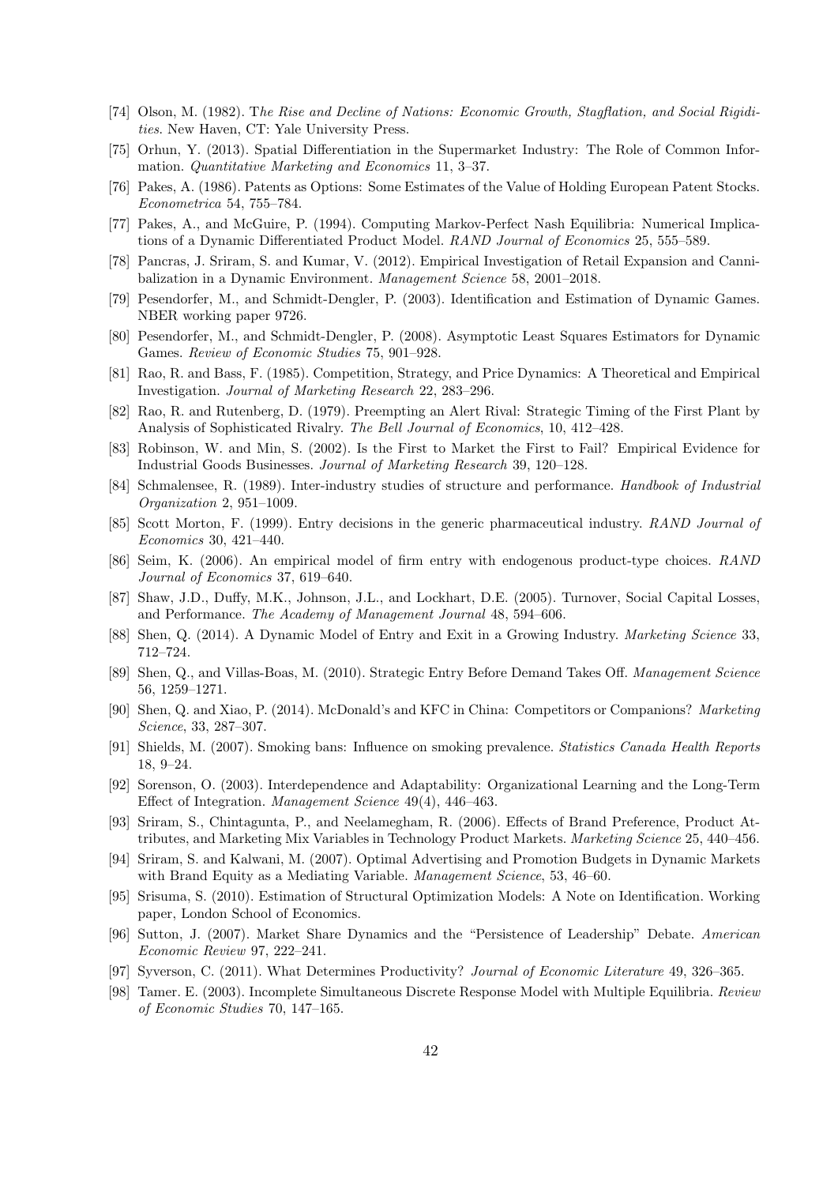[74] Olson, M. (1982). T*he Rise and Decline of Nations: Economic Growth, Stagflation, and Social Rigidities*. New Haven, CT: Yale University Press.

[75] Orhun, Y. (2013). Spatial Differentiation in the Supermarket Industry: The Role of Common Information. *Quantitative Marketing and Economics* 11, 3–37.

[76] Pakes, A. (1986). Patents as Options: Some Estimates of the Value of Holding European Patent Stocks. *Econometrica* 54, 755–784.

[77] Pakes, A., and McGuire, P. (1994). Computing Markov-Perfect Nash Equilibria: Numerical Implications of a Dynamic Differentiated Product Model. *RAND Journal of Economics* 25, 555–589.

[78] Pancras, J. Sriram, S. and Kumar, V. (2012). Empirical Investigation of Retail Expansion and Cannibalization in a Dynamic Environment. *Management Science* 58, 2001–2018.

[79] Pesendorfer, M., and Schmidt-Dengler, P. (2003). Identification and Estimation of Dynamic Games. NBER working paper 9726.

[80] Pesendorfer, M., and Schmidt-Dengler, P. (2008). Asymptotic Least Squares Estimators for Dynamic Games. *Review of Economic Studies* 75, 901–928.

[81] Rao, R. and Bass, F. (1985). Competition, Strategy, and Price Dynamics: A Theoretical and Empirical Investigation. *Journal of Marketing Research* 22, 283–296.

[82] Rao, R. and Rutenberg, D. (1979). Preempting an Alert Rival: Strategic Timing of the First Plant by Analysis of Sophisticated Rivalry. *The Bell Journal of Economics*, 10, 412–428.

[83] Robinson, W. and Min, S. (2002). Is the First to Market the First to Fail? Empirical Evidence for Industrial Goods Businesses. *Journal of Marketing Research* 39, 120–128.

[84] Schmalensee, R. (1989). Inter-industry studies of structure and performance. *Handbook of Industrial Organization* 2, 951–1009.

[85] Scott Morton, F. (1999). Entry decisions in the generic pharmaceutical industry. *RAND Journal of Economics* 30, 421–440.

[86] Seim, K. (2006). An empirical model of firm entry with endogenous product-type choices. *RAND Journal of Economics* 37, 619–640.

[87] Shaw, J.D., Duffy, M.K., Johnson, J.L., and Lockhart, D.E. (2005). Turnover, Social Capital Losses, and Performance. *The Academy of Management Journal* 48, 594–606.

[88] Shen, Q. (2014). A Dynamic Model of Entry and Exit in a Growing Industry. *Marketing Science* 33, 712–724.

[89] Shen, Q., and Villas-Boas, M. (2010). Strategic Entry Before Demand Takes Off. *Management Science* 56, 1259–1271.

[90] Shen, Q. and Xiao, P. (2014). McDonald's and KFC in China: Competitors or Companions? *Marketing Science*, 33, 287–307.

[91] Shields, M. (2007). Smoking bans: Influence on smoking prevalence. *Statistics Canada Health Reports* 18, 9–24.

[92] Sorenson, O. (2003). Interdependence and Adaptability: Organizational Learning and the Long-Term Effect of Integration. *Management Science* 49(4), 446–463.

[93] Sriram, S., Chintagunta, P., and Neelamegham, R. (2006). Effects of Brand Preference, Product Attributes, and Marketing Mix Variables in Technology Product Markets. *Marketing Science* 25, 440–456.

[94] Sriram, S. and Kalwani, M. (2007). Optimal Advertising and Promotion Budgets in Dynamic Markets with Brand Equity as a Mediating Variable. *Management Science*, 53, 46–60.

[95] Srisuma, S. (2010). Estimation of Structural Optimization Models: A Note on Identification. Working paper, London School of Economics.

[96] Sutton, J. (2007). Market Share Dynamics and the "Persistence of Leadership" Debate. *American Economic Review* 97, 222–241.

[97] Syverson, C. (2011). What Determines Productivity? *Journal of Economic Literature* 49, 326–365.

[98] Tamer. E. (2003). Incomplete Simultaneous Discrete Response Model with Multiple Equilibria. *Review of Economic Studies* 70, 147–165.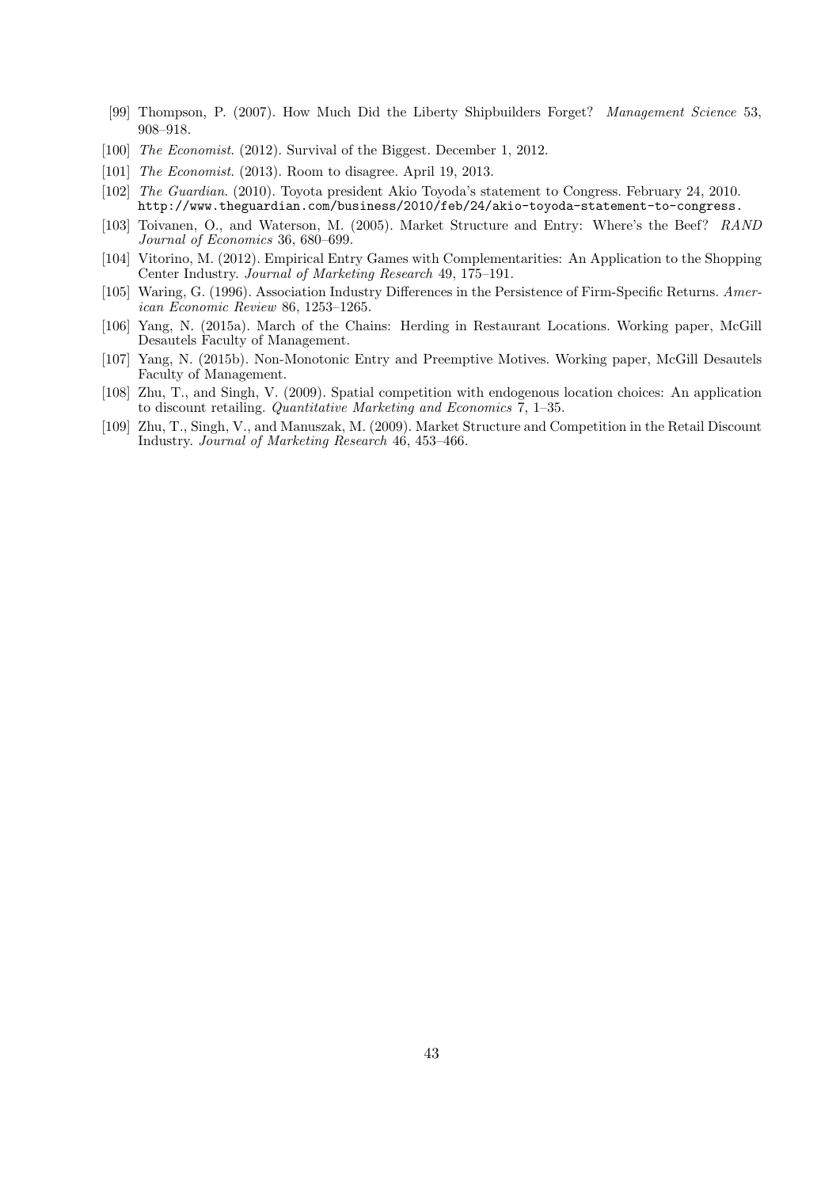[99] Thompson, P. (2007). How Much Did the Liberty Shipbuilders Forget? *Management Science* 53, 908–918.

[100] *The Economist*. (2012). Survival of the Biggest. December 1, 2012.

[101] *The Economist*. (2013). Room to disagree. April 19, 2013.

[102] *The Guardian*. (2010). Toyota president Akio Toyoda's statement to Congress. February 24, 2010. `http://www.theguardian.com/business/2010/feb/24/akio-toyoda-statement-to-congress.`

[103] Toivanen, O., and Waterson, M. (2005). Market Structure and Entry: Where's the Beef? *RAND Journal of Economics* 36, 680–699.

[104] Vitorino, M. (2012). Empirical Entry Games with Complementarities: An Application to the Shopping Center Industry. *Journal of Marketing Research* 49, 175–191.

[105] Waring, G. (1996). Association Industry Differences in the Persistence of Firm-Specific Returns. *American Economic Review* 86, 1253–1265.

[106] Yang, N. (2015a). March of the Chains: Herding in Restaurant Locations. Working paper, McGill Desautels Faculty of Management.

[107] Yang, N. (2015b). Non-Monotonic Entry and Preemptive Motives. Working paper, McGill Desautels Faculty of Management.

[108] Zhu, T., and Singh, V. (2009). Spatial competition with endogenous location choices: An application to discount retailing. *Quantitative Marketing and Economics* 7, 1–35.

[109] Zhu, T., Singh, V., and Manuszak, M. (2009). Market Structure and Competition in the Retail Discount Industry. *Journal of Marketing Research* 46, 453–466.